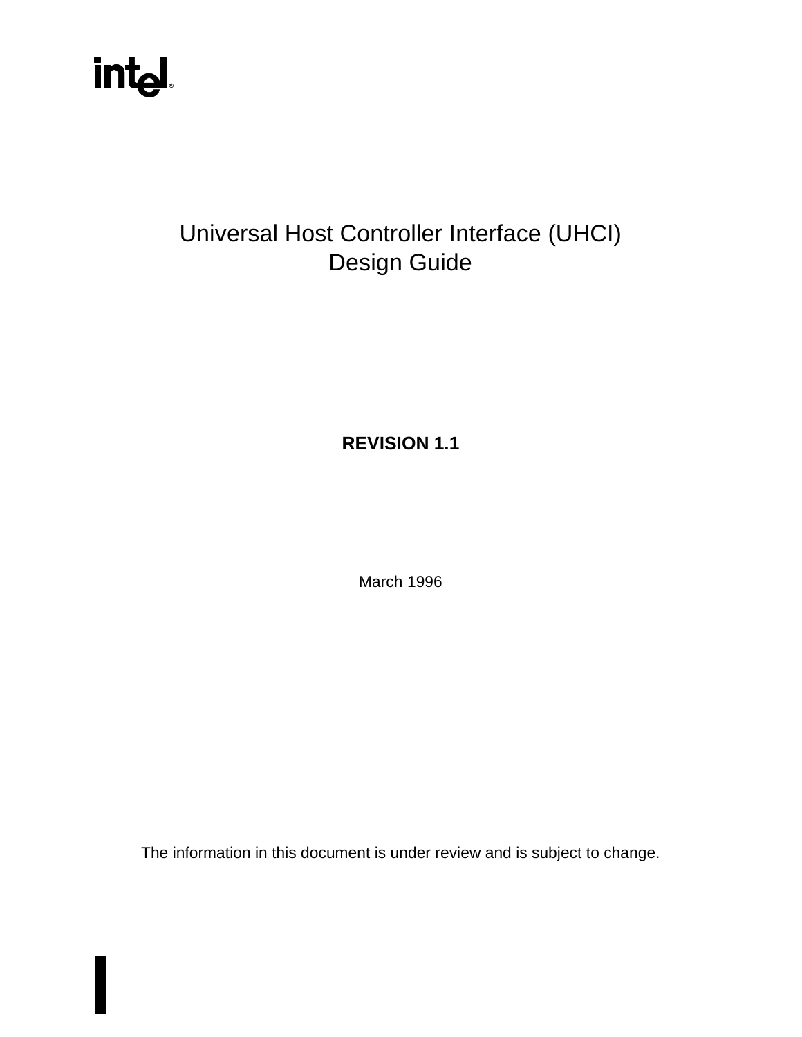intel®

# Universal Host Controller Interface (UHCI) Design Guide

**REVISION 1.1**

March 1996

The information in this document is under review and is subject to change.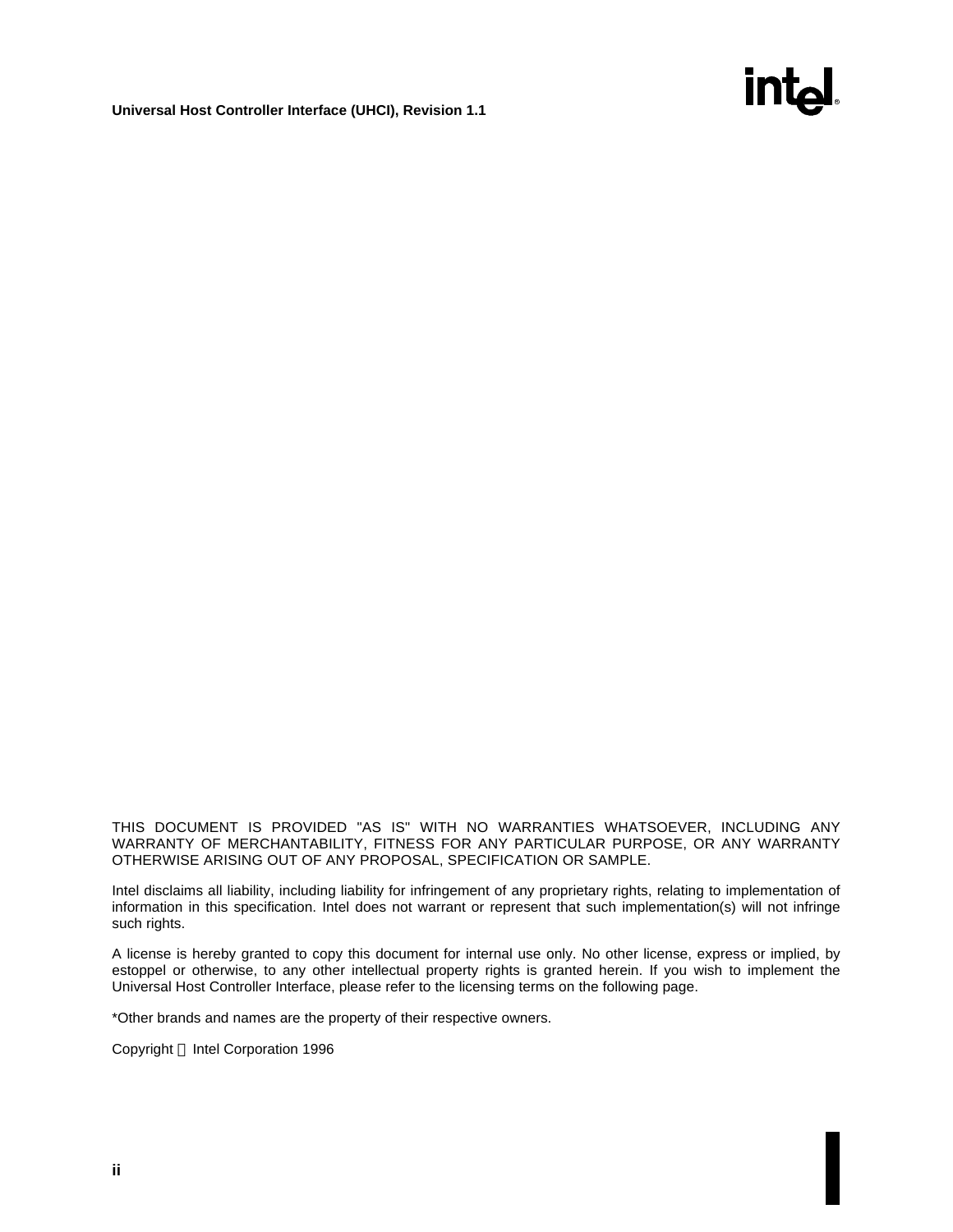THIS DOCUMENT IS PROVIDED "AS IS" WITH NO WARRANTIES WHATSOEVER, INCLUDING ANY WARRANTY OF MERCHANTABILITY, FITNESS FOR ANY PARTICULAR PURPOSE, OR ANY WARRANTY OTHERWISE ARISING OUT OF ANY PROPOSAL, SPECIFICATION OR SAMPLE.

Intel disclaims all liability, including liability for infringement of any proprietary rights, relating to implementation of information in this specification. Intel does not warrant or represent that such implementation(s) will not infringe such rights.

A license is hereby granted to copy this document for internal use only. No other license, express or implied, by estoppel or otherwise, to any other intellectual property rights is granted herein. If you wish to implement the Universal Host Controller Interface, please refer to the licensing terms on the following page.

*Other brands and names are the property of their respective owners.

Copyright © Intel Corporation 1996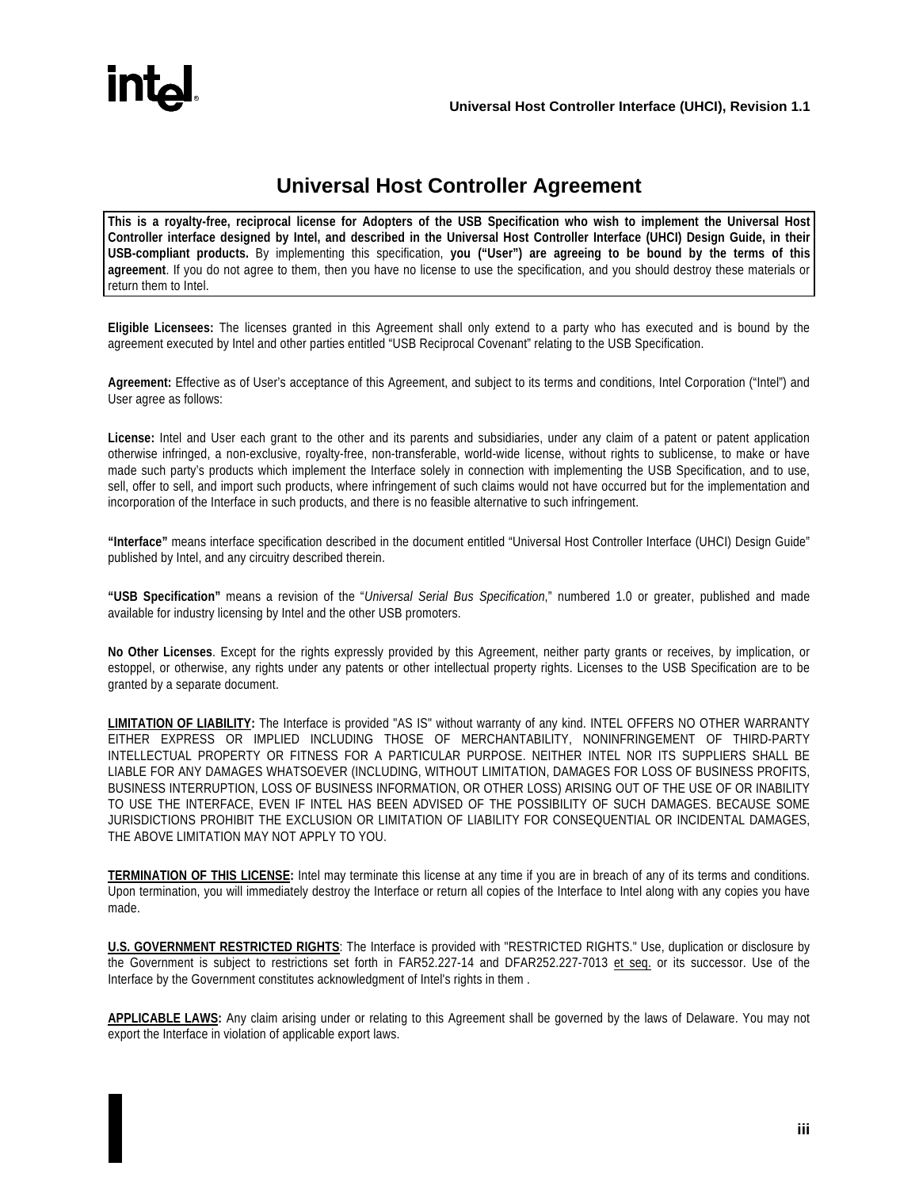# Universal Host Controller Agreement

**This is a royalty-free, reciprocal license for Adopters of the USB Specification who wish to implement the Universal Host Controller interface designed by Intel, and described in the Universal Host Controller Interface (UHCI) Design Guide, in their USB-compliant products.** By implementing this specification, **you ("User") are agreeing to be bound by the terms of this agreement**. If you do not agree to them, then you have no license to use the specification, and you should destroy these materials or return them to Intel.

**Eligible Licensees:** The licenses granted in this Agreement shall only extend to a party who has executed and is bound by the agreement executed by Intel and other parties entitled "USB Reciprocal Covenant" relating to the USB Specification.

**Agreement:** Effective as of User's acceptance of this Agreement, and subject to its terms and conditions, Intel Corporation ("Intel") and User agree as follows:

**License:** Intel and User each grant to the other and its parents and subsidiaries, under any claim of a patent or patent application otherwise infringed, a non-exclusive, royalty-free, non-transferable, world-wide license, without rights to sublicense, to make or have made such party's products which implement the Interface solely in connection with implementing the USB Specification, and to use, sell, offer to sell, and import such products, where infringement of such claims would not have occurred but for the implementation and incorporation of the Interface in such products, and there is no feasible alternative to such infringement.

**"Interface"** means interface specification described in the document entitled "Universal Host Controller Interface (UHCI) Design Guide" published by Intel, and any circuitry described therein.

**"USB Specification"** means a revision of the "*Universal Serial Bus Specification*," numbered 1.0 or greater, published and made available for industry licensing by Intel and the other USB promoters.

**No Other Licenses**. Except for the rights expressly provided by this Agreement, neither party grants or receives, by implication, or estoppel, or otherwise, any rights under any patents or other intellectual property rights. Licenses to the USB Specification are to be granted by a separate document.

**LIMITATION OF LIABILITY:** The Interface is provided "AS IS" without warranty of any kind. INTEL OFFERS NO OTHER WARRANTY EITHER EXPRESS OR IMPLIED INCLUDING THOSE OF MERCHANTABILITY, NONINFRINGEMENT OF THIRD-PARTY INTELLECTUAL PROPERTY OR FITNESS FOR A PARTICULAR PURPOSE. NEITHER INTEL NOR ITS SUPPLIERS SHALL BE LIABLE FOR ANY DAMAGES WHATSOEVER (INCLUDING, WITHOUT LIMITATION, DAMAGES FOR LOSS OF BUSINESS PROFITS, BUSINESS INTERRUPTION, LOSS OF BUSINESS INFORMATION, OR OTHER LOSS) ARISING OUT OF THE USE OF OR INABILITY TO USE THE INTERFACE, EVEN IF INTEL HAS BEEN ADVISED OF THE POSSIBILITY OF SUCH DAMAGES. BECAUSE SOME JURISDICTIONS PROHIBIT THE EXCLUSION OR LIMITATION OF LIABILITY FOR CONSEQUENTIAL OR INCIDENTAL DAMAGES, THE ABOVE LIMITATION MAY NOT APPLY TO YOU.

**TERMINATION OF THIS LICENSE:** Intel may terminate this license at any time if you are in breach of any of its terms and conditions. Upon termination, you will immediately destroy the Interface or return all copies of the Interface to Intel along with any copies you have made.

**U.S. GOVERNMENT RESTRICTED RIGHTS**: The Interface is provided with "RESTRICTED RIGHTS." Use, duplication or disclosure by the Government is subject to restrictions set forth in FAR52.227-14 and DFAR252.227-7013 et seq. or its successor. Use of the Interface by the Government constitutes acknowledgment of Intel's rights in them .

**APPLICABLE LAWS:** Any claim arising under or relating to this Agreement shall be governed by the laws of Delaware. You may not export the Interface in violation of applicable export laws.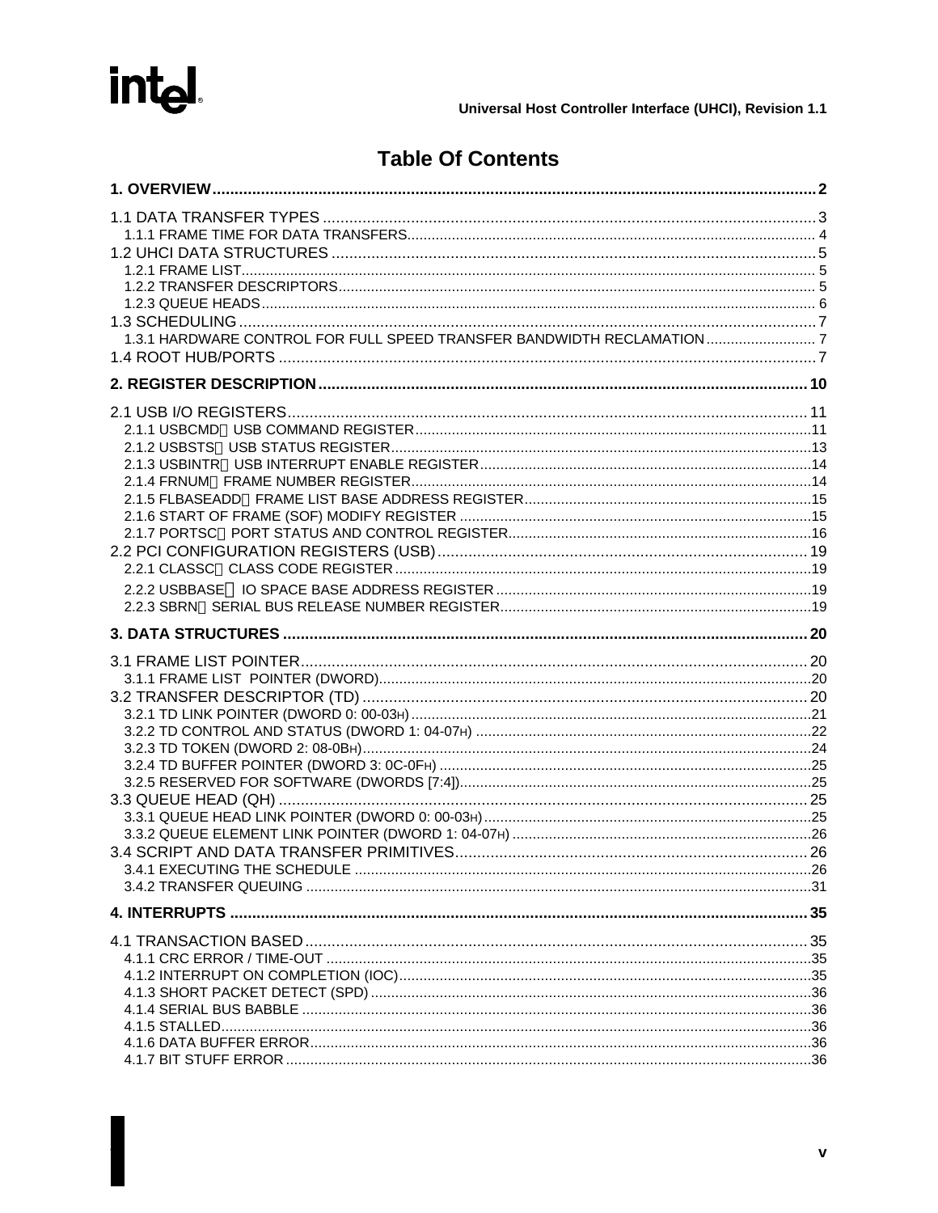# Table Of Contents

**1. OVERVIEW.......................................................................................................................................2**

1.1 DATA TRANSFER TYPES ..............................................................................................................3
1.1.1 FRAME TIME FOR DATA TRANSFERS...................................................................................................4
1.2 UHCI DATA STRUCTURES ............................................................................................................5
1.2.1 FRAME LIST.........................................................................................................................................5
1.2.2 TRANSFER DESCRIPTORS...................................................................................................................5
1.2.3 QUEUE HEADS......................................................................................................................................6
1.3 SCHEDULING.................................................................................................................................7
1.3.1 HARDWARE CONTROL FOR FULL SPEED TRANSFER BANDWIDTH RECLAMATION............................7
1.4 ROOT HUB/PORTS ........................................................................................................................7

**2. REGISTER DESCRIPTION...........................................................................................................10**

2.1 USB I/O REGISTERS....................................................................................................................11
2.1.1 USBCMD USB COMMAND REGISTER...................................................................................................11
2.1.2 USBSTS USB STATUS REGISTER.........................................................................................................13
2.1.3 USBINTR USB INTERRUPT ENABLE REGISTER....................................................................................14
2.1.4 FRNUM FRAME NUMBER REGISTER.....................................................................................................14
2.1.5 FLBASEADD FRAME LIST BASE ADDRESS REGISTER.........................................................................15
2.1.6 START OF FRAME (SOF) MODIFY REGISTER .......................................................................................15
2.1.7 PORTSC PORT STATUS AND CONTROL REGISTER..............................................................................16
2.2 PCI CONFIGURATION REGISTERS (USB)...................................................................................19
2.2.1 CLASSC CLASS CODE REGISTER.......................................................................................................19
2.2.2 USBBASE IO SPACE BASE ADDRESS REGISTER ................................................................................19
2.2.3 SBRN SERIAL BUS RELEASE NUMBER REGISTER...............................................................................19

**3. DATA STRUCTURES ...................................................................................................................20**

3.1 FRAME LIST POINTER.................................................................................................................20
3.1.1 FRAME LIST POINTER (DWORD)............................................................................................................20
3.2 TRANSFER DESCRIPTOR (TD) ....................................................................................................20
3.2.1 TD LINK POINTER (DWORD 0: 00-03H)..................................................................................................21
3.2.2 TD CONTROL AND STATUS (DWORD 1: 04-07H) ...................................................................................22
3.2.3 TD TOKEN (DWORD 2: 08-0BH)..............................................................................................................24
3.2.4 TD BUFFER POINTER (DWORD 3: 0C-0FH) ...........................................................................................25
3.2.5 RESERVED FOR SOFTWARE (DWORDS [7:4])........................................................................................25
3.3 QUEUE HEAD (QH) .......................................................................................................................25
3.3.1 QUEUE HEAD LINK POINTER (DWORD 0: 00-03H).................................................................................25
3.3.2 QUEUE ELEMENT LINK POINTER (DWORD 1: 04-07H) ..........................................................................26
3.4 SCRIPT AND DATA TRANSFER PRIMITIVES................................................................................26
3.4.1 EXECUTING THE SCHEDULE .................................................................................................................26
3.4.2 TRANSFER QUEUING .............................................................................................................................31

**4. INTERRUPTS ................................................................................................................................35**

4.1 TRANSACTION BASED.................................................................................................................35
4.1.1 CRC ERROR / TIME-OUT ........................................................................................................................35
4.1.2 INTERRUPT ON COMPLETION (IOC).......................................................................................................35
4.1.3 SHORT PACKET DETECT (SPD) .............................................................................................................36
4.1.4 SERIAL BUS BABBLE ..............................................................................................................................36
4.1.5 STALLED..................................................................................................................................................36
4.1.6 DATA BUFFER ERROR............................................................................................................................36
4.1.7 BIT STUFF ERROR ..................................................................................................................................36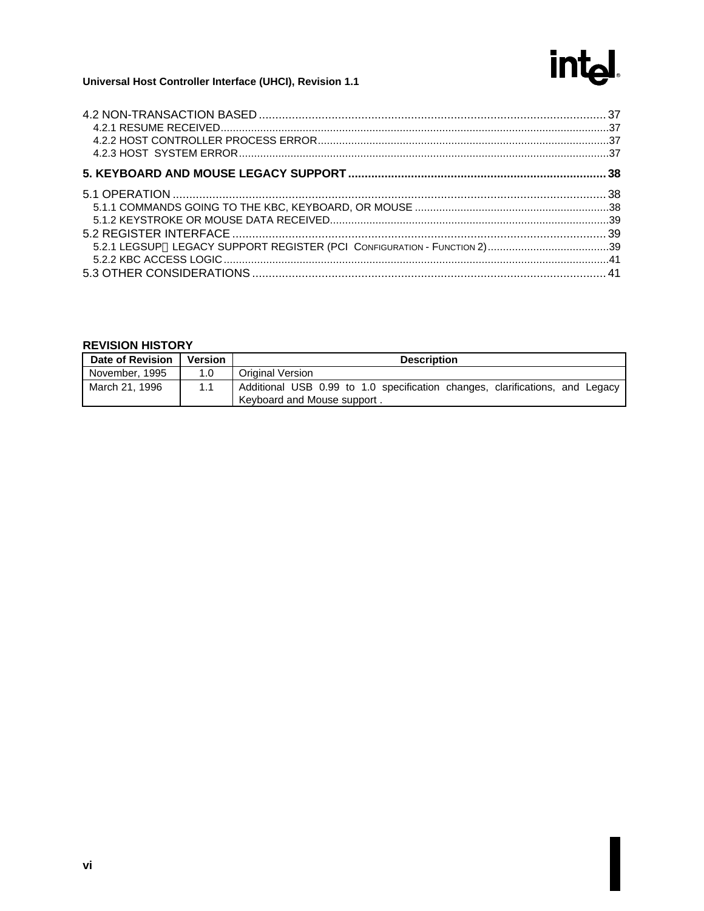4.2 NON-TRANSACTION BASED ........................................................................................................ 37
4.2.1 RESUME RECEIVED.......................................................................................................................37
4.2.2 HOST CONTROLLER PROCESS ERROR.........................................................................................37
4.2.3 HOST SYSTEM ERROR...................................................................................................................37

**5. KEYBOARD AND MOUSE LEGACY SUPPORT ............................................................................. 38**

5.1 OPERATION ................................................................................................................................. 38
5.1.1 COMMANDS GOING TO THE KBC, KEYBOARD, OR MOUSE ...............................................................38
5.1.2 KEYSTROKE OR MOUSE DATA RECEIVED........................................................................................39
5.2 REGISTER INTERFACE ................................................................................................................. 39
5.2.1 LEGSUP LEGACY SUPPORT REGISTER (PCI CONFIGURATION - FUNCTION 2).......................................39
5.2.2 KBC ACCESS LOGIC.......................................................................................................................41
5.3 OTHER CONSIDERATIONS ........................................................................................................... 41

**REVISION HISTORY**

| Date of Revision | Version | Description |
|---|---|---|
| November, 1995 | 1.0 | Original Version |
| March 21, 1996 | 1.1 | Additional USB 0.99 to 1.0 specification changes, clarifications, and Legacy Keyboard and Mouse support . |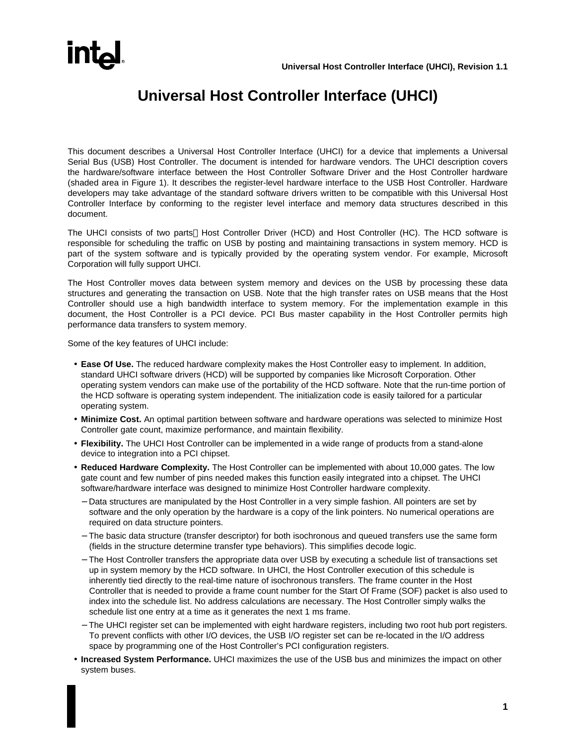# Universal Host Controller Interface (UHCI)

This document describes a Universal Host Controller Interface (UHCI) for a device that implements a Universal Serial Bus (USB) Host Controller. The document is intended for hardware vendors. The UHCI description covers the hardware/software interface between the Host Controller Software Driver and the Host Controller hardware (shaded area in Figure 1). It describes the register-level hardware interface to the USB Host Controller. Hardware developers may take advantage of the standard software drivers written to be compatible with this Universal Host Controller Interface by conforming to the register level interface and memory data structures described in this document.

The UHCI consists of two parts—Host Controller Driver (HCD) and Host Controller (HC). The HCD software is responsible for scheduling the traffic on USB by posting and maintaining transactions in system memory. HCD is part of the system software and is typically provided by the operating system vendor. For example, Microsoft Corporation will fully support UHCI.

The Host Controller moves data between system memory and devices on the USB by processing these data structures and generating the transaction on USB. Note that the high transfer rates on USB means that the Host Controller should use a high bandwidth interface to system memory. For the implementation example in this document, the Host Controller is a PCI device. PCI Bus master capability in the Host Controller permits high performance data transfers to system memory.

Some of the key features of UHCI include:

- **Ease Of Use.** The reduced hardware complexity makes the Host Controller easy to implement. In addition, standard UHCI software drivers (HCD) will be supported by companies like Microsoft Corporation. Other operating system vendors can make use of the portability of the HCD software. Note that the run-time portion of the HCD software is operating system independent. The initialization code is easily tailored for a particular operating system.
- **Minimize Cost.** An optimal partition between software and hardware operations was selected to minimize Host Controller gate count, maximize performance, and maintain flexibility.
- **Flexibility.** The UHCI Host Controller can be implemented in a wide range of products from a stand-alone device to integration into a PCI chipset.
- **Reduced Hardware Complexity.** The Host Controller can be implemented with about 10,000 gates. The low gate count and few number of pins needed makes this function easily integrated into a chipset. The UHCI software/hardware interface was designed to minimize Host Controller hardware complexity.
  - Data structures are manipulated by the Host Controller in a very simple fashion. All pointers are set by software and the only operation by the hardware is a copy of the link pointers. No numerical operations are required on data structure pointers.
  - The basic data structure (transfer descriptor) for both isochronous and queued transfers use the same form (fields in the structure determine transfer type behaviors). This simplifies decode logic.
  - The Host Controller transfers the appropriate data over USB by executing a schedule list of transactions set up in system memory by the HCD software. In UHCI, the Host Controller execution of this schedule is inherently tied directly to the real-time nature of isochronous transfers. The frame counter in the Host Controller that is needed to provide a frame count number for the Start Of Frame (SOF) packet is also used to index into the schedule list. No address calculations are necessary. The Host Controller simply walks the schedule list one entry at a time as it generates the next 1 ms frame.
  - The UHCI register set can be implemented with eight hardware registers, including two root hub port registers. To prevent conflicts with other I/O devices, the USB I/O register set can be re-located in the I/O address space by programming one of the Host Controller's PCI configuration registers.
- **Increased System Performance.** UHCI maximizes the use of the USB bus and minimizes the impact on other system buses.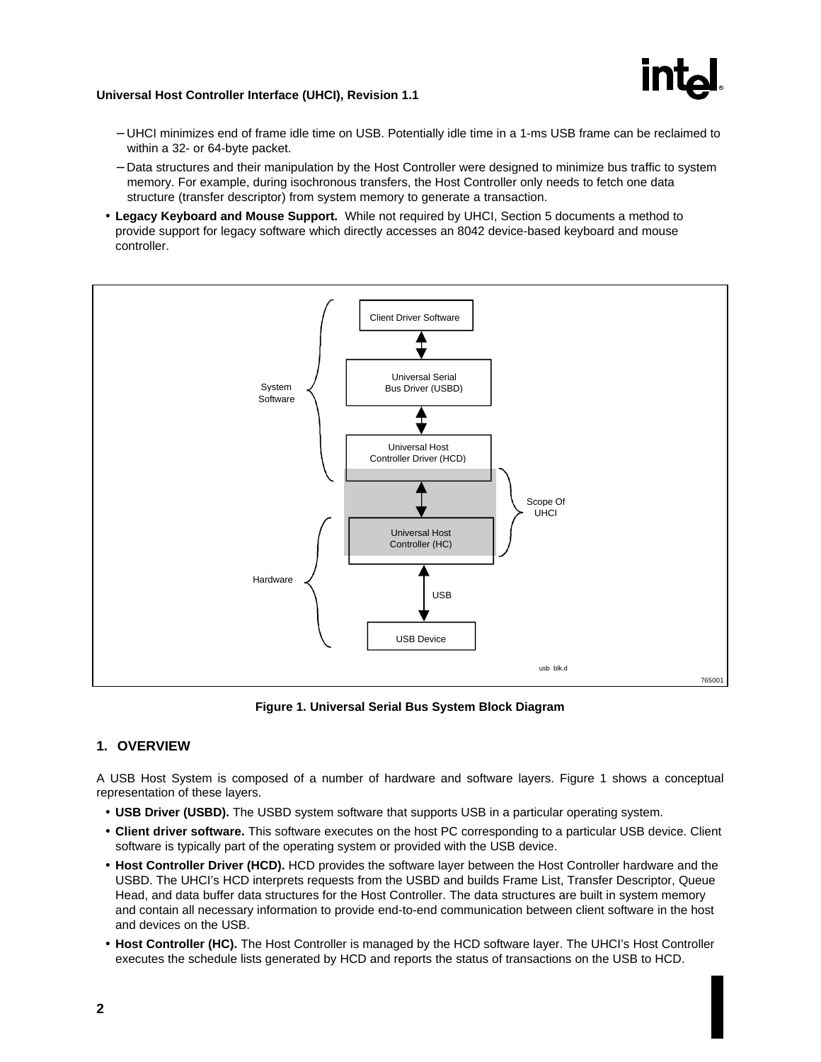- UHCI minimizes end of frame idle time on USB. Potentially idle time in a 1-ms USB frame can be reclaimed to within a 32- or 64-byte packet.
- Data structures and their manipulation by the Host Controller were designed to minimize bus traffic to system memory. For example, during isochronous transfers, the Host Controller only needs to fetch one data structure (transfer descriptor) from system memory to generate a transaction.

- **Legacy Keyboard and Mouse Support.** While not required by UHCI, Section 5 documents a method to provide support for legacy software which directly accesses an 8042 device-based keyboard and mouse controller.

Client Driver Software

Universal Serial Bus Driver (USBD)

System Software

Universal Host Controller Driver (HCD)

Scope Of UHCI

Universal Host Controller (HC)

Hardware

USB

USB Device

usb_blk.d

765001

**Figure 1. Universal Serial Bus System Block Diagram**

## 1. OVERVIEW

A USB Host System is composed of a number of hardware and software layers. Figure 1 shows a conceptual representation of these layers.

- **USB Driver (USBD).** The USBD system software that supports USB in a particular operating system.
- **Client driver software.** This software executes on the host PC corresponding to a particular USB device. Client software is typically part of the operating system or provided with the USB device.
- **Host Controller Driver (HCD).** HCD provides the software layer between the Host Controller hardware and the USBD. The UHCI's HCD interprets requests from the USBD and builds Frame List, Transfer Descriptor, Queue Head, and data buffer data structures for the Host Controller. The data structures are built in system memory and contain all necessary information to provide end-to-end communication between client software in the host and devices on the USB.
- **Host Controller (HC).** The Host Controller is managed by the HCD software layer. The UHCI's Host Controller executes the schedule lists generated by HCD and reports the status of transactions on the USB to HCD.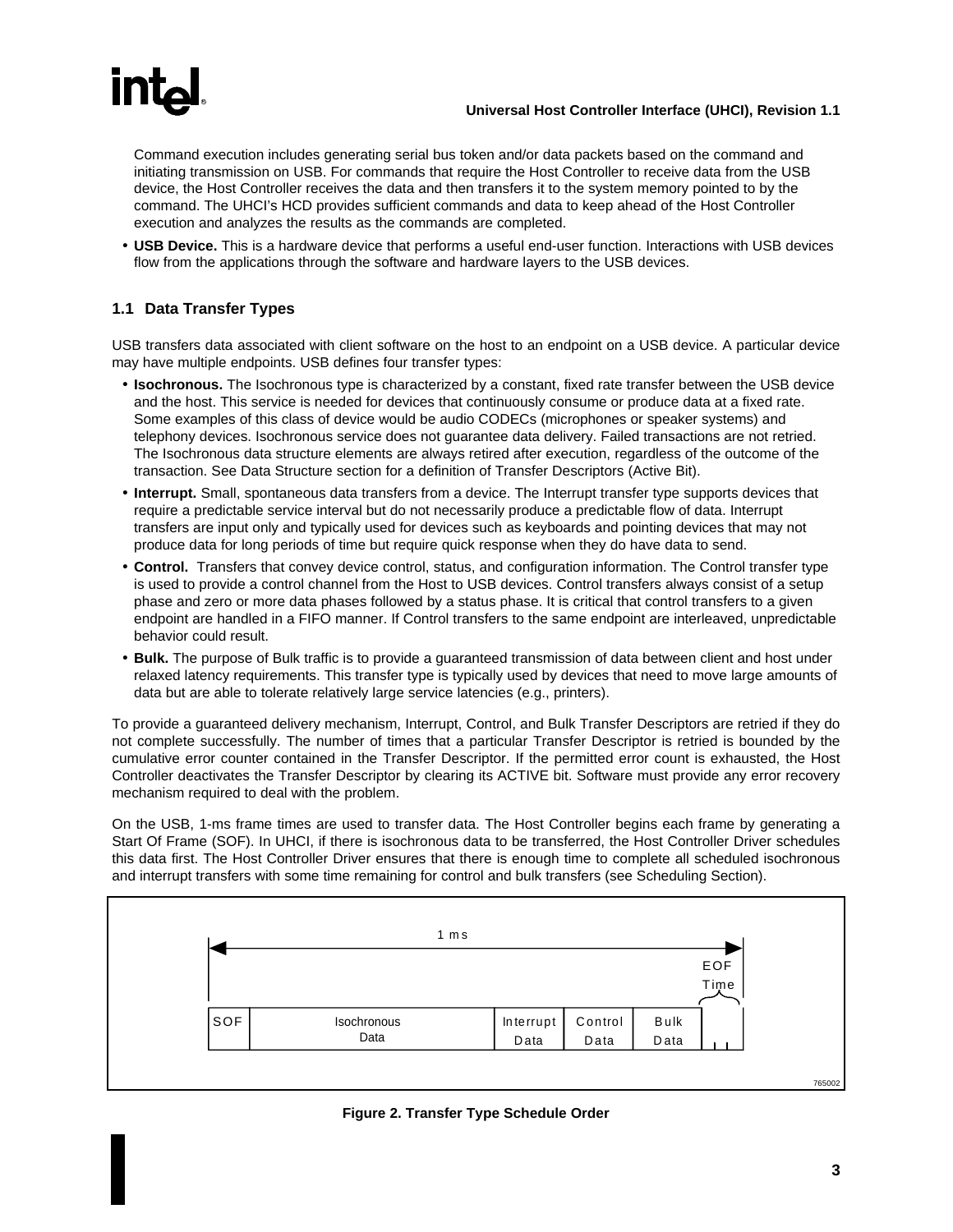Command execution includes generating serial bus token and/or data packets based on the command and initiating transmission on USB. For commands that require the Host Controller to receive data from the USB device, the Host Controller receives the data and then transfers it to the system memory pointed to by the command. The UHCI's HCD provides sufficient commands and data to keep ahead of the Host Controller execution and analyzes the results as the commands are completed.

- **USB Device.** This is a hardware device that performs a useful end-user function. Interactions with USB devices flow from the applications through the software and hardware layers to the USB devices.

## 1.1 Data Transfer Types

USB transfers data associated with client software on the host to an endpoint on a USB device. A particular device may have multiple endpoints. USB defines four transfer types:

- **Isochronous.** The Isochronous type is characterized by a constant, fixed rate transfer between the USB device and the host. This service is needed for devices that continuously consume or produce data at a fixed rate. Some examples of this class of device would be audio CODECs (microphones or speaker systems) and telephony devices. Isochronous service does not guarantee data delivery. Failed transactions are not retried. The Isochronous data structure elements are always retired after execution, regardless of the outcome of the transaction. See Data Structure section for a definition of Transfer Descriptors (Active Bit).
- **Interrupt.** Small, spontaneous data transfers from a device. The Interrupt transfer type supports devices that require a predictable service interval but do not necessarily produce a predictable flow of data. Interrupt transfers are input only and typically used for devices such as keyboards and pointing devices that may not produce data for long periods of time but require quick response when they do have data to send.
- **Control.** Transfers that convey device control, status, and configuration information. The Control transfer type is used to provide a control channel from the Host to USB devices. Control transfers always consist of a setup phase and zero or more data phases followed by a status phase. It is critical that control transfers to a given endpoint are handled in a FIFO manner. If Control transfers to the same endpoint are interleaved, unpredictable behavior could result.
- **Bulk.** The purpose of Bulk traffic is to provide a guaranteed transmission of data between client and host under relaxed latency requirements. This transfer type is typically used by devices that need to move large amounts of data but are able to tolerate relatively large service latencies (e.g., printers).

To provide a guaranteed delivery mechanism, Interrupt, Control, and Bulk Transfer Descriptors are retried if they do not complete successfully. The number of times that a particular Transfer Descriptor is retried is bounded by the cumulative error counter contained in the Transfer Descriptor. If the permitted error count is exhausted, the Host Controller deactivates the Transfer Descriptor by clearing its ACTIVE bit. Software must provide any error recovery mechanism required to deal with the problem.

On the USB, 1-ms frame times are used to transfer data. The Host Controller begins each frame by generating a Start Of Frame (SOF). In UHCI, if there is isochronous data to be transferred, the Host Controller Driver schedules this data first. The Host Controller Driver ensures that there is enough time to complete all scheduled isochronous and interrupt transfers with some time remaining for control and bulk transfers (see Scheduling Section).

1 ms

EOF Time

SOF | Isochronous Data | Interrupt Data | Control Data | Bulk Data

765002

**Figure 2. Transfer Type Schedule Order**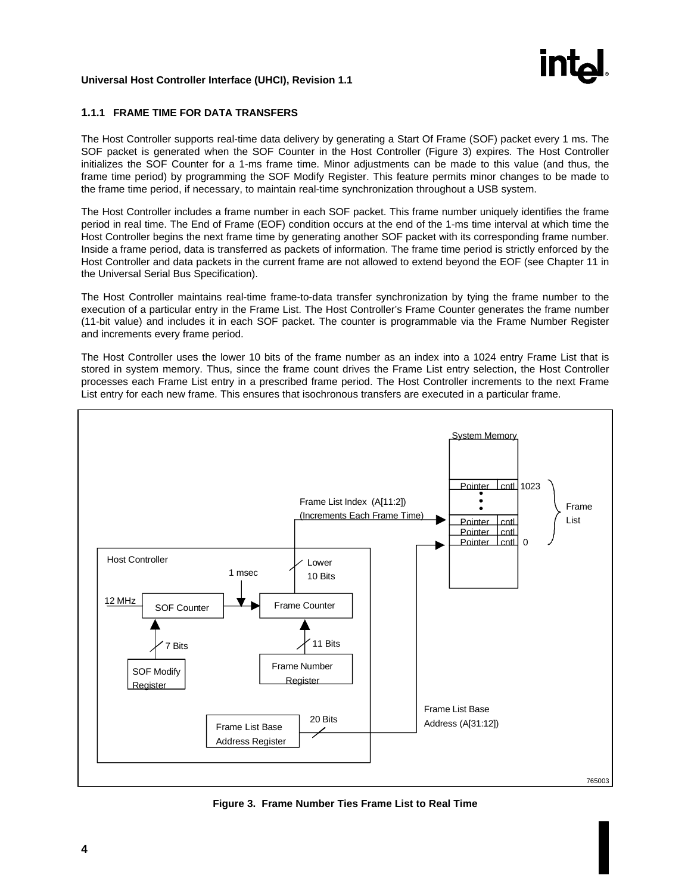### 1.1.1 FRAME TIME FOR DATA TRANSFERS

The Host Controller supports real-time data delivery by generating a Start Of Frame (SOF) packet every 1 ms. The SOF packet is generated when the SOF Counter in the Host Controller (Figure 3) expires. The Host Controller initializes the SOF Counter for a 1-ms frame time. Minor adjustments can be made to this value (and thus, the frame time period) by programming the SOF Modify Register. This feature permits minor changes to be made to the frame time period, if necessary, to maintain real-time synchronization throughout a USB system.

The Host Controller includes a frame number in each SOF packet. This frame number uniquely identifies the frame period in real time. The End of Frame (EOF) condition occurs at the end of the 1-ms time interval at which time the Host Controller begins the next frame time by generating another SOF packet with its corresponding frame number. Inside a frame period, data is transferred as packets of information. The frame time period is strictly enforced by the Host Controller and data packets in the current frame are not allowed to extend beyond the EOF (see Chapter 11 in the Universal Serial Bus Specification).

The Host Controller maintains real-time frame-to-data transfer synchronization by tying the frame number to the execution of a particular entry in the Frame List. The Host Controller's Frame Counter generates the frame number (11-bit value) and includes it in each SOF packet. The counter is programmable via the Frame Number Register and increments every frame period.

The Host Controller uses the lower 10 bits of the frame number as an index into a 1024 entry Frame List that is stored in system memory. Thus, since the frame count drives the Frame List entry selection, the Host Controller processes each Frame List entry in a prescribed frame period. The Host Controller increments to the next Frame List entry for each new frame. This ensures that isochronous transfers are executed in a particular frame.

System Memory
Pointer cntl 1023
Pointer cntl
Pointer cntl
Pointer cntl 0
Frame List
Frame List Index (A[11:2])
(Increments Each Frame Time)
Host Controller
1 msec
Lower 10 Bits
12 MHz
SOF Counter
Frame Counter
7 Bits
11 Bits
SOF Modify Register
Frame Number Register
Frame List Base Address Register
20 Bits
Frame List Base Address (A[31:12])
765003

**Figure 3. Frame Number Ties Frame List to Real Time**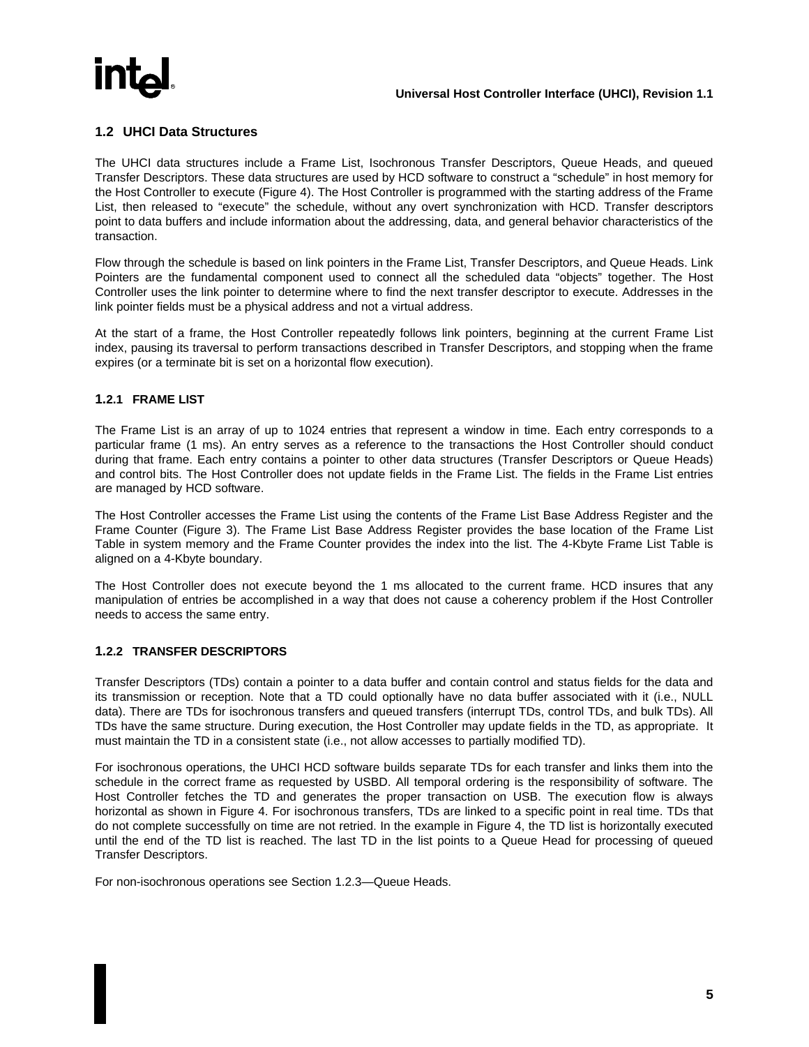## 1.2 UHCI Data Structures

The UHCI data structures include a Frame List, Isochronous Transfer Descriptors, Queue Heads, and queued Transfer Descriptors. These data structures are used by HCD software to construct a "schedule" in host memory for the Host Controller to execute (Figure 4). The Host Controller is programmed with the starting address of the Frame List, then released to "execute" the schedule, without any overt synchronization with HCD. Transfer descriptors point to data buffers and include information about the addressing, data, and general behavior characteristics of the transaction.

Flow through the schedule is based on link pointers in the Frame List, Transfer Descriptors, and Queue Heads. Link Pointers are the fundamental component used to connect all the scheduled data "objects" together. The Host Controller uses the link pointer to determine where to find the next transfer descriptor to execute. Addresses in the link pointer fields must be a physical address and not a virtual address.

At the start of a frame, the Host Controller repeatedly follows link pointers, beginning at the current Frame List index, pausing its traversal to perform transactions described in Transfer Descriptors, and stopping when the frame expires (or a terminate bit is set on a horizontal flow execution).

### 1.2.1 FRAME LIST

The Frame List is an array of up to 1024 entries that represent a window in time. Each entry corresponds to a particular frame (1 ms). An entry serves as a reference to the transactions the Host Controller should conduct during that frame. Each entry contains a pointer to other data structures (Transfer Descriptors or Queue Heads) and control bits. The Host Controller does not update fields in the Frame List. The fields in the Frame List entries are managed by HCD software.

The Host Controller accesses the Frame List using the contents of the Frame List Base Address Register and the Frame Counter (Figure 3). The Frame List Base Address Register provides the base location of the Frame List Table in system memory and the Frame Counter provides the index into the list. The 4-Kbyte Frame List Table is aligned on a 4-Kbyte boundary.

The Host Controller does not execute beyond the 1 ms allocated to the current frame. HCD insures that any manipulation of entries be accomplished in a way that does not cause a coherency problem if the Host Controller needs to access the same entry.

### 1.2.2 TRANSFER DESCRIPTORS

Transfer Descriptors (TDs) contain a pointer to a data buffer and contain control and status fields for the data and its transmission or reception. Note that a TD could optionally have no data buffer associated with it (i.e., NULL data). There are TDs for isochronous transfers and queued transfers (interrupt TDs, control TDs, and bulk TDs). All TDs have the same structure. During execution, the Host Controller may update fields in the TD, as appropriate. It must maintain the TD in a consistent state (i.e., not allow accesses to partially modified TD).

For isochronous operations, the UHCI HCD software builds separate TDs for each transfer and links them into the schedule in the correct frame as requested by USBD. All temporal ordering is the responsibility of software. The Host Controller fetches the TD and generates the proper transaction on USB. The execution flow is always horizontal as shown in Figure 4. For isochronous transfers, TDs are linked to a specific point in real time. TDs that do not complete successfully on time are not retried. In the example in Figure 4, the TD list is horizontally executed until the end of the TD list is reached. The last TD in the list points to a Queue Head for processing of queued Transfer Descriptors.

For non-isochronous operations see Section 1.2.3—Queue Heads.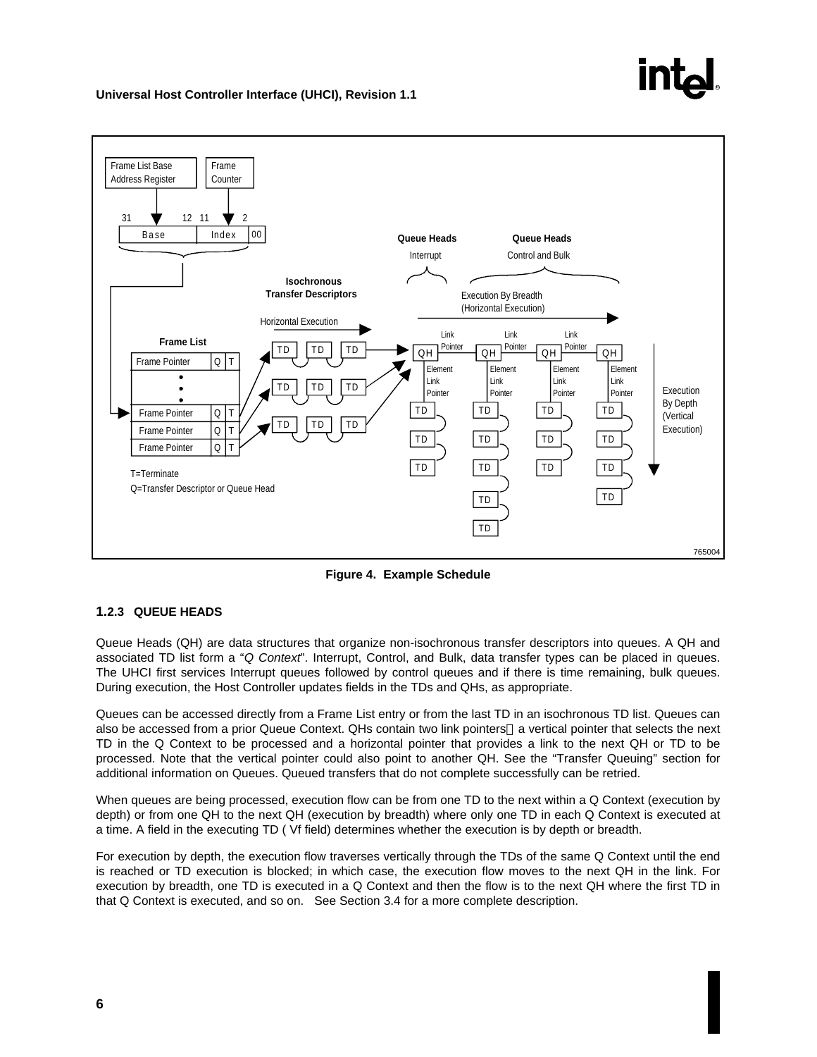Figure 4. Example Schedule

### 1.2.3 QUEUE HEADS

Queue Heads (QH) are data structures that organize non-isochronous transfer descriptors into queues. A QH and associated TD list form a "*Q Context*". Interrupt, Control, and Bulk, data transfer types can be placed in queues. The UHCI first services Interrupt queues followed by control queues and if there is time remaining, bulk queues. During execution, the Host Controller updates fields in the TDs and QHs, as appropriate.

Queues can be accessed directly from a Frame List entry or from the last TD in an isochronous TD list. Queues can also be accessed from a prior Queue Context. QHs contain two link pointers a vertical pointer that selects the next TD in the Q Context to be processed and a horizontal pointer that provides a link to the next QH or TD to be processed. Note that the vertical pointer could also point to another QH. See the "Transfer Queuing" section for additional information on Queues. Queued transfers that do not complete successfully can be retried.

When queues are being processed, execution flow can be from one TD to the next within a Q Context (execution by depth) or from one QH to the next QH (execution by breadth) where only one TD in each Q Context is executed at a time. A field in the executing TD ( Vf field) determines whether the execution is by depth or breadth.

For execution by depth, the execution flow traverses vertically through the TDs of the same Q Context until the end is reached or TD execution is blocked; in which case, the execution flow moves to the next QH in the link. For execution by breadth, one TD is executed in a Q Context and then the flow is to the next QH where the first TD in that Q Context is executed, and so on. See Section 3.4 for a more complete description.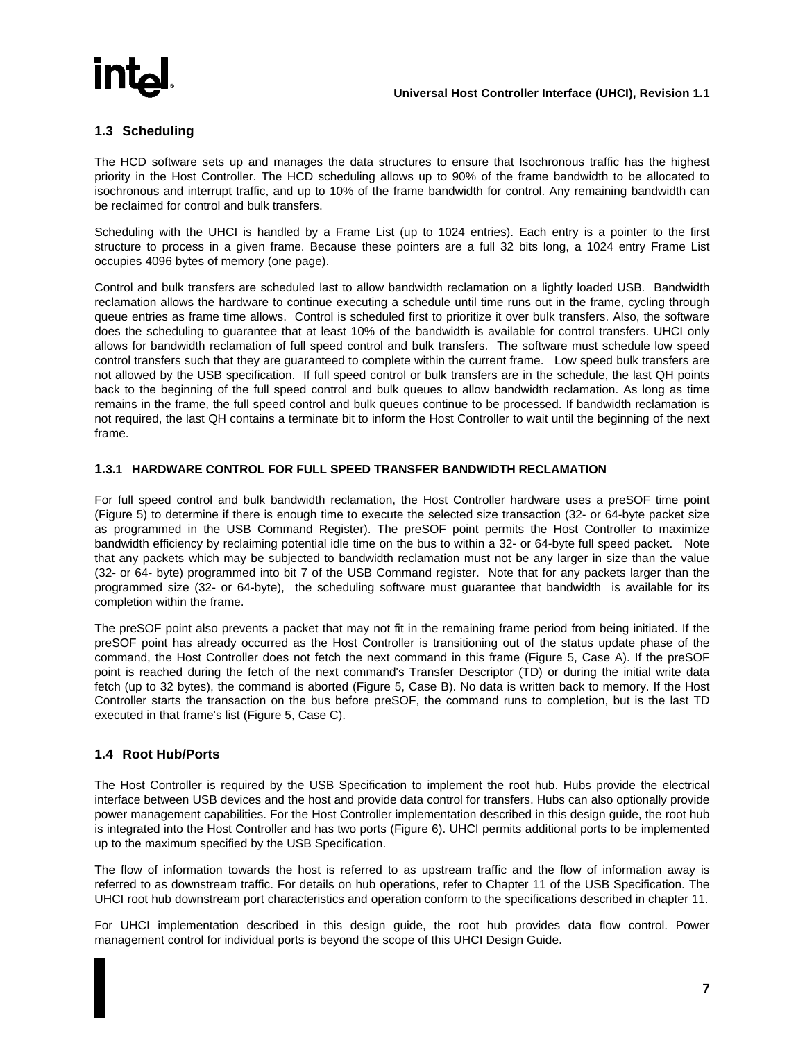## 1.3 Scheduling

The HCD software sets up and manages the data structures to ensure that Isochronous traffic has the highest priority in the Host Controller. The HCD scheduling allows up to 90% of the frame bandwidth to be allocated to isochronous and interrupt traffic, and up to 10% of the frame bandwidth for control. Any remaining bandwidth can be reclaimed for control and bulk transfers.

Scheduling with the UHCI is handled by a Frame List (up to 1024 entries). Each entry is a pointer to the first structure to process in a given frame. Because these pointers are a full 32 bits long, a 1024 entry Frame List occupies 4096 bytes of memory (one page).

Control and bulk transfers are scheduled last to allow bandwidth reclamation on a lightly loaded USB. Bandwidth reclamation allows the hardware to continue executing a schedule until time runs out in the frame, cycling through queue entries as frame time allows. Control is scheduled first to prioritize it over bulk transfers. Also, the software does the scheduling to guarantee that at least 10% of the bandwidth is available for control transfers. UHCI only allows for bandwidth reclamation of full speed control and bulk transfers. The software must schedule low speed control transfers such that they are guaranteed to complete within the current frame. Low speed bulk transfers are not allowed by the USB specification. If full speed control or bulk transfers are in the schedule, the last QH points back to the beginning of the full speed control and bulk queues to allow bandwidth reclamation. As long as time remains in the frame, the full speed control and bulk queues continue to be processed. If bandwidth reclamation is not required, the last QH contains a terminate bit to inform the Host Controller to wait until the beginning of the next frame.

### 1.3.1 HARDWARE CONTROL FOR FULL SPEED TRANSFER BANDWIDTH RECLAMATION

For full speed control and bulk bandwidth reclamation, the Host Controller hardware uses a preSOF time point (Figure 5) to determine if there is enough time to execute the selected size transaction (32- or 64-byte packet size as programmed in the USB Command Register). The preSOF point permits the Host Controller to maximize bandwidth efficiency by reclaiming potential idle time on the bus to within a 32- or 64-byte full speed packet. Note that any packets which may be subjected to bandwidth reclamation must not be any larger in size than the value (32- or 64- byte) programmed into bit 7 of the USB Command register. Note that for any packets larger than the programmed size (32- or 64-byte), the scheduling software must guarantee that bandwidth is available for its completion within the frame.

The preSOF point also prevents a packet that may not fit in the remaining frame period from being initiated. If the preSOF point has already occurred as the Host Controller is transitioning out of the status update phase of the command, the Host Controller does not fetch the next command in this frame (Figure 5, Case A). If the preSOF point is reached during the fetch of the next command's Transfer Descriptor (TD) or during the initial write data fetch (up to 32 bytes), the command is aborted (Figure 5, Case B). No data is written back to memory. If the Host Controller starts the transaction on the bus before preSOF, the command runs to completion, but is the last TD executed in that frame's list (Figure 5, Case C).

## 1.4 Root Hub/Ports

The Host Controller is required by the USB Specification to implement the root hub. Hubs provide the electrical interface between USB devices and the host and provide data control for transfers. Hubs can also optionally provide power management capabilities. For the Host Controller implementation described in this design guide, the root hub is integrated into the Host Controller and has two ports (Figure 6). UHCI permits additional ports to be implemented up to the maximum specified by the USB Specification.

The flow of information towards the host is referred to as upstream traffic and the flow of information away is referred to as downstream traffic. For details on hub operations, refer to Chapter 11 of the USB Specification. The UHCI root hub downstream port characteristics and operation conform to the specifications described in chapter 11.

For UHCI implementation described in this design guide, the root hub provides data flow control. Power management control for individual ports is beyond the scope of this UHCI Design Guide.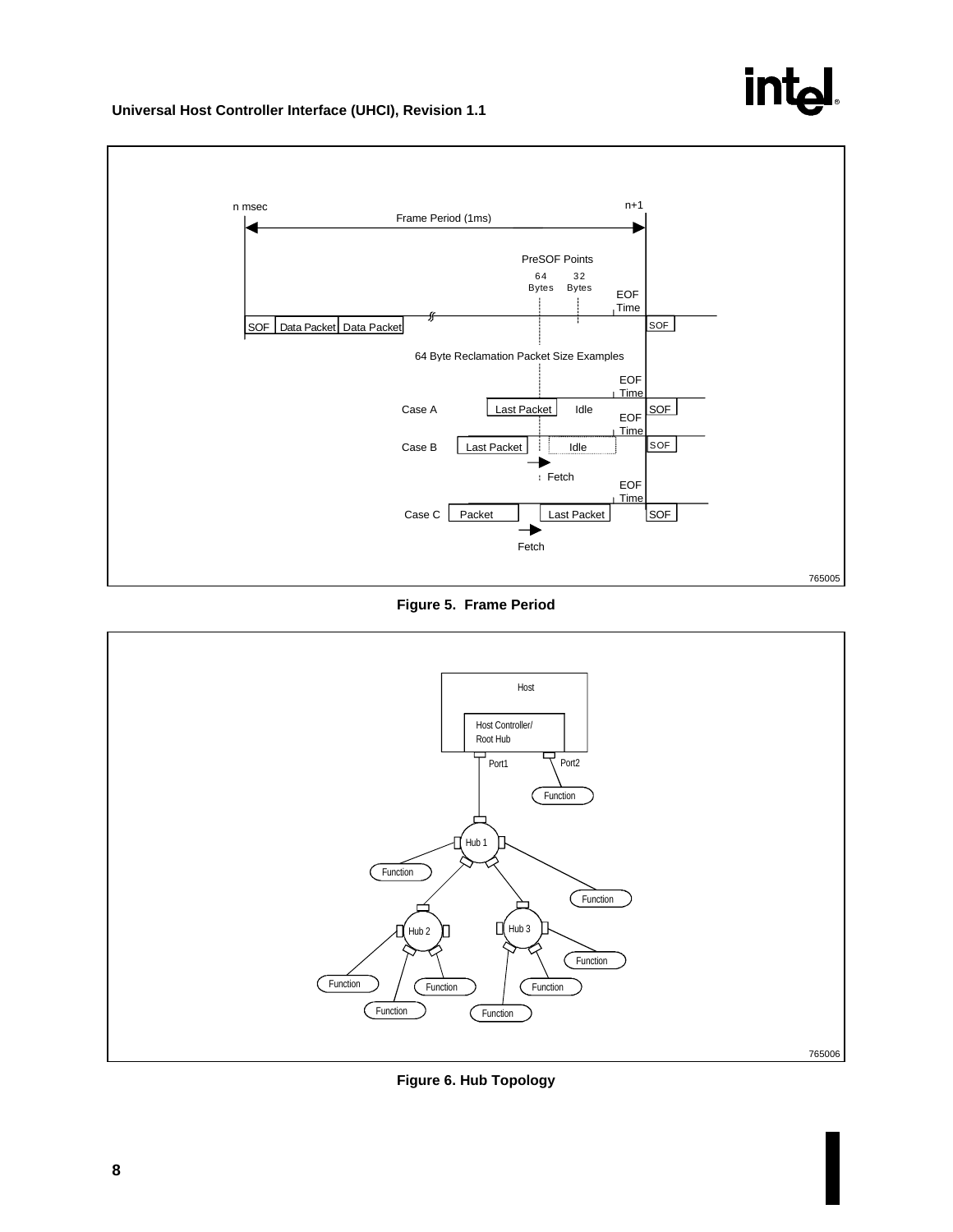n msec

n+1

Frame Period (1ms)

PreSOF Points

64 Bytes

32 Bytes

EOF Time

SOF

Data Packet

Data Packet

SOF

64 Byte Reclamation Packet Size Examples

EOF Time

Case A

Last Packet

Idle

SOF

EOF Time

Case B

Last Packet

Idle

SOF

Fetch

EOF Time

Case C

Packet

Last Packet

SOF

Fetch

765005

**Figure 5. Frame Period**

Host

Host Controller/ Root Hub

Port1

Port2

Function

Hub 1

Function

Function

Hub 2

Hub 3

Function

Function

Function

Function

Function

Function

765006

**Figure 6. Hub Topology**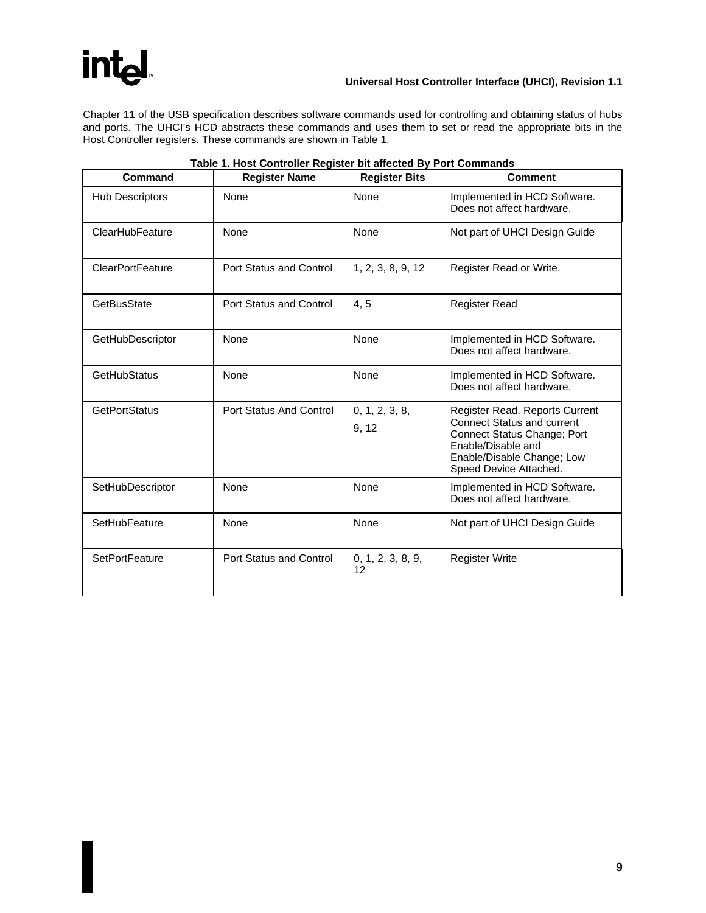Chapter 11 of the USB specification describes software commands used for controlling and obtaining status of hubs and ports. The UHCI's HCD abstracts these commands and uses them to set or read the appropriate bits in the Host Controller registers. These commands are shown in Table 1.

**Table 1. Host Controller Register bit affected By Port Commands**

| Command | Register Name | Register Bits | Comment |
|---|---|---|---|
| Hub Descriptors | None | None | Implemented in HCD Software. Does not affect hardware. |
| ClearHubFeature | None | None | Not part of UHCI Design Guide |
| ClearPortFeature | Port Status and Control | 1, 2, 3, 8, 9, 12 | Register Read or Write. |
| GetBusState | Port Status and Control | 4, 5 | Register Read |
| GetHubDescriptor | None | None | Implemented in HCD Software. Does not affect hardware. |
| GetHubStatus | None | None | Implemented in HCD Software. Does not affect hardware. |
| GetPortStatus | Port Status And Control | 0, 1, 2, 3, 8, 9, 12 | Register Read. Reports Current Connect Status and current Connect Status Change; Port Enable/Disable and Enable/Disable Change; Low Speed Device Attached. |
| SetHubDescriptor | None | None | Implemented in HCD Software. Does not affect hardware. |
| SetHubFeature | None | None | Not part of UHCI Design Guide |
| SetPortFeature | Port Status and Control | 0, 1, 2, 3, 8, 9, 12 | Register Write |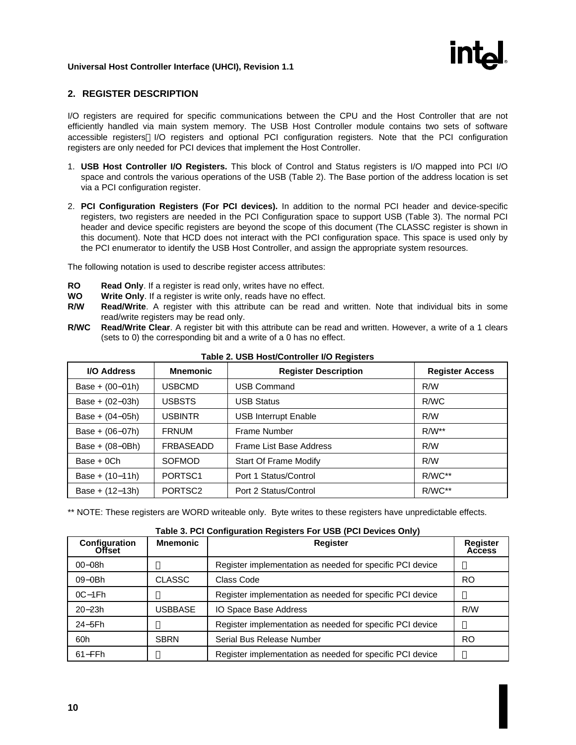## 2. REGISTER DESCRIPTION

I/O registers are required for specific communications between the CPU and the Host Controller that are not efficiently handled via main system memory. The USB Host Controller module contains two sets of software accessible registers—I/O registers and optional PCI configuration registers. Note that the PCI configuration registers are only needed for PCI devices that implement the Host Controller.

1. **USB Host Controller I/O Registers.** This block of Control and Status registers is I/O mapped into PCI I/O space and controls the various operations of the USB (Table 2). The Base portion of the address location is set via a PCI configuration register.

2. **PCI Configuration Registers (For PCI devices).** In addition to the normal PCI header and device-specific registers, two registers are needed in the PCI Configuration space to support USB (Table 3). The normal PCI header and device specific registers are beyond the scope of this document (The CLASSC register is shown in this document). Note that HCD does not interact with the PCI configuration space. This space is used only by the PCI enumerator to identify the USB Host Controller, and assign the appropriate system resources.

The following notation is used to describe register access attributes:

**RO** **Read Only**. If a register is read only, writes have no effect.

**WO** **Write Only**. If a register is write only, reads have no effect.

**R/W** **Read/Write**. A register with this attribute can be read and written. Note that individual bits in some read/write registers may be read only.

**R/WC** **Read/Write Clear**. A register bit with this attribute can be read and written. However, a write of a 1 clears (sets to 0) the corresponding bit and a write of a 0 has no effect.

**Table 2. USB Host/Controller I/O Registers**

| I/O Address | Mnemonic | Register Description | Register Access |
|---|---|---|---|
| Base + (00–01h) | USBCMD | USB Command | R/W |
| Base + (02–03h) | USBSTS | USB Status | R/WC |
| Base + (04–05h) | USBINTR | USB Interrupt Enable | R/W |
| Base + (06–07h) | FRNUM | Frame Number | R/W** |
| Base + (08–0Bh) | FRBASEADD | Frame List Base Address | R/W |
| Base + 0Ch | SOFMOD | Start Of Frame Modify | R/W |
| Base + (10–11h) | PORTSC1 | Port 1 Status/Control | R/WC** |
| Base + (12–13h) | PORTSC2 | Port 2 Status/Control | R/WC** |

** NOTE: These registers are WORD writeable only. Byte writes to these registers have unpredictable effects.

**Table 3. PCI Configuration Registers For USB (PCI Devices Only)**

| Configuration Offset | Mnemonic | Register | Register Access |
|---|---|---|---|
| 00–08h | — | Register implementation as needed for specific PCI device | — |
| 09–0Bh | CLASSC | Class Code | RO |
| 0C–1Fh | — | Register implementation as needed for specific PCI device | — |
| 20–23h | USBBASE | IO Space Base Address | R/W |
| 24–5Fh | — | Register implementation as needed for specific PCI device | — |
| 60h | SBRN | Serial Bus Release Number | RO |
| 61–FFh | — | Register implementation as needed for specific PCI device | — |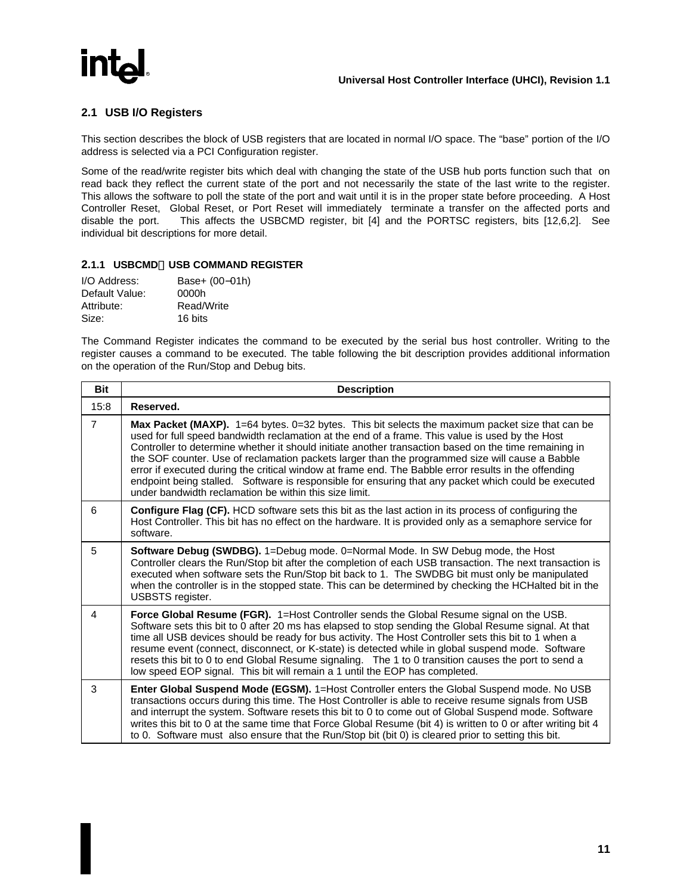## 2.1 USB I/O Registers

This section describes the block of USB registers that are located in normal I/O space. The "base" portion of the I/O address is selected via a PCI Configuration register.

Some of the read/write register bits which deal with changing the state of the USB hub ports function such that on read back they reflect the current state of the port and not necessarily the state of the last write to the register. This allows the software to poll the state of the port and wait until it is in the proper state before proceeding. A Host Controller Reset, Global Reset, or Port Reset will immediately terminate a transfer on the affected ports and disable the port. This affects the USBCMD register, bit [4] and the PORTSC registers, bits [12,6,2]. See individual bit descriptions for more detail.

### 2.1.1 USBCMD—USB COMMAND REGISTER

I/O Address: Base+ (00–01h)
Default Value: 0000h
Attribute: Read/Write
Size: 16 bits

The Command Register indicates the command to be executed by the serial bus host controller. Writing to the register causes a command to be executed. The table following the bit description provides additional information on the operation of the Run/Stop and Debug bits.

| Bit | Description |
|---|---|
| 15:8 | **Reserved.** |
| 7 | **Max Packet (MAXP).** 1=64 bytes. 0=32 bytes. This bit selects the maximum packet size that can be used for full speed bandwidth reclamation at the end of a frame. This value is used by the Host Controller to determine whether it should initiate another transaction based on the time remaining in the SOF counter. Use of reclamation packets larger than the programmed size will cause a Babble error if executed during the critical window at frame end. The Babble error results in the offending endpoint being stalled. Software is responsible for ensuring that any packet which could be executed under bandwidth reclamation be within this size limit. |
| 6 | **Configure Flag (CF).** HCD software sets this bit as the last action in its process of configuring the Host Controller. This bit has no effect on the hardware. It is provided only as a semaphore service for software. |
| 5 | **Software Debug (SWDBG).** 1=Debug mode. 0=Normal Mode. In SW Debug mode, the Host Controller clears the Run/Stop bit after the completion of each USB transaction. The next transaction is executed when software sets the Run/Stop bit back to 1. The SWDBG bit must only be manipulated when the controller is in the stopped state. This can be determined by checking the HCHalted bit in the USBSTS register. |
| 4 | **Force Global Resume (FGR).** 1=Host Controller sends the Global Resume signal on the USB. Software sets this bit to 0 after 20 ms has elapsed to stop sending the Global Resume signal. At that time all USB devices should be ready for bus activity. The Host Controller sets this bit to 1 when a resume event (connect, disconnect, or K-state) is detected while in global suspend mode. Software resets this bit to 0 to end Global Resume signaling. The 1 to 0 transition causes the port to send a low speed EOP signal. This bit will remain a 1 until the EOP has completed. |
| 3 | **Enter Global Suspend Mode (EGSM).** 1=Host Controller enters the Global Suspend mode. No USB transactions occurs during this time. The Host Controller is able to receive resume signals from USB and interrupt the system. Software resets this bit to 0 to come out of Global Suspend mode. Software writes this bit to 0 at the same time that Force Global Resume (bit 4) is written to 0 or after writing bit 4 to 0. Software must also ensure that the Run/Stop bit (bit 0) is cleared prior to setting this bit. |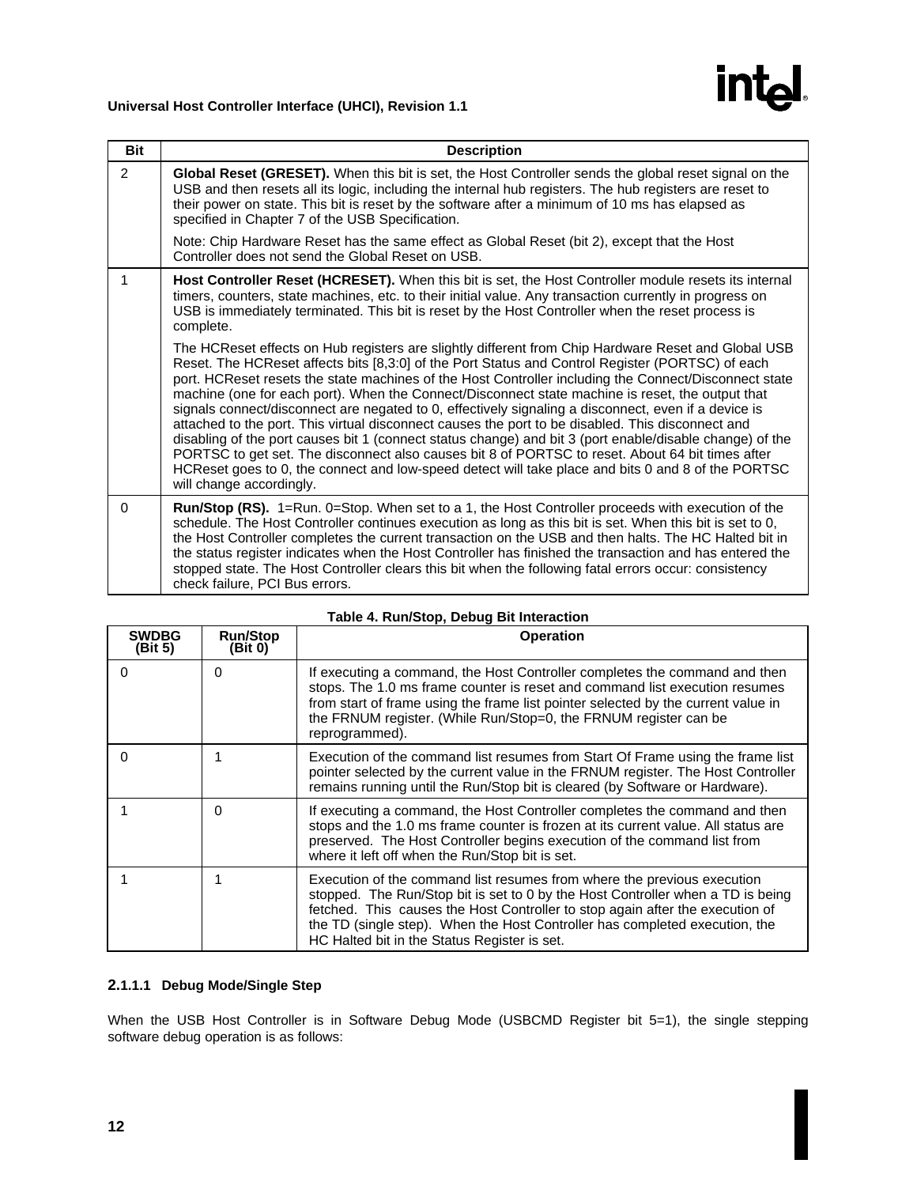| Bit | Description |
|---|---|
| 2 | **Global Reset (GRESET).** When this bit is set, the Host Controller sends the global reset signal on the USB and then resets all its logic, including the internal hub registers. The hub registers are reset to their power on state. This bit is reset by the software after a minimum of 10 ms has elapsed as specified in Chapter 7 of the USB Specification.<br><br>Note: Chip Hardware Reset has the same effect as Global Reset (bit 2), except that the Host Controller does not send the Global Reset on USB. |
| 1 | **Host Controller Reset (HCRESET).** When this bit is set, the Host Controller module resets its internal timers, counters, state machines, etc. to their initial value. Any transaction currently in progress on USB is immediately terminated. This bit is reset by the Host Controller when the reset process is complete.<br><br>The HCReset effects on Hub registers are slightly different from Chip Hardware Reset and Global USB Reset. The HCReset affects bits [8,3:0] of the Port Status and Control Register (PORTSC) of each port. HCReset resets the state machines of the Host Controller including the Connect/Disconnect state machine (one for each port). When the Connect/Disconnect state machine is reset, the output that signals connect/disconnect are negated to 0, effectively signaling a disconnect, even if a device is attached to the port. This virtual disconnect causes the port to be disabled. This disconnect and disabling of the port causes bit 1 (connect status change) and bit 3 (port enable/disable change) of the PORTSC to get set. The disconnect also causes bit 8 of PORTSC to reset. About 64 bit times after HCReset goes to 0, the connect and low-speed detect will take place and bits 0 and 8 of the PORTSC will change accordingly. |
| 0 | **Run/Stop (RS).** 1=Run. 0=Stop. When set to a 1, the Host Controller proceeds with execution of the schedule. The Host Controller continues execution as long as this bit is set. When this bit is set to 0, the Host Controller completes the current transaction on the USB and then halts. The HC Halted bit in the status register indicates when the Host Controller has finished the transaction and has entered the stopped state. The Host Controller clears this bit when the following fatal errors occur: consistency check failure, PCI Bus errors. |

**Table 4. Run/Stop, Debug Bit Interaction**

| SWDBG (Bit 5) | Run/Stop (Bit 0) | Operation |
|---|---|---|
| 0 | 0 | If executing a command, the Host Controller completes the command and then stops. The 1.0 ms frame counter is reset and command list execution resumes from start of frame using the frame list pointer selected by the current value in the FRNUM register. (While Run/Stop=0, the FRNUM register can be reprogrammed). |
| 0 | 1 | Execution of the command list resumes from Start Of Frame using the frame list pointer selected by the current value in the FRNUM register. The Host Controller remains running until the Run/Stop bit is cleared (by Software or Hardware). |
| 1 | 0 | If executing a command, the Host Controller completes the command and then stops and the 1.0 ms frame counter is frozen at its current value. All status are preserved. The Host Controller begins execution of the command list from where it left off when the Run/Stop bit is set. |
| 1 | 1 | Execution of the command list resumes from where the previous execution stopped. The Run/Stop bit is set to 0 by the Host Controller when a TD is being fetched. This causes the Host Controller to stop again after the execution of the TD (single step). When the Host Controller has completed execution, the HC Halted bit in the Status Register is set. |

#### 2.1.1.1 Debug Mode/Single Step

When the USB Host Controller is in Software Debug Mode (USBCMD Register bit 5=1), the single stepping software debug operation is as follows: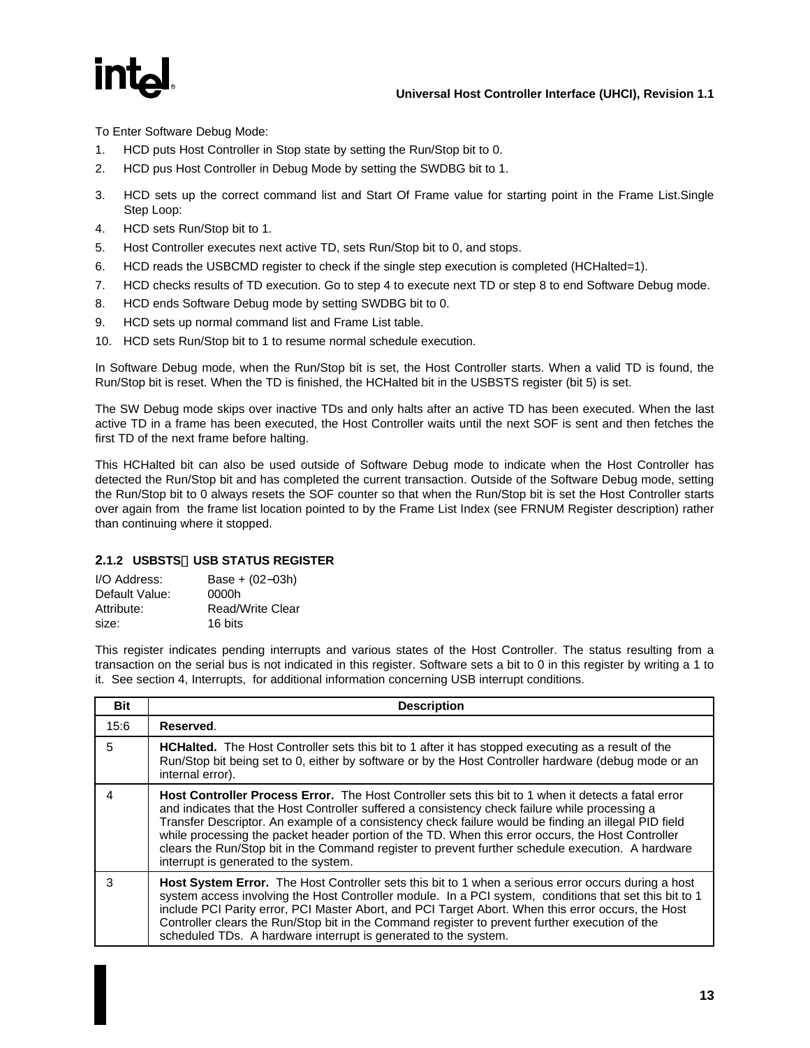To Enter Software Debug Mode:

1. HCD puts Host Controller in Stop state by setting the Run/Stop bit to 0.
2. HCD pus Host Controller in Debug Mode by setting the SWDBG bit to 1.
3. HCD sets up the correct command list and Start Of Frame value for starting point in the Frame List.Single Step Loop:
4. HCD sets Run/Stop bit to 1.
5. Host Controller executes next active TD, sets Run/Stop bit to 0, and stops.
6. HCD reads the USBCMD register to check if the single step execution is completed (HCHalted=1).
7. HCD checks results of TD execution. Go to step 4 to execute next TD or step 8 to end Software Debug mode.
8. HCD ends Software Debug mode by setting SWDBG bit to 0.
9. HCD sets up normal command list and Frame List table.
10. HCD sets Run/Stop bit to 1 to resume normal schedule execution.

In Software Debug mode, when the Run/Stop bit is set, the Host Controller starts. When a valid TD is found, the Run/Stop bit is reset. When the TD is finished, the HCHalted bit in the USBSTS register (bit 5) is set.

The SW Debug mode skips over inactive TDs and only halts after an active TD has been executed. When the last active TD in a frame has been executed, the Host Controller waits until the next SOF is sent and then fetches the first TD of the next frame before halting.

This HCHalted bit can also be used outside of Software Debug mode to indicate when the Host Controller has detected the Run/Stop bit and has completed the current transaction. Outside of the Software Debug mode, setting the Run/Stop bit to 0 always resets the SOF counter so that when the Run/Stop bit is set the Host Controller starts over again from the frame list location pointed to by the Frame List Index (see FRNUM Register description) rather than continuing where it stopped.

### 2.1.2 USBSTS USB STATUS REGISTER

I/O Address: Base + (02–03h)
Default Value: 0000h
Attribute: Read/Write Clear
size: 16 bits

This register indicates pending interrupts and various states of the Host Controller. The status resulting from a transaction on the serial bus is not indicated in this register. Software sets a bit to 0 in this register by writing a 1 to it. See section 4, Interrupts, for additional information concerning USB interrupt conditions.

| Bit | Description |
|---|---|
| 15:6 | **Reserved**. |
| 5 | **HCHalted.** The Host Controller sets this bit to 1 after it has stopped executing as a result of the Run/Stop bit being set to 0, either by software or by the Host Controller hardware (debug mode or an internal error). |
| 4 | **Host Controller Process Error.** The Host Controller sets this bit to 1 when it detects a fatal error and indicates that the Host Controller suffered a consistency check failure while processing a Transfer Descriptor. An example of a consistency check failure would be finding an illegal PID field while processing the packet header portion of the TD. When this error occurs, the Host Controller clears the Run/Stop bit in the Command register to prevent further schedule execution. A hardware interrupt is generated to the system. |
| 3 | **Host System Error.** The Host Controller sets this bit to 1 when a serious error occurs during a host system access involving the Host Controller module. In a PCI system, conditions that set this bit to 1 include PCI Parity error, PCI Master Abort, and PCI Target Abort. When this error occurs, the Host Controller clears the Run/Stop bit in the Command register to prevent further execution of the scheduled TDs. A hardware interrupt is generated to the system. |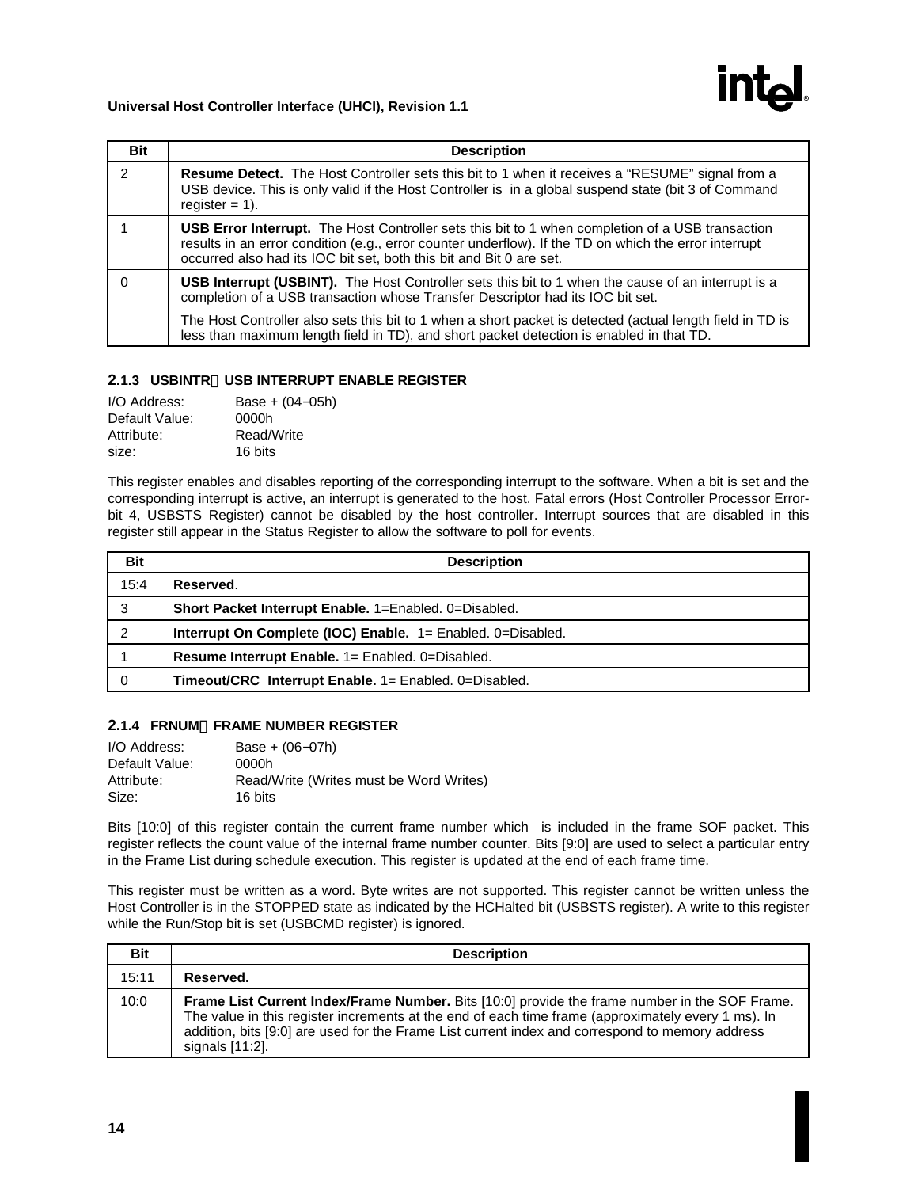| Bit | Description |
|---|---|
| 2 | **Resume Detect.** The Host Controller sets this bit to 1 when it receives a "RESUME" signal from a USB device. This is only valid if the Host Controller is in a global suspend state (bit 3 of Command register = 1). |
| 1 | **USB Error Interrupt.** The Host Controller sets this bit to 1 when completion of a USB transaction results in an error condition (e.g., error counter underflow). If the TD on which the error interrupt occurred also had its IOC bit set, both this bit and Bit 0 are set. |
| 0 | **USB Interrupt (USBINT).** The Host Controller sets this bit to 1 when the cause of an interrupt is a completion of a USB transaction whose Transfer Descriptor had its IOC bit set.<br><br>The Host Controller also sets this bit to 1 when a short packet is detected (actual length field in TD is less than maximum length field in TD), and short packet detection is enabled in that TD. |

### 2.1.3 USBINTR — USB INTERRUPT ENABLE REGISTER

I/O Address: Base + (04–05h)
Default Value: 0000h
Attribute: Read/Write
size: 16 bits

This register enables and disables reporting of the corresponding interrupt to the software. When a bit is set and the corresponding interrupt is active, an interrupt is generated to the host. Fatal errors (Host Controller Processor Error-bit 4, USBSTS Register) cannot be disabled by the host controller. Interrupt sources that are disabled in this register still appear in the Status Register to allow the software to poll for events.

| Bit | Description |
|---|---|
| 15:4 | **Reserved**. |
| 3 | **Short Packet Interrupt Enable.** 1=Enabled. 0=Disabled. |
| 2 | **Interrupt On Complete (IOC) Enable.** 1= Enabled. 0=Disabled. |
| 1 | **Resume Interrupt Enable.** 1= Enabled. 0=Disabled. |
| 0 | **Timeout/CRC Interrupt Enable.** 1= Enabled. 0=Disabled. |

### 2.1.4 FRNUM — FRAME NUMBER REGISTER

I/O Address: Base + (06–07h)
Default Value: 0000h
Attribute: Read/Write (Writes must be Word Writes)
Size: 16 bits

Bits [10:0] of this register contain the current frame number which is included in the frame SOF packet. This register reflects the count value of the internal frame number counter. Bits [9:0] are used to select a particular entry in the Frame List during schedule execution. This register is updated at the end of each frame time.

This register must be written as a word. Byte writes are not supported. This register cannot be written unless the Host Controller is in the STOPPED state as indicated by the HCHalted bit (USBSTS register). A write to this register while the Run/Stop bit is set (USBCMD register) is ignored.

| Bit | Description |
|---|---|
| 15:11 | **Reserved.** |
| 10:0 | **Frame List Current Index/Frame Number.** Bits [10:0] provide the frame number in the SOF Frame. The value in this register increments at the end of each time frame (approximately every 1 ms). In addition, bits [9:0] are used for the Frame List current index and correspond to memory address signals [11:2]. |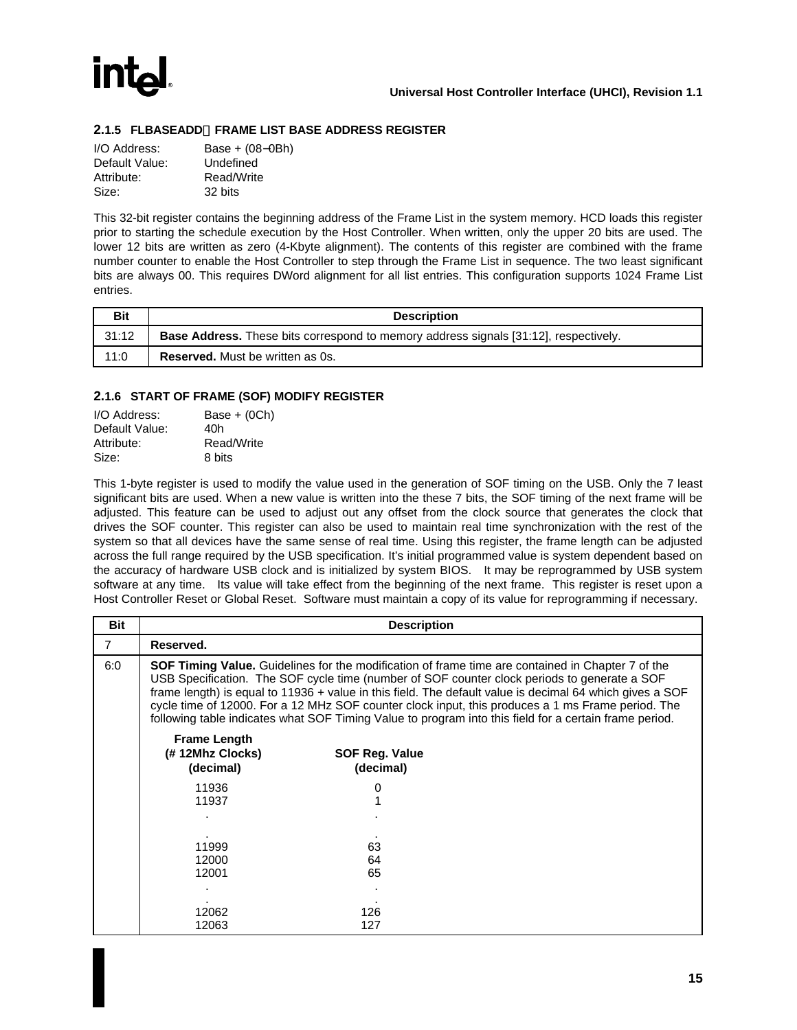### 2.1.5 FLBASEADD FRAME LIST BASE ADDRESS REGISTER

I/O Address: Base + (08−0Bh)
Default Value: Undefined
Attribute: Read/Write
Size: 32 bits

This 32-bit register contains the beginning address of the Frame List in the system memory. HCD loads this register prior to starting the schedule execution by the Host Controller. When written, only the upper 20 bits are used. The lower 12 bits are written as zero (4-Kbyte alignment). The contents of this register are combined with the frame number counter to enable the Host Controller to step through the Frame List in sequence. The two least significant bits are always 00. This requires DWord alignment for all list entries. This configuration supports 1024 Frame List entries.

| Bit | Description |
|---|---|
| 31:12 | **Base Address.** These bits correspond to memory address signals [31:12], respectively. |
| 11:0 | **Reserved.** Must be written as 0s. |

### 2.1.6 START OF FRAME (SOF) MODIFY REGISTER

I/O Address: Base + (0Ch)
Default Value: 40h
Attribute: Read/Write
Size: 8 bits

This 1-byte register is used to modify the value used in the generation of SOF timing on the USB. Only the 7 least significant bits are used. When a new value is written into the these 7 bits, the SOF timing of the next frame will be adjusted. This feature can be used to adjust out any offset from the clock source that generates the clock that drives the SOF counter. This register can also be used to maintain real time synchronization with the rest of the system so that all devices have the same sense of real time. Using this register, the frame length can be adjusted across the full range required by the USB specification. It's initial programmed value is system dependent based on the accuracy of hardware USB clock and is initialized by system BIOS. It may be reprogrammed by USB system software at any time. Its value will take effect from the beginning of the next frame. This register is reset upon a Host Controller Reset or Global Reset. Software must maintain a copy of its value for reprogramming if necessary.

| Bit | Description |
|---|---|
| 7 | **Reserved.** |
| 6:0 | **SOF Timing Value.** Guidelines for the modification of frame time are contained in Chapter 7 of the USB Specification. The SOF cycle time (number of SOF counter clock periods to generate a SOF frame length) is equal to 11936 + value in this field. The default value is decimal 64 which gives a SOF cycle time of 12000. For a 12 MHz SOF counter clock input, this produces a 1 ms Frame period. The following table indicates what SOF Timing Value to program into this field for a certain frame period. |

| Frame Length (# 12Mhz Clocks) (decimal) | SOF Reg. Value (decimal) |
|---|---|
| 11936 | 0 |
| 11937 | 1 |
| . | . |
| . | . |
| 11999 | 63 |
| 12000 | 64 |
| 12001 | 65 |
| . | . |
| . | . |
| 12062 | 126 |
| 12063 | 127 |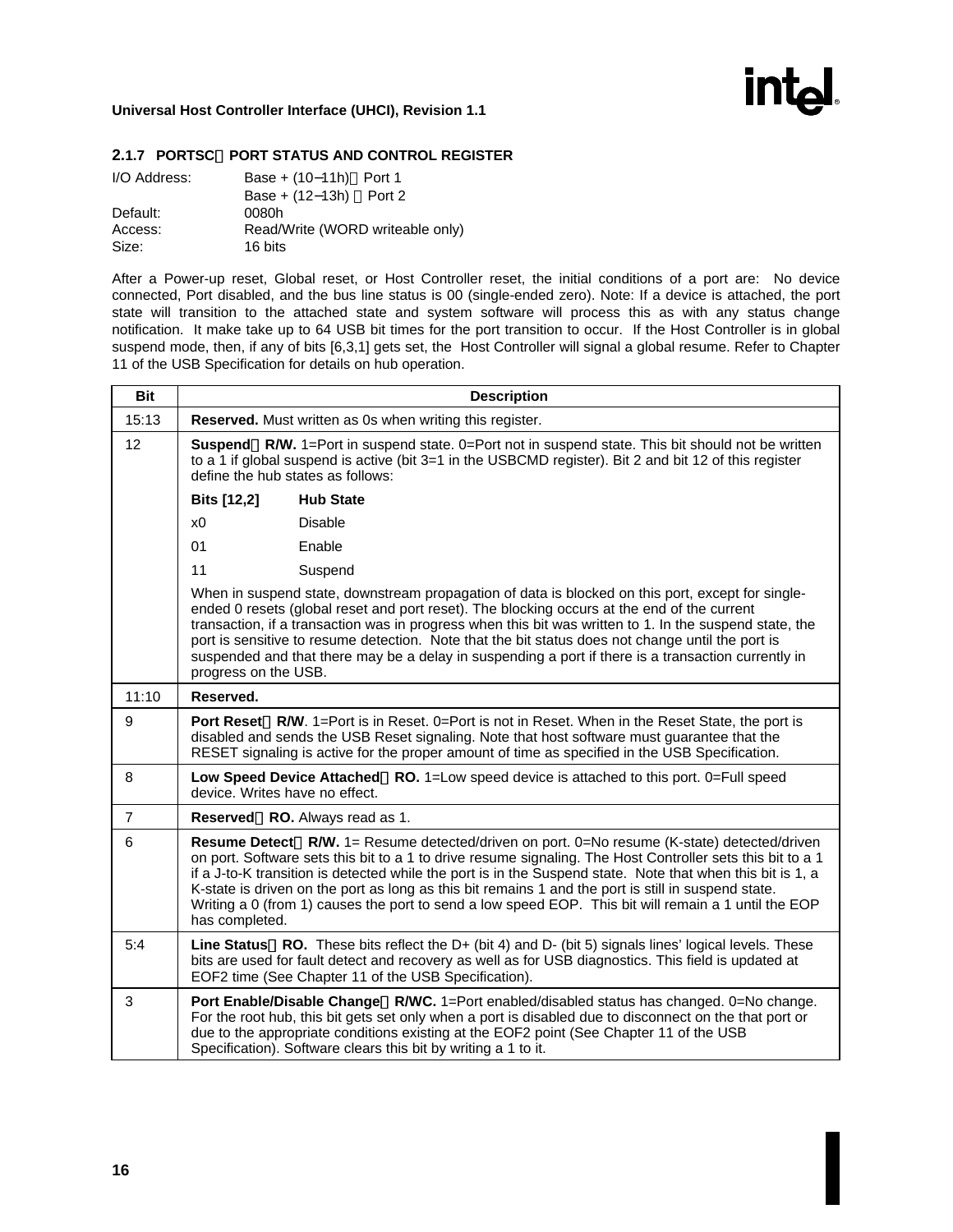### 2.1.7 PORTSC—PORT STATUS AND CONTROL REGISTER

I/O Address: Base + (10–11h) Port 1
Base + (12–13h) Port 2
Default: 0080h
Access: Read/Write (WORD writeable only)
Size: 16 bits

After a Power-up reset, Global reset, or Host Controller reset, the initial conditions of a port are: No device connected, Port disabled, and the bus line status is 00 (single-ended zero). Note: If a device is attached, the port state will transition to the attached state and system software will process this as with any status change notification. It make take up to 64 USB bit times for the port transition to occur. If the Host Controller is in global suspend mode, then, if any of bits [6,3,1] gets set, the Host Controller will signal a global resume. Refer to Chapter 11 of the USB Specification for details on hub operation.

| Bit | Description |
|---|---|
| 15:13 | **Reserved.** Must written as 0s when writing this register. |
| 12 | **Suspend—R/W.** 1=Port in suspend state. 0=Port not in suspend state. This bit should not be written to a 1 if global suspend is active (bit 3=1 in the USBCMD register). Bit 2 and bit 12 of this register define the hub states as follows:<br><br>**Bits [12,2]** — **Hub State**<br>x0 — Disable<br>01 — Enable<br>11 — Suspend<br><br>When in suspend state, downstream propagation of data is blocked on this port, except for single-ended 0 resets (global reset and port reset). The blocking occurs at the end of the current transaction, if a transaction was in progress when this bit was written to 1. In the suspend state, the port is sensitive to resume detection. Note that the bit status does not change until the port is suspended and that there may be a delay in suspending a port if there is a transaction currently in progress on the USB. |
| 11:10 | **Reserved.** |
| 9 | **Port Reset—R/W**. 1=Port is in Reset. 0=Port is not in Reset. When in the Reset State, the port is disabled and sends the USB Reset signaling. Note that host software must guarantee that the RESET signaling is active for the proper amount of time as specified in the USB Specification. |
| 8 | **Low Speed Device Attached—RO.** 1=Low speed device is attached to this port. 0=Full speed device. Writes have no effect. |
| 7 | **Reserved—RO.** Always read as 1. |
| 6 | **Resume Detect—R/W.** 1= Resume detected/driven on port. 0=No resume (K-state) detected/driven on port. Software sets this bit to a 1 to drive resume signaling. The Host Controller sets this bit to a 1 if a J-to-K transition is detected while the port is in the Suspend state. Note that when this bit is 1, a K-state is driven on the port as long as this bit remains 1 and the port is still in suspend state. Writing a 0 (from 1) causes the port to send a low speed EOP. This bit will remain a 1 until the EOP has completed. |
| 5:4 | **Line Status—RO.** These bits reflect the D+ (bit 4) and D- (bit 5) signals lines' logical levels. These bits are used for fault detect and recovery as well as for USB diagnostics. This field is updated at EOF2 time (See Chapter 11 of the USB Specification). |
| 3 | **Port Enable/Disable Change—R/WC.** 1=Port enabled/disabled status has changed. 0=No change. For the root hub, this bit gets set only when a port is disabled due to disconnect on the that port or due to the appropriate conditions existing at the EOF2 point (See Chapter 11 of the USB Specification). Software clears this bit by writing a 1 to it. |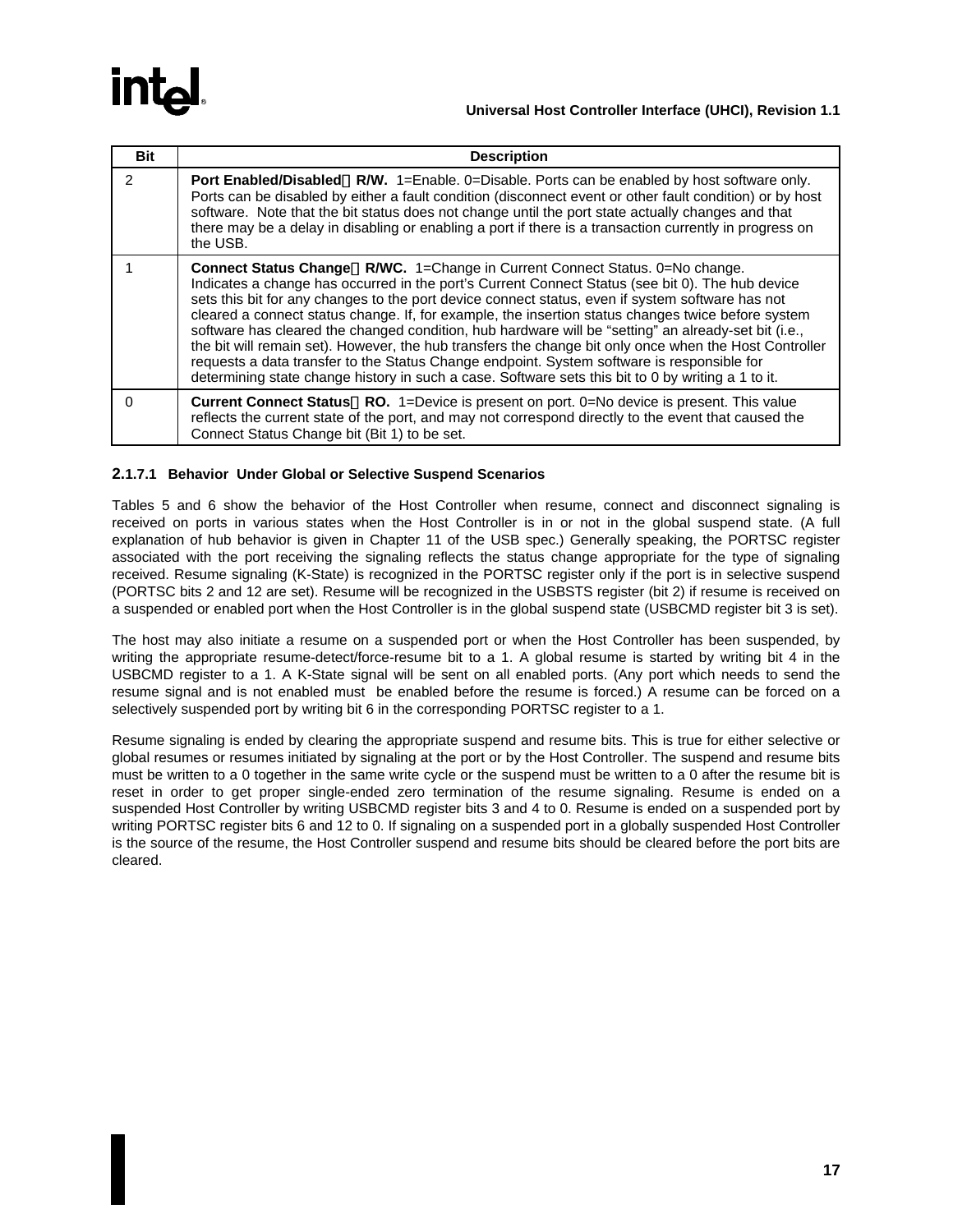| Bit | Description |
|---|---|
| 2 | **Port Enabled/Disabled—R/W.** 1=Enable. 0=Disable. Ports can be enabled by host software only. Ports can be disabled by either a fault condition (disconnect event or other fault condition) or by host software. Note that the bit status does not change until the port state actually changes and that there may be a delay in disabling or enabling a port if there is a transaction currently in progress on the USB. |
| 1 | **Connect Status Change—R/WC.** 1=Change in Current Connect Status. 0=No change. Indicates a change has occurred in the port's Current Connect Status (see bit 0). The hub device sets this bit for any changes to the port device connect status, even if system software has not cleared a connect status change. If, for example, the insertion status changes twice before system software has cleared the changed condition, hub hardware will be "setting" an already-set bit (i.e., the bit will remain set). However, the hub transfers the change bit only once when the Host Controller requests a data transfer to the Status Change endpoint. System software is responsible for determining state change history in such a case. Software sets this bit to 0 by writing a 1 to it. |
| 0 | **Current Connect Status—RO.** 1=Device is present on port. 0=No device is present. This value reflects the current state of the port, and may not correspond directly to the event that caused the Connect Status Change bit (Bit 1) to be set. |

#### 2.1.7.1 Behavior Under Global or Selective Suspend Scenarios

Tables 5 and 6 show the behavior of the Host Controller when resume, connect and disconnect signaling is received on ports in various states when the Host Controller is in or not in the global suspend state. (A full explanation of hub behavior is given in Chapter 11 of the USB spec.) Generally speaking, the PORTSC register associated with the port receiving the signaling reflects the status change appropriate for the type of signaling received. Resume signaling (K-State) is recognized in the PORTSC register only if the port is in selective suspend (PORTSC bits 2 and 12 are set). Resume will be recognized in the USBSTS register (bit 2) if resume is received on a suspended or enabled port when the Host Controller is in the global suspend state (USBCMD register bit 3 is set).

The host may also initiate a resume on a suspended port or when the Host Controller has been suspended, by writing the appropriate resume-detect/force-resume bit to a 1. A global resume is started by writing bit 4 in the USBCMD register to a 1. A K-State signal will be sent on all enabled ports. (Any port which needs to send the resume signal and is not enabled must be enabled before the resume is forced.) A resume can be forced on a selectively suspended port by writing bit 6 in the corresponding PORTSC register to a 1.

Resume signaling is ended by clearing the appropriate suspend and resume bits. This is true for either selective or global resumes or resumes initiated by signaling at the port or by the Host Controller. The suspend and resume bits must be written to a 0 together in the same write cycle or the suspend must be written to a 0 after the resume bit is reset in order to get proper single-ended zero termination of the resume signaling. Resume is ended on a suspended Host Controller by writing USBCMD register bits 3 and 4 to 0. Resume is ended on a suspended port by writing PORTSC register bits 6 and 12 to 0. If signaling on a suspended port in a globally suspended Host Controller is the source of the resume, the Host Controller suspend and resume bits should be cleared before the port bits are cleared.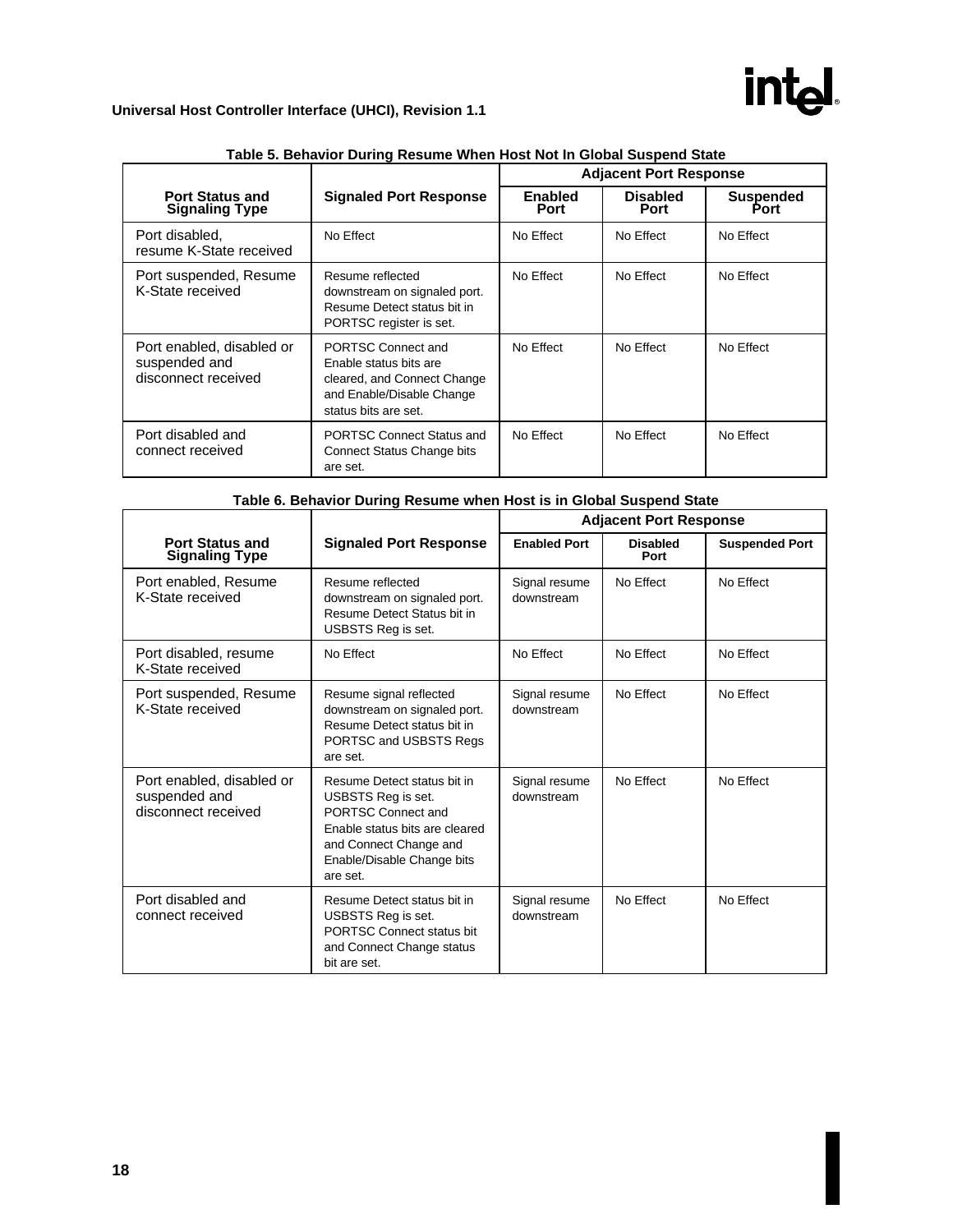**Table 5. Behavior During Resume When Host Not In Global Suspend State**

| Port Status and Signaling Type | Signaled Port Response | Adjacent Port Response | | |
|---|---|---|---|---|
| | | **Enabled Port** | **Disabled Port** | **Suspended Port** |
| Port disabled, resume K-State received | No Effect | No Effect | No Effect | No Effect |
| Port suspended, Resume K-State received | Resume reflected downstream on signaled port. Resume Detect status bit in PORTSC register is set. | No Effect | No Effect | No Effect |
| Port enabled, disabled or suspended and disconnect received | PORTSC Connect and Enable status bits are cleared, and Connect Change and Enable/Disable Change status bits are set. | No Effect | No Effect | No Effect |
| Port disabled and connect received | PORTSC Connect Status and Connect Status Change bits are set. | No Effect | No Effect | No Effect |

**Table 6. Behavior During Resume when Host is in Global Suspend State**

| Port Status and Signaling Type | Signaled Port Response | Adjacent Port Response | | |
|---|---|---|---|---|
| | | **Enabled Port** | **Disabled Port** | **Suspended Port** |
| Port enabled, Resume K-State received | Resume reflected downstream on signaled port. Resume Detect Status bit in USBSTS Reg is set. | Signal resume downstream | No Effect | No Effect |
| Port disabled, resume K-State received | No Effect | No Effect | No Effect | No Effect |
| Port suspended, Resume K-State received | Resume signal reflected downstream on signaled port. Resume Detect status bit in PORTSC and USBSTS Regs are set. | Signal resume downstream | No Effect | No Effect |
| Port enabled, disabled or suspended and disconnect received | Resume Detect status bit in USBSTS Reg is set. PORTSC Connect and Enable status bits are cleared and Connect Change and Enable/Disable Change bits are set. | Signal resume downstream | No Effect | No Effect |
| Port disabled and connect received | Resume Detect status bit in USBSTS Reg is set. PORTSC Connect status bit and Connect Change status bit are set. | Signal resume downstream | No Effect | No Effect |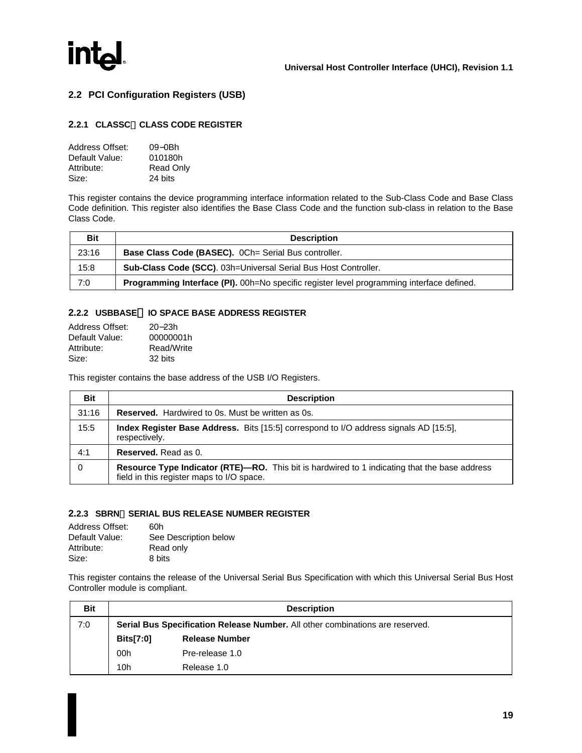## 2.2 PCI Configuration Registers (USB)

### 2.2.1 CLASSC—CLASS CODE REGISTER

Address Offset: 09–0Bh
Default Value: 010180h
Attribute: Read Only
Size: 24 bits

This register contains the device programming interface information related to the Sub-Class Code and Base Class Code definition. This register also identifies the Base Class Code and the function sub-class in relation to the Base Class Code.

| Bit | Description |
|---|---|
| 23:16 | **Base Class Code (BASEC).** 0Ch= Serial Bus controller. |
| 15:8 | **Sub-Class Code (SCC)**. 03h=Universal Serial Bus Host Controller. |
| 7:0 | **Programming Interface (PI).** 00h=No specific register level programming interface defined. |

### 2.2.2 USBBASE—IO SPACE BASE ADDRESS REGISTER

Address Offset: 20–23h
Default Value: 00000001h
Attribute: Read/Write
Size: 32 bits

This register contains the base address of the USB I/O Registers.

| Bit | Description |
|---|---|
| 31:16 | **Reserved.** Hardwired to 0s. Must be written as 0s. |
| 15:5 | **Index Register Base Address.** Bits [15:5] correspond to I/O address signals AD [15:5], respectively. |
| 4:1 | **Reserved.** Read as 0. |
| 0 | **Resource Type Indicator (RTE)—RO.** This bit is hardwired to 1 indicating that the base address field in this register maps to I/O space. |

### 2.2.3 SBRN—SERIAL BUS RELEASE NUMBER REGISTER

Address Offset: 60h
Default Value: See Description below
Attribute: Read only
Size: 8 bits

This register contains the release of the Universal Serial Bus Specification with which this Universal Serial Bus Host Controller module is compliant.

| Bit | Description | |
|---|---|---|
| 7:0 | **Serial Bus Specification Release Number.** All other combinations are reserved. | |
| | **Bits[7:0]** | **Release Number** |
| | 00h | Pre-release 1.0 |
| | 10h | Release 1.0 |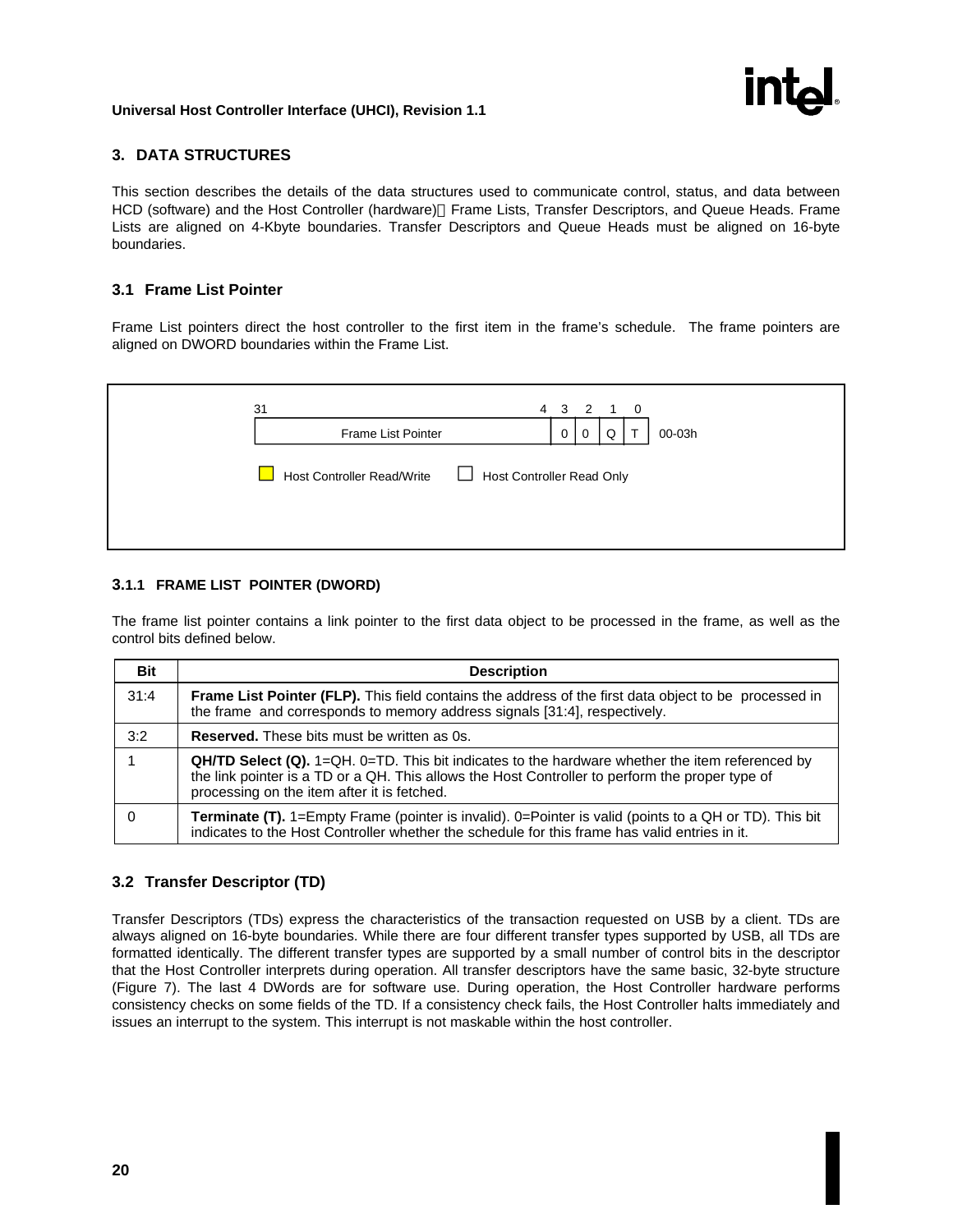## 3. DATA STRUCTURES

This section describes the details of the data structures used to communicate control, status, and data between HCD (software) and the Host Controller (hardware) Frame Lists, Transfer Descriptors, and Queue Heads. Frame Lists are aligned on 4-Kbyte boundaries. Transfer Descriptors and Queue Heads must be aligned on 16-byte boundaries.

### 3.1 Frame List Pointer

Frame List pointers direct the host controller to the first item in the frame's schedule. The frame pointers are aligned on DWORD boundaries within the Frame List.

31 4 3 2 1 0

Frame List Pointer 0 0 Q T 00-03h

Host Controller Read/Write Host Controller Read Only

#### 3.1.1 FRAME LIST POINTER (DWORD)

The frame list pointer contains a link pointer to the first data object to be processed in the frame, as well as the control bits defined below.

| Bit | Description |
|---|---|
| 31:4 | **Frame List Pointer (FLP).** This field contains the address of the first data object to be processed in the frame and corresponds to memory address signals [31:4], respectively. |
| 3:2 | **Reserved.** These bits must be written as 0s. |
| 1 | **QH/TD Select (Q).** 1=QH. 0=TD. This bit indicates to the hardware whether the item referenced by the link pointer is a TD or a QH. This allows the Host Controller to perform the proper type of processing on the item after it is fetched. |
| 0 | **Terminate (T).** 1=Empty Frame (pointer is invalid). 0=Pointer is valid (points to a QH or TD). This bit indicates to the Host Controller whether the schedule for this frame has valid entries in it. |

### 3.2 Transfer Descriptor (TD)

Transfer Descriptors (TDs) express the characteristics of the transaction requested on USB by a client. TDs are always aligned on 16-byte boundaries. While there are four different transfer types supported by USB, all TDs are formatted identically. The different transfer types are supported by a small number of control bits in the descriptor that the Host Controller interprets during operation. All transfer descriptors have the same basic, 32-byte structure (Figure 7). The last 4 DWords are for software use. During operation, the Host Controller hardware performs consistency checks on some fields of the TD. If a consistency check fails, the Host Controller halts immediately and issues an interrupt to the system. This interrupt is not maskable within the host controller.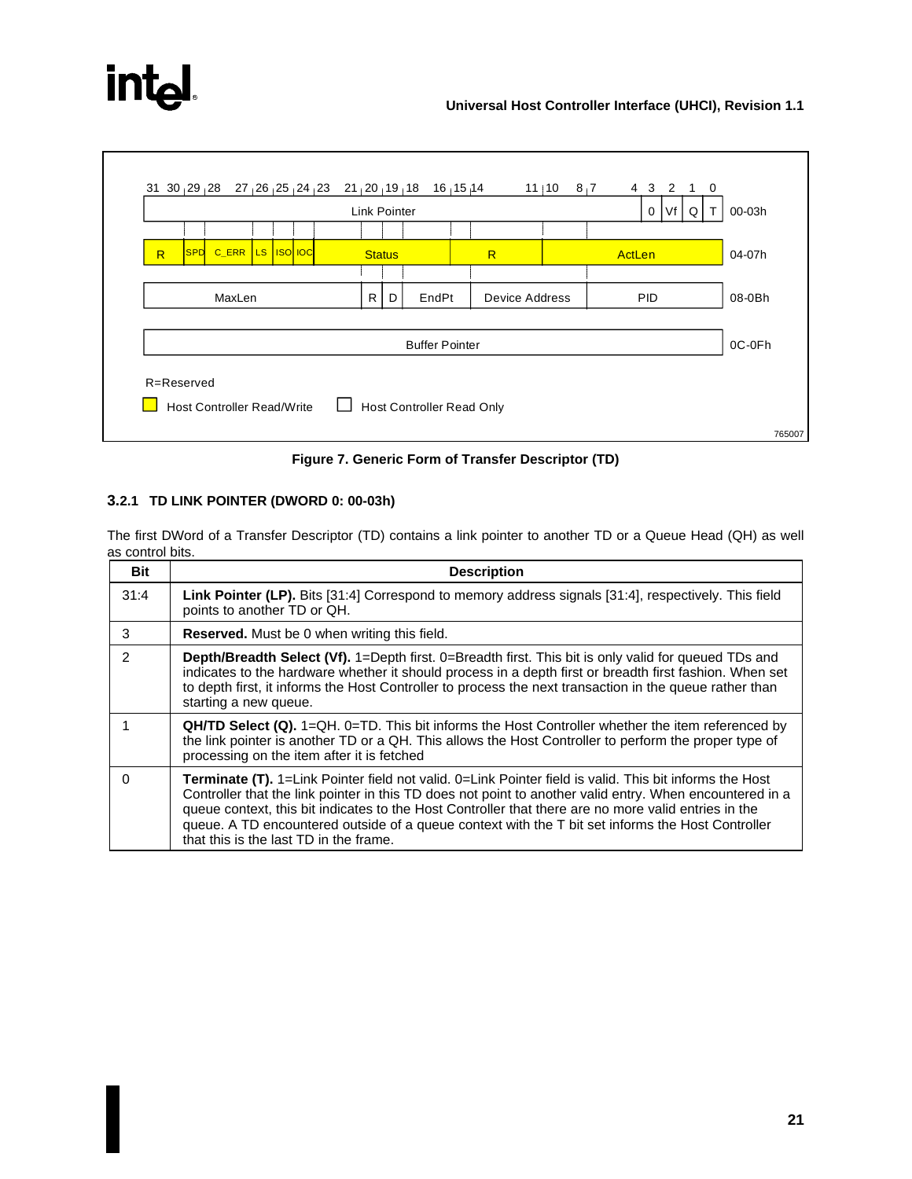31 30 29 28 27 26 25 24 23 21 20 19 18 16 15 14 11 10 8 7 4 3 2 1 0

Link Pointer | 0 | Vf | Q | T — 00-03h

R | SPD | C_ERR | LS | ISO | IOC | Status | R | ActLen — 04-07h

MaxLen | R | D | EndPt | Device Address | PID — 08-0Bh

Buffer Pointer — 0C-0Fh

R=Reserved

Host Controller Read/Write    Host Controller Read Only

765007

**Figure 7. Generic Form of Transfer Descriptor (TD)**

### 3.2.1 TD LINK POINTER (DWORD 0: 00-03h)

The first DWord of a Transfer Descriptor (TD) contains a link pointer to another TD or a Queue Head (QH) as well as control bits.

| Bit | Description |
|---|---|
| 31:4 | **Link Pointer (LP).** Bits [31:4] Correspond to memory address signals [31:4], respectively. This field points to another TD or QH. |
| 3 | **Reserved.** Must be 0 when writing this field. |
| 2 | **Depth/Breadth Select (Vf).** 1=Depth first. 0=Breadth first. This bit is only valid for queued TDs and indicates to the hardware whether it should process in a depth first or breadth first fashion. When set to depth first, it informs the Host Controller to process the next transaction in the queue rather than starting a new queue. |
| 1 | **QH/TD Select (Q).** 1=QH. 0=TD. This bit informs the Host Controller whether the item referenced by the link pointer is another TD or a QH. This allows the Host Controller to perform the proper type of processing on the item after it is fetched |
| 0 | **Terminate (T).** 1=Link Pointer field not valid. 0=Link Pointer field is valid. This bit informs the Host Controller that the link pointer in this TD does not point to another valid entry. When encountered in a queue context, this bit indicates to the Host Controller that there are no more valid entries in the queue. A TD encountered outside of a queue context with the T bit set informs the Host Controller that this is the last TD in the frame. |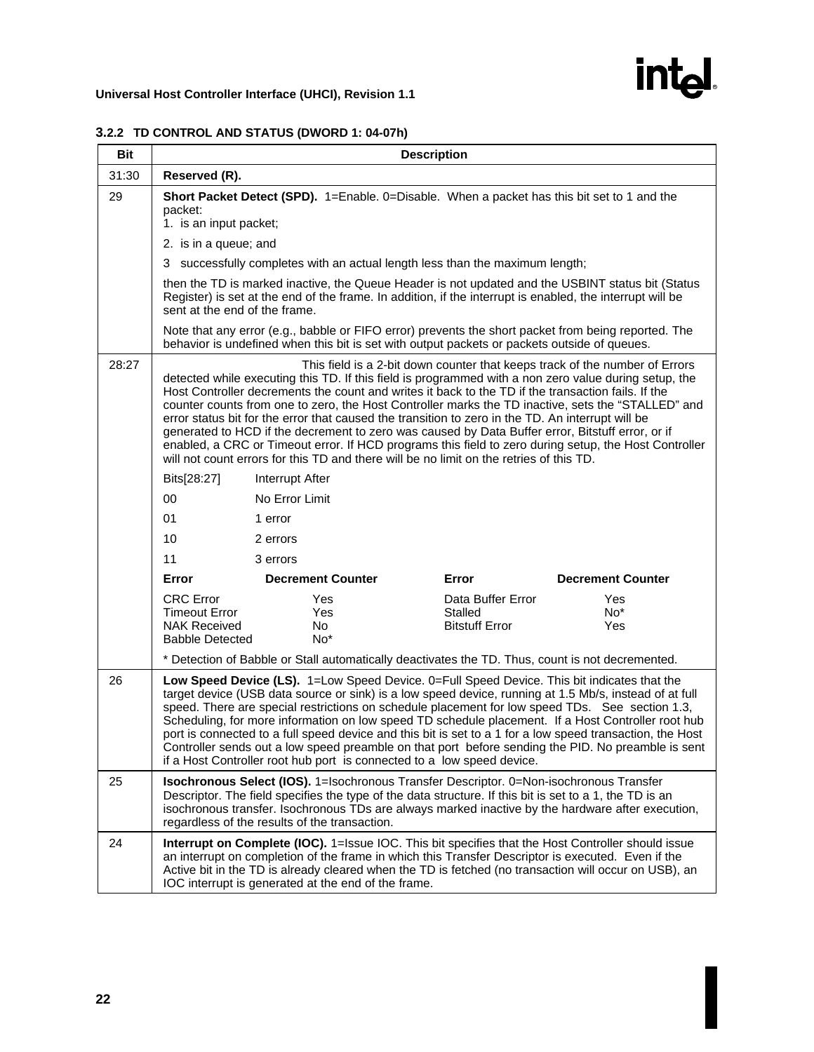### 3.2.2 TD CONTROL AND STATUS (DWORD 1: 04-07h)

| Bit | Description |
|---|---|
| 31:30 | **Reserved (R).** |
| 29 | **Short Packet Detect (SPD).** 1=Enable. 0=Disable. When a packet has this bit set to 1 and the packet:<br>1. is an input packet;<br>2. is in a queue; and<br>3 successfully completes with an actual length less than the maximum length;<br>then the TD is marked inactive, the Queue Header is not updated and the USBINT status bit (Status Register) is set at the end of the frame. In addition, if the interrupt is enabled, the interrupt will be sent at the end of the frame.<br>Note that any error (e.g., babble or FIFO error) prevents the short packet from being reported. The behavior is undefined when this bit is set with output packets or packets outside of queues. |
| 28:27 | This field is a 2-bit down counter that keeps track of the number of Errors detected while executing this TD. If this field is programmed with a non zero value during setup, the Host Controller decrements the count and writes it back to the TD if the transaction fails. If the counter counts from one to zero, the Host Controller marks the TD inactive, sets the "STALLED" and error status bit for the error that caused the transition to zero in the TD. An interrupt will be generated to HCD if the decrement to zero was caused by Data Buffer error, Bitstuff error, or if enabled, a CRC or Timeout error. If HCD programs this field to zero during setup, the Host Controller will not count errors for this TD and there will be no limit on the retries of this TD.<br>Bits[28:27] — Interrupt After<br>00 — No Error Limit<br>01 — 1 error<br>10 — 2 errors<br>11 — 3 errors<br>**Error — Decrement Counter**<br>CRC Error — Yes<br>Timeout Error — Yes<br>NAK Received — No<br>Babble Detected — No*<br>Data Buffer Error — Yes<br>Stalled — No*<br>Bitstuff Error — Yes<br>* Detection of Babble or Stall automatically deactivates the TD. Thus, count is not decremented. |
| 26 | **Low Speed Device (LS).** 1=Low Speed Device. 0=Full Speed Device. This bit indicates that the target device (USB data source or sink) is a low speed device, running at 1.5 Mb/s, instead of at full speed. There are special restrictions on schedule placement for low speed TDs. See section 1.3, Scheduling, for more information on low speed TD schedule placement. If a Host Controller root hub port is connected to a full speed device and this bit is set to a 1 for a low speed transaction, the Host Controller sends out a low speed preamble on that port before sending the PID. No preamble is sent if a Host Controller root hub port is connected to a low speed device. |
| 25 | **Isochronous Select (IOS).** 1=Isochronous Transfer Descriptor. 0=Non-isochronous Transfer Descriptor. The field specifies the type of the data structure. If this bit is set to a 1, the TD is an isochronous transfer. Isochronous TDs are always marked inactive by the hardware after execution, regardless of the results of the transaction. |
| 24 | **Interrupt on Complete (IOC).** 1=Issue IOC. This bit specifies that the Host Controller should issue an interrupt on completion of the frame in which this Transfer Descriptor is executed. Even if the Active bit in the TD is already cleared when the TD is fetched (no transaction will occur on USB), an IOC interrupt is generated at the end of the frame. |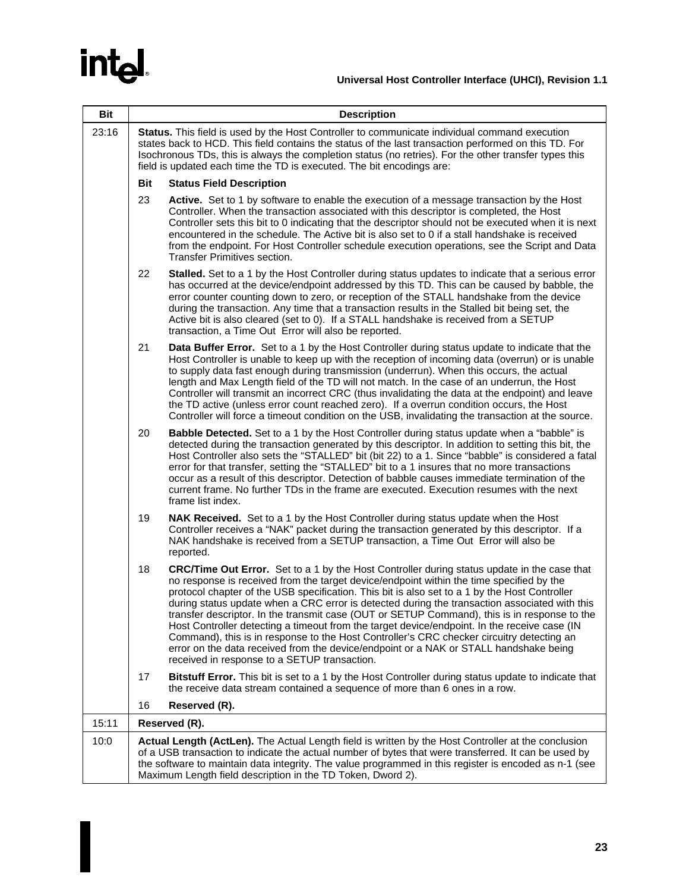| Bit | Description |
|---|---|
| 23:16 | **Status.** This field is used by the Host Controller to communicate individual command execution states back to HCD. This field contains the status of the last transaction performed on this TD. For Isochronous TDs, this is always the completion status (no retries). For the other transfer types this field is updated each time the TD is executed. The bit encodings are: <br><br> **Bit** **Status Field Description** <br><br> 23 **Active.** Set to 1 by software to enable the execution of a message transaction by the Host Controller. When the transaction associated with this descriptor is completed, the Host Controller sets this bit to 0 indicating that the descriptor should not be executed when it is next encountered in the schedule. The Active bit is also set to 0 if a stall handshake is received from the endpoint. For Host Controller schedule execution operations, see the Script and Data Transfer Primitives section. <br><br> 22 **Stalled.** Set to a 1 by the Host Controller during status updates to indicate that a serious error has occurred at the device/endpoint addressed by this TD. This can be caused by babble, the error counter counting down to zero, or reception of the STALL handshake from the device during the transaction. Any time that a transaction results in the Stalled bit being set, the Active bit is also cleared (set to 0). If a STALL handshake is received from a SETUP transaction, a Time Out Error will also be reported. <br><br> 21 **Data Buffer Error.** Set to a 1 by the Host Controller during status update to indicate that the Host Controller is unable to keep up with the reception of incoming data (overrun) or is unable to supply data fast enough during transmission (underrun). When this occurs, the actual length and Max Length field of the TD will not match. In the case of an underrun, the Host Controller will transmit an incorrect CRC (thus invalidating the data at the endpoint) and leave the TD active (unless error count reached zero). If a overrun condition occurs, the Host Controller will force a timeout condition on the USB, invalidating the transaction at the source. <br><br> 20 **Babble Detected.** Set to a 1 by the Host Controller during status update when a "babble" is detected during the transaction generated by this descriptor. In addition to setting this bit, the Host Controller also sets the "STALLED" bit (bit 22) to a 1. Since "babble" is considered a fatal error for that transfer, setting the "STALLED" bit to a 1 insures that no more transactions occur as a result of this descriptor. Detection of babble causes immediate termination of the current frame. No further TDs in the frame are executed. Execution resumes with the next frame list index. <br><br> 19 **NAK Received.** Set to a 1 by the Host Controller during status update when the Host Controller receives a "NAK" packet during the transaction generated by this descriptor. If a NAK handshake is received from a SETUP transaction, a Time Out Error will also be reported. <br><br> 18 **CRC/Time Out Error.** Set to a 1 by the Host Controller during status update in the case that no response is received from the target device/endpoint within the time specified by the protocol chapter of the USB specification. This bit is also set to a 1 by the Host Controller during status update when a CRC error is detected during the transaction associated with this transfer descriptor. In the transmit case (OUT or SETUP Command), this is in response to the Host Controller detecting a timeout from the target device/endpoint. In the receive case (IN Command), this is in response to the Host Controller's CRC checker circuitry detecting an error on the data received from the device/endpoint or a NAK or STALL handshake being received in response to a SETUP transaction. <br><br> 17 **Bitstuff Error.** This bit is set to a 1 by the Host Controller during status update to indicate that the receive data stream contained a sequence of more than 6 ones in a row. <br><br> 16 **Reserved (R).** |
| 15:11 | **Reserved (R).** |
| 10:0 | **Actual Length (ActLen).** The Actual Length field is written by the Host Controller at the conclusion of a USB transaction to indicate the actual number of bytes that were transferred. It can be used by the software to maintain data integrity. The value programmed in this register is encoded as n-1 (see Maximum Length field description in the TD Token, Dword 2). |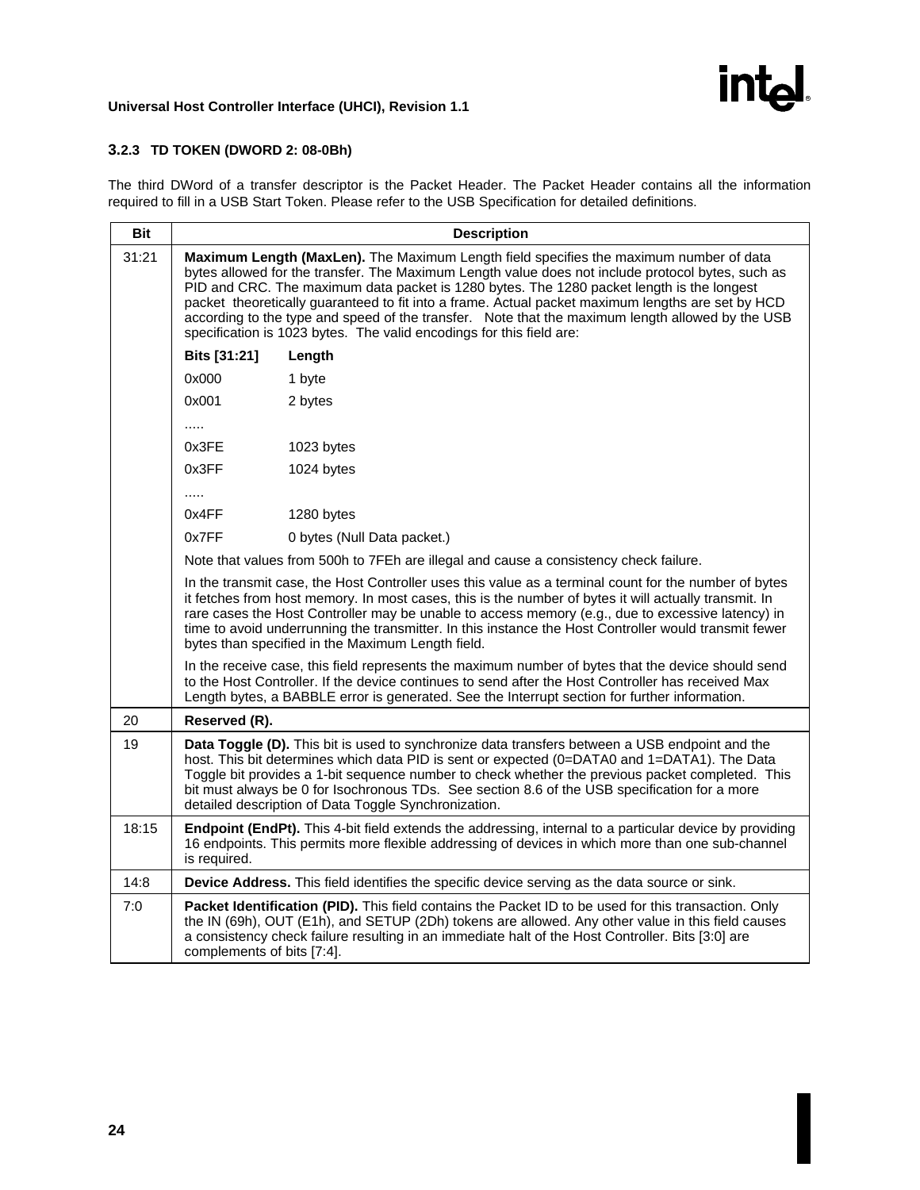### 3.2.3 TD TOKEN (DWORD 2: 08-0Bh)

The third DWord of a transfer descriptor is the Packet Header. The Packet Header contains all the information required to fill in a USB Start Token. Please refer to the USB Specification for detailed definitions.

| Bit | Description |
|---|---|
| 31:21 | **Maximum Length (MaxLen).** The Maximum Length field specifies the maximum number of data bytes allowed for the transfer. The Maximum Length value does not include protocol bytes, such as PID and CRC. The maximum data packet is 1280 bytes. The 1280 packet length is the longest packet theoretically guaranteed to fit into a frame. Actual packet maximum lengths are set by HCD according to the type and speed of the transfer. Note that the maximum length allowed by the USB specification is 1023 bytes. The valid encodings for this field are:<br><br>**Bits [31:21]** **Length**<br>0x000 1 byte<br>0x001 2 bytes<br>.....<br>0x3FE 1023 bytes<br>0x3FF 1024 bytes<br>.....<br>0x4FF 1280 bytes<br>0x7FF 0 bytes (Null Data packet.)<br><br>Note that values from 500h to 7FEh are illegal and cause a consistency check failure.<br><br>In the transmit case, the Host Controller uses this value as a terminal count for the number of bytes it fetches from host memory. In most cases, this is the number of bytes it will actually transmit. In rare cases the Host Controller may be unable to access memory (e.g., due to excessive latency) in time to avoid underrunning the transmitter. In this instance the Host Controller would transmit fewer bytes than specified in the Maximum Length field.<br><br>In the receive case, this field represents the maximum number of bytes that the device should send to the Host Controller. If the device continues to send after the Host Controller has received Max Length bytes, a BABBLE error is generated. See the Interrupt section for further information. |
| 20 | **Reserved (R).** |
| 19 | **Data Toggle (D).** This bit is used to synchronize data transfers between a USB endpoint and the host. This bit determines which data PID is sent or expected (0=DATA0 and 1=DATA1). The Data Toggle bit provides a 1-bit sequence number to check whether the previous packet completed. This bit must always be 0 for Isochronous TDs. See section 8.6 of the USB specification for a more detailed description of Data Toggle Synchronization. |
| 18:15 | **Endpoint (EndPt).** This 4-bit field extends the addressing, internal to a particular device by providing 16 endpoints. This permits more flexible addressing of devices in which more than one sub-channel is required. |
| 14:8 | **Device Address.** This field identifies the specific device serving as the data source or sink. |
| 7:0 | **Packet Identification (PID).** This field contains the Packet ID to be used for this transaction. Only the IN (69h), OUT (E1h), and SETUP (2Dh) tokens are allowed. Any other value in this field causes a consistency check failure resulting in an immediate halt of the Host Controller. Bits [3:0] are complements of bits [7:4]. |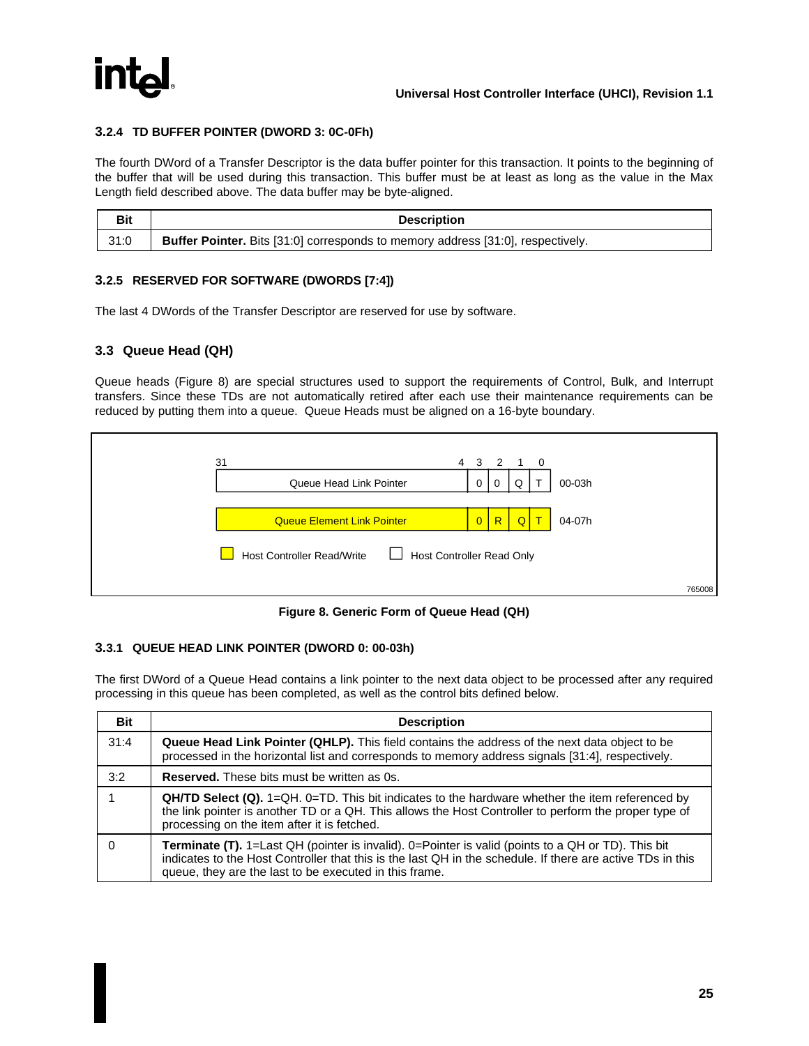### 3.2.4 TD BUFFER POINTER (DWORD 3: 0C-0Fh)

The fourth DWord of a Transfer Descriptor is the data buffer pointer for this transaction. It points to the beginning of the buffer that will be used during this transaction. This buffer must be at least as long as the value in the Max Length field described above. The data buffer may be byte-aligned.

| Bit | Description |
|---|---|
| 31:0 | **Buffer Pointer.** Bits [31:0] corresponds to memory address [31:0], respectively. |

### 3.2.5 RESERVED FOR SOFTWARE (DWORDS [7:4])

The last 4 DWords of the Transfer Descriptor are reserved for use by software.

## 3.3 Queue Head (QH)

Queue heads (Figure 8) are special structures used to support the requirements of Control, Bulk, and Interrupt transfers. Since these TDs are not automatically retired after each use their maintenance requirements can be reduced by putting them into a queue. Queue Heads must be aligned on a 16-byte boundary.

31 4 3 2 1 0

Queue Head Link Pointer 0 0 Q T 00-03h

Queue Element Link Pointer 0 R Q T 04-07h

Host Controller Read/Write Host Controller Read Only

765008

**Figure 8. Generic Form of Queue Head (QH)**

### 3.3.1 QUEUE HEAD LINK POINTER (DWORD 0: 00-03h)

The first DWord of a Queue Head contains a link pointer to the next data object to be processed after any required processing in this queue has been completed, as well as the control bits defined below.

| Bit | Description |
|---|---|
| 31:4 | **Queue Head Link Pointer (QHLP).** This field contains the address of the next data object to be processed in the horizontal list and corresponds to memory address signals [31:4], respectively. |
| 3:2 | **Reserved.** These bits must be written as 0s. |
| 1 | **QH/TD Select (Q).** 1=QH. 0=TD. This bit indicates to the hardware whether the item referenced by the link pointer is another TD or a QH. This allows the Host Controller to perform the proper type of processing on the item after it is fetched. |
| 0 | **Terminate (T).** 1=Last QH (pointer is invalid). 0=Pointer is valid (points to a QH or TD). This bit indicates to the Host Controller that this is the last QH in the schedule. If there are active TDs in this queue, they are the last to be executed in this frame. |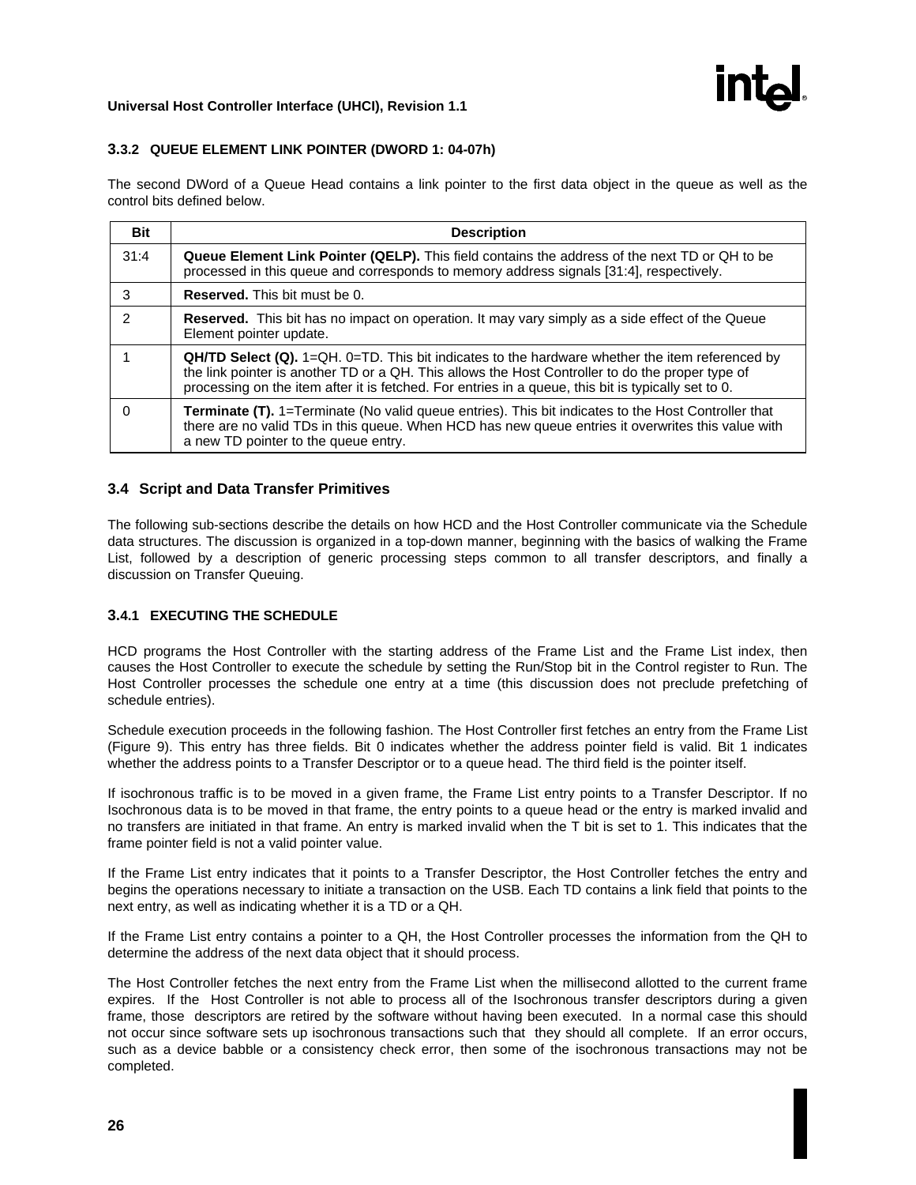### 3.3.2 QUEUE ELEMENT LINK POINTER (DWORD 1: 04-07h)

The second DWord of a Queue Head contains a link pointer to the first data object in the queue as well as the control bits defined below.

| Bit | Description |
|---|---|
| 31:4 | **Queue Element Link Pointer (QELP).** This field contains the address of the next TD or QH to be processed in this queue and corresponds to memory address signals [31:4], respectively. |
| 3 | **Reserved.** This bit must be 0. |
| 2 | **Reserved.** This bit has no impact on operation. It may vary simply as a side effect of the Queue Element pointer update. |
| 1 | **QH/TD Select (Q).** 1=QH. 0=TD. This bit indicates to the hardware whether the item referenced by the link pointer is another TD or a QH. This allows the Host Controller to do the proper type of processing on the item after it is fetched. For entries in a queue, this bit is typically set to 0. |
| 0 | **Terminate (T).** 1=Terminate (No valid queue entries). This bit indicates to the Host Controller that there are no valid TDs in this queue. When HCD has new queue entries it overwrites this value with a new TD pointer to the queue entry. |

## 3.4 Script and Data Transfer Primitives

The following sub-sections describe the details on how HCD and the Host Controller communicate via the Schedule data structures. The discussion is organized in a top-down manner, beginning with the basics of walking the Frame List, followed by a description of generic processing steps common to all transfer descriptors, and finally a discussion on Transfer Queuing.

### 3.4.1 EXECUTING THE SCHEDULE

HCD programs the Host Controller with the starting address of the Frame List and the Frame List index, then causes the Host Controller to execute the schedule by setting the Run/Stop bit in the Control register to Run. The Host Controller processes the schedule one entry at a time (this discussion does not preclude prefetching of schedule entries).

Schedule execution proceeds in the following fashion. The Host Controller first fetches an entry from the Frame List (Figure 9). This entry has three fields. Bit 0 indicates whether the address pointer field is valid. Bit 1 indicates whether the address points to a Transfer Descriptor or to a queue head. The third field is the pointer itself.

If isochronous traffic is to be moved in a given frame, the Frame List entry points to a Transfer Descriptor. If no Isochronous data is to be moved in that frame, the entry points to a queue head or the entry is marked invalid and no transfers are initiated in that frame. An entry is marked invalid when the T bit is set to 1. This indicates that the frame pointer field is not a valid pointer value.

If the Frame List entry indicates that it points to a Transfer Descriptor, the Host Controller fetches the entry and begins the operations necessary to initiate a transaction on the USB. Each TD contains a link field that points to the next entry, as well as indicating whether it is a TD or a QH.

If the Frame List entry contains a pointer to a QH, the Host Controller processes the information from the QH to determine the address of the next data object that it should process.

The Host Controller fetches the next entry from the Frame List when the millisecond allotted to the current frame expires. If the Host Controller is not able to process all of the Isochronous transfer descriptors during a given frame, those descriptors are retired by the software without having been executed. In a normal case this should not occur since software sets up isochronous transactions such that they should all complete. If an error occurs, such as a device babble or a consistency check error, then some of the isochronous transactions may not be completed.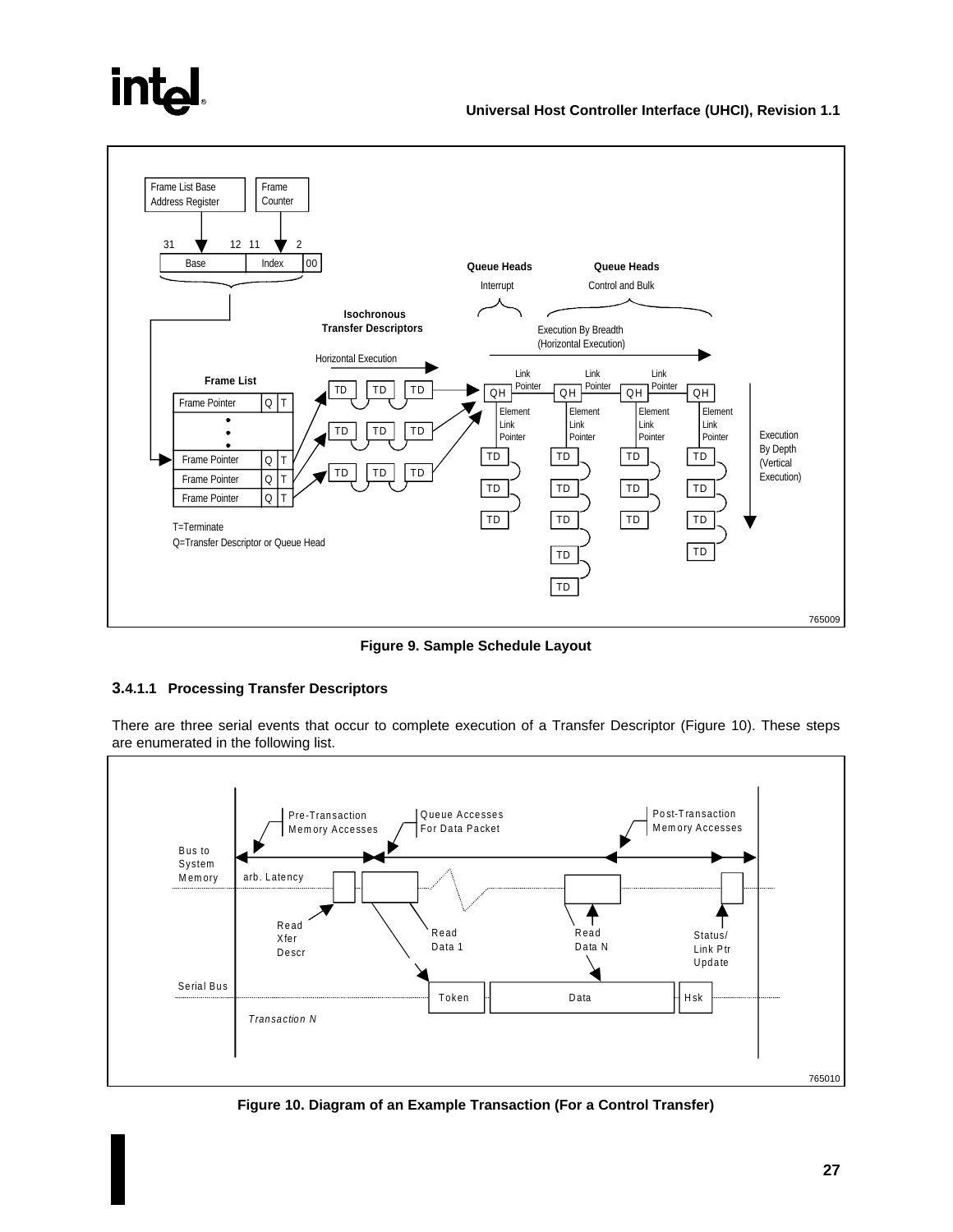Frame List Base Address Register

Frame Counter

31 12 11 2

Base Index 00

Frame List

Frame Pointer Q T

Frame Pointer Q T

Frame Pointer Q T

Frame Pointer Q T

T=Terminate

Q=Transfer Descriptor or Queue Head

Isochronous Transfer Descriptors

Horizontal Execution

TD TD TD

Queue Heads

Interrupt

Queue Heads

Control and Bulk

Execution By Breadth (Horizontal Execution)

Link Pointer

QH

Element Link Pointer

Execution By Depth (Vertical Execution)

765009

**Figure 9. Sample Schedule Layout**

### 3.4.1.1 Processing Transfer Descriptors

There are three serial events that occur to complete execution of a Transfer Descriptor (Figure 10). These steps are enumerated in the following list.

Pre-Transaction Memory Accesses

Queue Accesses For Data Packet

Post-Transaction Memory Accesses

Bus to System Memory

arb. Latency

Read Xfer Descr

Read Data 1

Read Data N

Status/ Link Ptr Update

Serial Bus

Token

Data

Hsk

*Transaction N*

765010

**Figure 10. Diagram of an Example Transaction (For a Control Transfer)**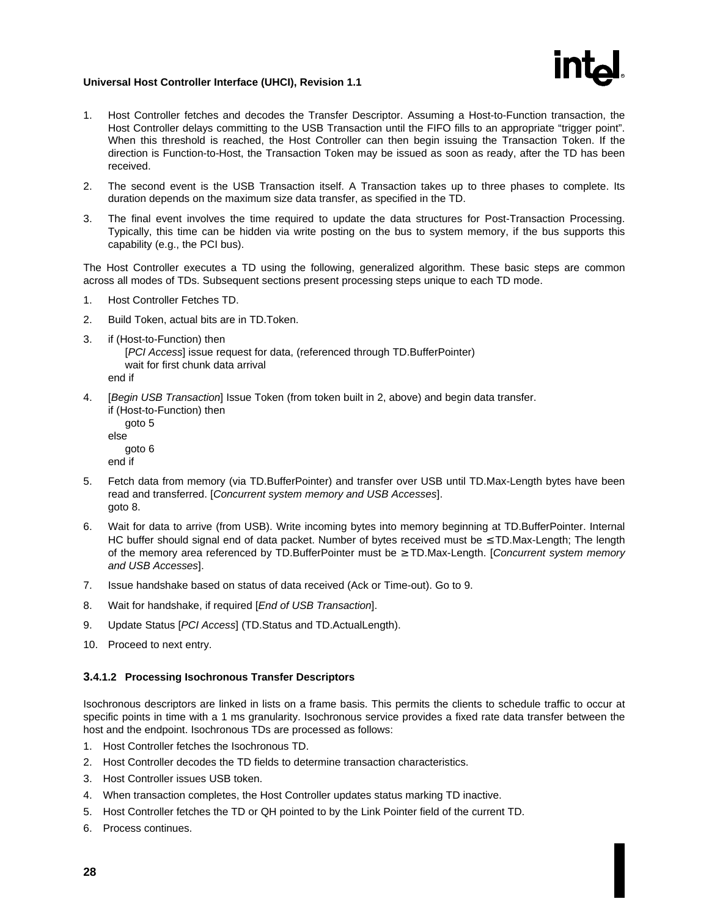1. Host Controller fetches and decodes the Transfer Descriptor. Assuming a Host-to-Function transaction, the Host Controller delays committing to the USB Transaction until the FIFO fills to an appropriate "trigger point". When this threshold is reached, the Host Controller can then begin issuing the Transaction Token. If the direction is Function-to-Host, the Transaction Token may be issued as soon as ready, after the TD has been received.

2. The second event is the USB Transaction itself. A Transaction takes up to three phases to complete. Its duration depends on the maximum size data transfer, as specified in the TD.

3. The final event involves the time required to update the data structures for Post-Transaction Processing. Typically, this time can be hidden via write posting on the bus to system memory, if the bus supports this capability (e.g., the PCI bus).

The Host Controller executes a TD using the following, generalized algorithm. These basic steps are common across all modes of TDs. Subsequent sections present processing steps unique to each TD mode.

1. Host Controller Fetches TD.

2. Build Token, actual bits are in TD.Token.

3. if (Host-to-Function) then
   [*PCI Access*] issue request for data, (referenced through TD.BufferPointer)
   wait for first chunk data arrival
   end if

4. [*Begin USB Transaction*] Issue Token (from token built in 2, above) and begin data transfer.
   if (Host-to-Function) then
   goto 5
   else
   goto 6
   end if

5. Fetch data from memory (via TD.BufferPointer) and transfer over USB until TD.Max-Length bytes have been read and transferred. [*Concurrent system memory and USB Accesses*].
   goto 8.

6. Wait for data to arrive (from USB). Write incoming bytes into memory beginning at TD.BufferPointer. Internal HC buffer should signal end of data packet. Number of bytes received must be ≤ TD.Max-Length; The length of the memory area referenced by TD.BufferPointer must be ≥ TD.Max-Length. [*Concurrent system memory and USB Accesses*].

7. Issue handshake based on status of data received (Ack or Time-out). Go to 9.

8. Wait for handshake, if required [*End of USB Transaction*].

9. Update Status [*PCI Access*] (TD.Status and TD.ActualLength).

10. Proceed to next entry.

### 3.4.1.2 Processing Isochronous Transfer Descriptors

Isochronous descriptors are linked in lists on a frame basis. This permits the clients to schedule traffic to occur at specific points in time with a 1 ms granularity. Isochronous service provides a fixed rate data transfer between the host and the endpoint. Isochronous TDs are processed as follows:

1. Host Controller fetches the Isochronous TD.
2. Host Controller decodes the TD fields to determine transaction characteristics.
3. Host Controller issues USB token.
4. When transaction completes, the Host Controller updates status marking TD inactive.
5. Host Controller fetches the TD or QH pointed to by the Link Pointer field of the current TD.
6. Process continues.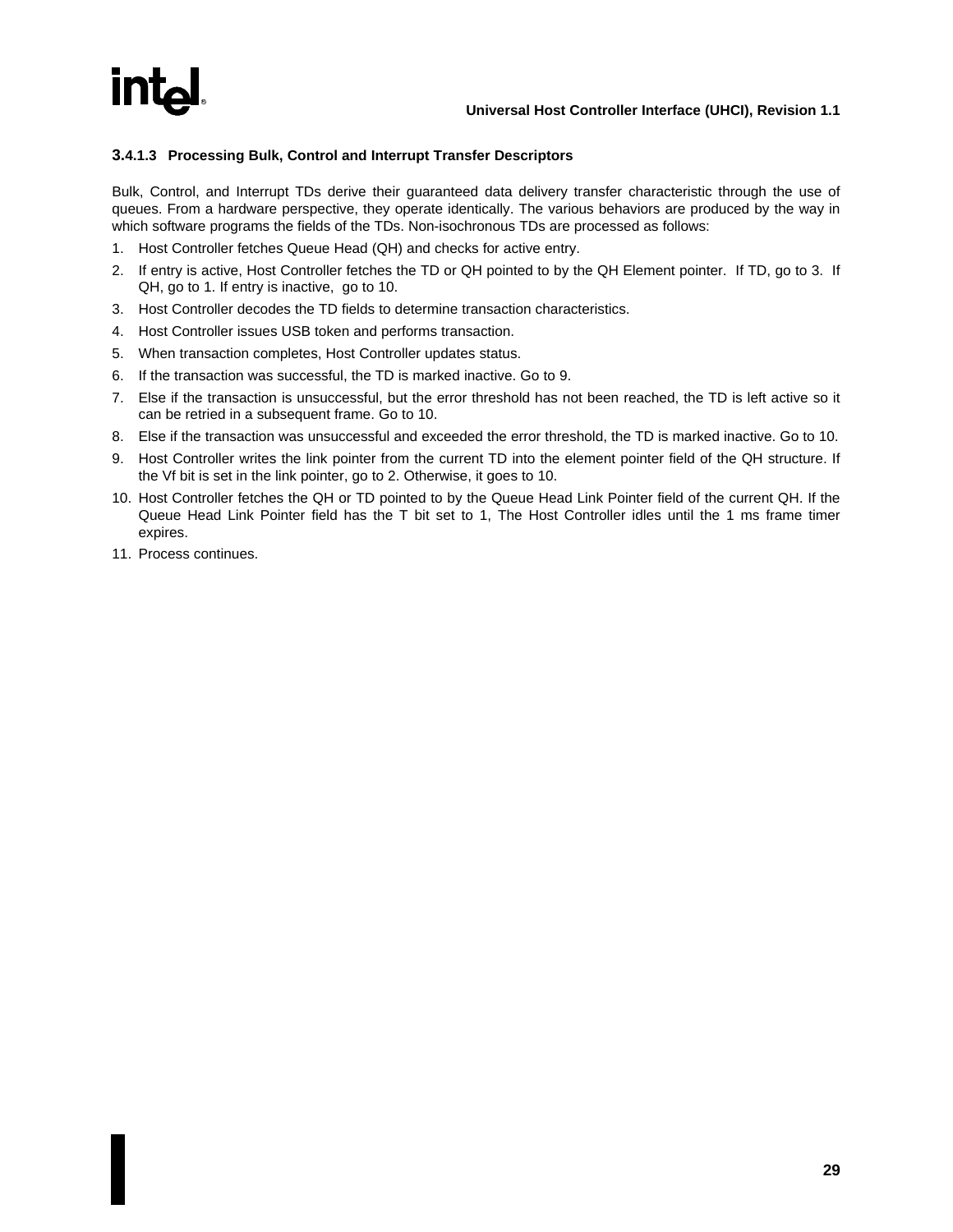### 3.4.1.3 Processing Bulk, Control and Interrupt Transfer Descriptors

Bulk, Control, and Interrupt TDs derive their guaranteed data delivery transfer characteristic through the use of queues. From a hardware perspective, they operate identically. The various behaviors are produced by the way in which software programs the fields of the TDs. Non-isochronous TDs are processed as follows:

1. Host Controller fetches Queue Head (QH) and checks for active entry.
2. If entry is active, Host Controller fetches the TD or QH pointed to by the QH Element pointer. If TD, go to 3. If QH, go to 1. If entry is inactive, go to 10.
3. Host Controller decodes the TD fields to determine transaction characteristics.
4. Host Controller issues USB token and performs transaction.
5. When transaction completes, Host Controller updates status.
6. If the transaction was successful, the TD is marked inactive. Go to 9.
7. Else if the transaction is unsuccessful, but the error threshold has not been reached, the TD is left active so it can be retried in a subsequent frame. Go to 10.
8. Else if the transaction was unsuccessful and exceeded the error threshold, the TD is marked inactive. Go to 10.
9. Host Controller writes the link pointer from the current TD into the element pointer field of the QH structure. If the Vf bit is set in the link pointer, go to 2. Otherwise, it goes to 10.
10. Host Controller fetches the QH or TD pointed to by the Queue Head Link Pointer field of the current QH. If the Queue Head Link Pointer field has the T bit set to 1, The Host Controller idles until the 1 ms frame timer expires.
11. Process continues.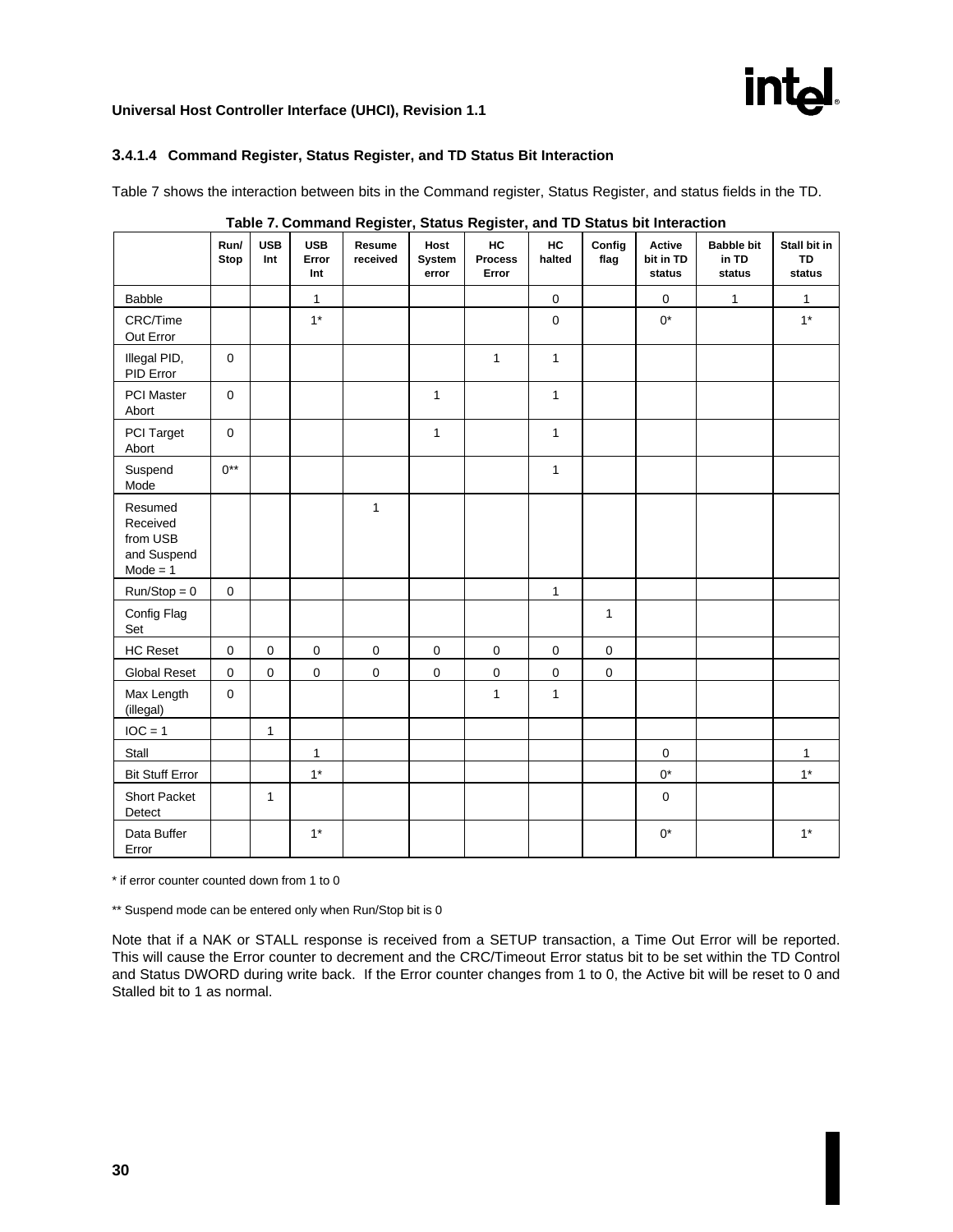### 3.4.1.4 Command Register, Status Register, and TD Status Bit Interaction

Table 7 shows the interaction between bits in the Command register, Status Register, and status fields in the TD.

**Table 7. Command Register, Status Register, and TD Status bit Interaction**

| | Run/ Stop | USB Int | USB Error Int | Resume received | Host System error | HC Process Error | HC halted | Config flag | Active bit in TD status | Babble bit in TD status | Stall bit in TD status |
|---|---|---|---|---|---|---|---|---|---|---|---|
| Babble | | | 1 | | | | 0 | | 0 | 1 | 1 |
| CRC/Time Out Error | | | 1* | | | | 0 | | 0* | | 1* |
| Illegal PID, PID Error | 0 | | | | | 1 | 1 | | | | |
| PCI Master Abort | 0 | | | | 1 | | 1 | | | | |
| PCI Target Abort | 0 | | | | 1 | | 1 | | | | |
| Suspend Mode | 0** | | | | | | 1 | | | | |
| Resumed Received from USB and Suspend Mode = 1 | | | | 1 | | | | | | | |
| Run/Stop = 0 | 0 | | | | | | 1 | | | | |
| Config Flag Set | | | | | | | | 1 | | | |
| HC Reset | 0 | 0 | 0 | 0 | 0 | 0 | 0 | 0 | | | |
| Global Reset | 0 | 0 | 0 | 0 | 0 | 0 | 0 | 0 | | | |
| Max Length (illegal) | 0 | | | | | 1 | 1 | | | | |
| IOC = 1 | | 1 | | | | | | | | | |
| Stall | | | 1 | | | | | | 0 | | 1 |
| Bit Stuff Error | | | 1* | | | | | | 0* | | 1* |
| Short Packet Detect | | 1 | | | | | | | 0 | | |
| Data Buffer Error | | | 1* | | | | | | 0* | | 1* |

\* if error counter counted down from 1 to 0

\*\* Suspend mode can be entered only when Run/Stop bit is 0

Note that if a NAK or STALL response is received from a SETUP transaction, a Time Out Error will be reported. This will cause the Error counter to decrement and the CRC/Timeout Error status bit to be set within the TD Control and Status DWORD during write back. If the Error counter changes from 1 to 0, the Active bit will be reset to 0 and Stalled bit to 1 as normal.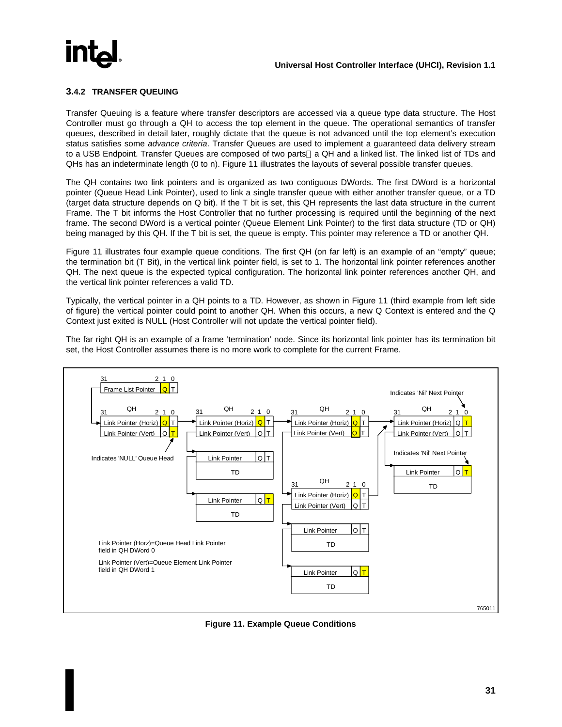### 3.4.2 TRANSFER QUEUING

Transfer Queuing is a feature where transfer descriptors are accessed via a queue type data structure. The Host Controller must go through a QH to access the top element in the queue. The operational semantics of transfer queues, described in detail later, roughly dictate that the queue is not advanced until the top element's execution status satisfies some *advance criteria*. Transfer Queues are used to implement a guaranteed data delivery stream to a USB Endpoint. Transfer Queues are composed of two parts a QH and a linked list. The linked list of TDs and QHs has an indeterminate length (0 to n). Figure 11 illustrates the layouts of several possible transfer queues.

The QH contains two link pointers and is organized as two contiguous DWords. The first DWord is a horizontal pointer (Queue Head Link Pointer), used to link a single transfer queue with either another transfer queue, or a TD (target data structure depends on Q bit). If the T bit is set, this QH represents the last data structure in the current Frame. The T bit informs the Host Controller that no further processing is required until the beginning of the next frame. The second DWord is a vertical pointer (Queue Element Link Pointer) to the first data structure (TD or QH) being managed by this QH. If the T bit is set, the queue is empty. This pointer may reference a TD or another QH.

Figure 11 illustrates four example queue conditions. The first QH (on far left) is an example of an "empty" queue; the termination bit (T Bit), in the vertical link pointer field, is set to 1. The horizontal link pointer references another QH. The next queue is the expected typical configuration. The horizontal link pointer references another QH, and the vertical link pointer references a valid TD.

Typically, the vertical pointer in a QH points to a TD. However, as shown in Figure 11 (third example from left side of figure) the vertical pointer could point to another QH. When this occurs, a new Q Context is entered and the Q Context just exited is NULL (Host Controller will not update the vertical pointer field).

The far right QH is an example of a frame 'termination' node. Since its horizontal link pointer has its termination bit set, the Host Controller assumes there is no more work to complete for the current Frame.

31 2 1 0
Frame List Pointer Q T

Indicates 'Nil' Next Pointer

QH
31 2 1 0
Link Pointer (Horiz) Q T
Link Pointer (Vert) Q T

Indicates 'NULL' Queue Head

QH
31 2 1 0
Link Pointer (Horiz) Q T
Link Pointer (Vert) Q T

Link Pointer Q T
TD

Link Pointer Q T
TD

QH
31 2 1 0
Link Pointer (Horiz) Q T
Link Pointer (Vert) Q T

QH
31 2 1 0
Link Pointer (Horiz) Q T
Link Pointer (Vert) Q T

Link Pointer Q T
TD

Link Pointer Q T
TD

QH
31 2 1 0
Link Pointer (Horiz) Q T
Link Pointer (Vert) Q T

Indicates 'Nil' Next Pointer

Link Pointer Q T
TD

Link Pointer (Horz)=Queue Head Link Pointer field in QH DWord 0

Link Pointer (Vert)=Queue Element Link Pointer field in QH DWord 1

765011

**Figure 11. Example Queue Conditions**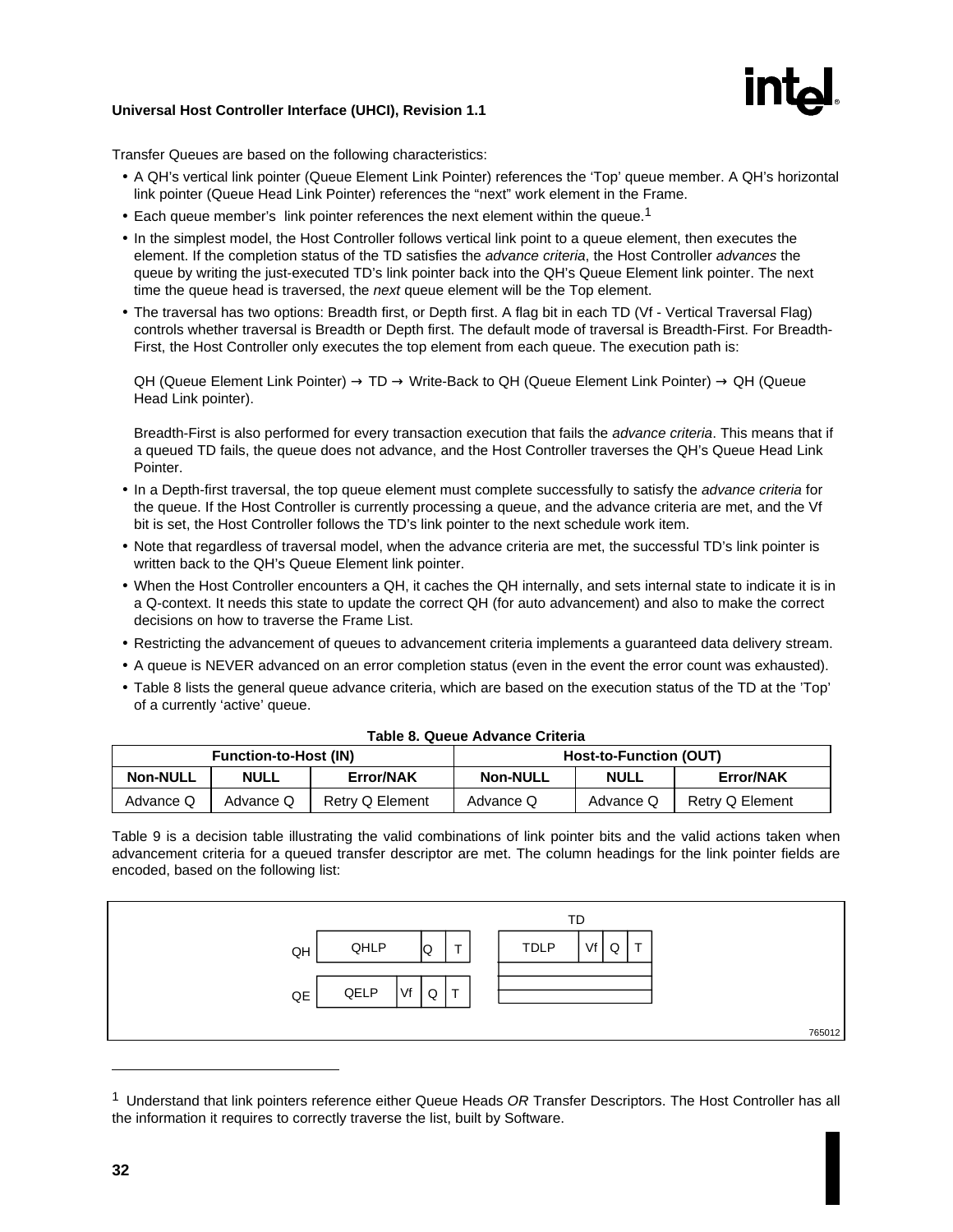Transfer Queues are based on the following characteristics:

- A QH's vertical link pointer (Queue Element Link Pointer) references the 'Top' queue member. A QH's horizontal link pointer (Queue Head Link Pointer) references the "next" work element in the Frame.
- Each queue member's link pointer references the next element within the queue.[1]
- In the simplest model, the Host Controller follows vertical link point to a queue element, then executes the element. If the completion status of the TD satisfies the *advance criteria*, the Host Controller *advances* the queue by writing the just-executed TD's link pointer back into the QH's Queue Element link pointer. The next time the queue head is traversed, the *next* queue element will be the Top element.
- The traversal has two options: Breadth first, or Depth first. A flag bit in each TD (Vf - Vertical Traversal Flag) controls whether traversal is Breadth or Depth first. The default mode of traversal is Breadth-First. For Breadth-First, the Host Controller only executes the top element from each queue. The execution path is:

  QH (Queue Element Link Pointer) → TD → Write-Back to QH (Queue Element Link Pointer) → QH (Queue Head Link pointer).

  Breadth-First is also performed for every transaction execution that fails the *advance criteria*. This means that if a queued TD fails, the queue does not advance, and the Host Controller traverses the QH's Queue Head Link Pointer.
- In a Depth-first traversal, the top queue element must complete successfully to satisfy the *advance criteria* for the queue. If the Host Controller is currently processing a queue, and the advance criteria are met, and the Vf bit is set, the Host Controller follows the TD's link pointer to the next schedule work item.
- Note that regardless of traversal model, when the advance criteria are met, the successful TD's link pointer is written back to the QH's Queue Element link pointer.
- When the Host Controller encounters a QH, it caches the QH internally, and sets internal state to indicate it is in a Q-context. It needs this state to update the correct QH (for auto advancement) and also to make the correct decisions on how to traverse the Frame List.
- Restricting the advancement of queues to advancement criteria implements a guaranteed data delivery stream.
- A queue is NEVER advanced on an error completion status (even in the event the error count was exhausted).
- Table 8 lists the general queue advance criteria, which are based on the execution status of the TD at the 'Top' of a currently 'active' queue.

**Table 8. Queue Advance Criteria**

| Function-to-Host (IN) | | | Host-to-Function (OUT) | | |
|---|---|---|---|---|---|
| **Non-NULL** | **NULL** | **Error/NAK** | **Non-NULL** | **NULL** | **Error/NAK** |
| Advance Q | Advance Q | Retry Q Element | Advance Q | Advance Q | Retry Q Element |

Table 9 is a decision table illustrating the valid combinations of link pointer bits and the valid actions taken when advancement criteria for a queued transfer descriptor are met. The column headings for the link pointer fields are encoded, based on the following list:

TD

QH: QHLP | Q | T

QE: QELP | Vf | Q | T

TD: TDLP | Vf | Q | T

765012

[1] Understand that link pointers reference either Queue Heads *OR* Transfer Descriptors. The Host Controller has all the information it requires to correctly traverse the list, built by Software.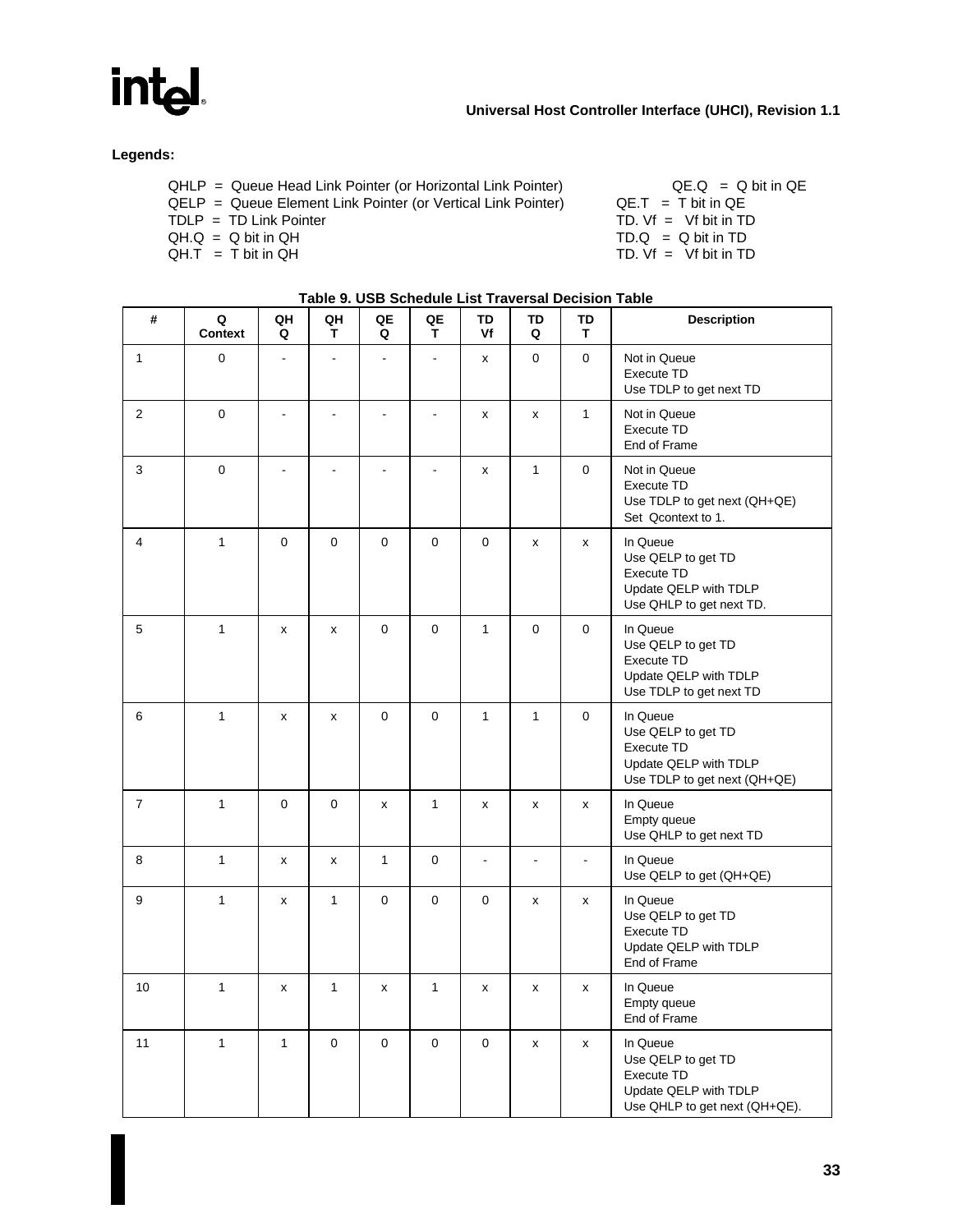**Legends:**

QHLP = Queue Head Link Pointer (or Horizontal Link Pointer)
QELP = Queue Element Link Pointer (or Vertical Link Pointer)
TDLP = TD Link Pointer
QH.Q = Q bit in QH
QH.T = T bit in QH

QE.Q = Q bit in QE
QE.T = T bit in QE
TD. Vf = Vf bit in TD
TD.Q = Q bit in TD
TD. Vf = Vf bit in TD

**Table 9. USB Schedule List Traversal Decision Table**

| # | Q Context | QH Q | QH T | QE Q | QE T | TD Vf | TD Q | TD T | Description |
|---|---|---|---|---|---|---|---|---|---|
| 1 | 0 | - | - | - | - | x | 0 | 0 | Not in Queue<br>Execute TD<br>Use TDLP to get next TD |
| 2 | 0 | - | - | - | - | x | x | 1 | Not in Queue<br>Execute TD<br>End of Frame |
| 3 | 0 | - | - | - | - | x | 1 | 0 | Not in Queue<br>Execute TD<br>Use TDLP to get next (QH+QE)<br>Set Qcontext to 1. |
| 4 | 1 | 0 | 0 | 0 | 0 | 0 | x | x | In Queue<br>Use QELP to get TD<br>Execute TD<br>Update QELP with TDLP<br>Use QHLP to get next TD. |
| 5 | 1 | x | x | 0 | 0 | 1 | 0 | 0 | In Queue<br>Use QELP to get TD<br>Execute TD<br>Update QELP with TDLP<br>Use TDLP to get next TD |
| 6 | 1 | x | x | 0 | 0 | 1 | 1 | 0 | In Queue<br>Use QELP to get TD<br>Execute TD<br>Update QELP with TDLP<br>Use TDLP to get next (QH+QE) |
| 7 | 1 | 0 | 0 | x | 1 | x | x | x | In Queue<br>Empty queue<br>Use QHLP to get next TD |
| 8 | 1 | x | x | 1 | 0 | - | - | - | In Queue<br>Use QELP to get (QH+QE) |
| 9 | 1 | x | 1 | 0 | 0 | 0 | x | x | In Queue<br>Use QELP to get TD<br>Execute TD<br>Update QELP with TDLP<br>End of Frame |
| 10 | 1 | x | 1 | x | 1 | x | x | x | In Queue<br>Empty queue<br>End of Frame |
| 11 | 1 | 1 | 0 | 0 | 0 | 0 | x | x | In Queue<br>Use QELP to get TD<br>Execute TD<br>Update QELP with TDLP<br>Use QHLP to get next (QH+QE). |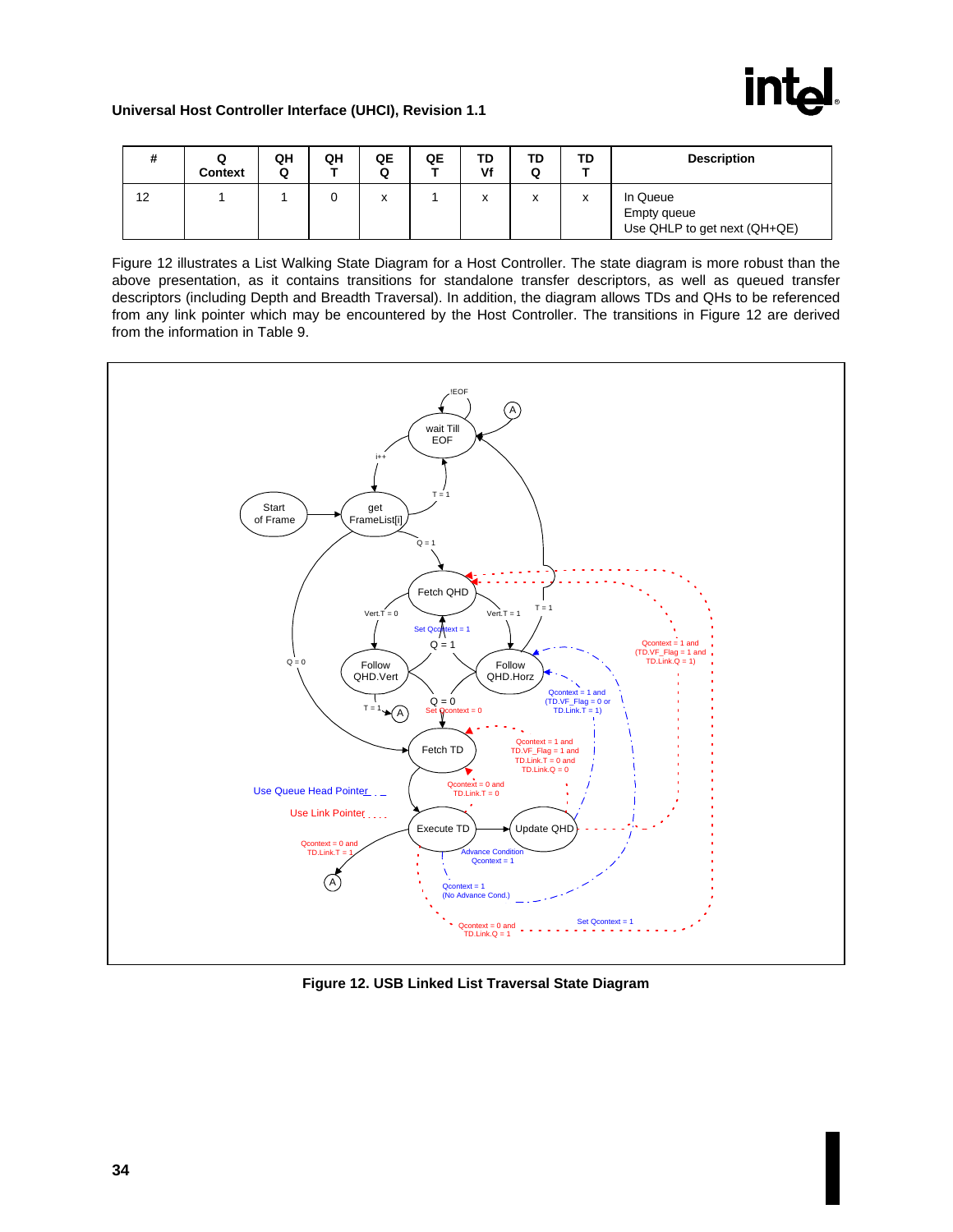| # | Q Context | QH Q | QH T | QE Q | QE T | TD Vf | TD Q | TD T | Description |
|---|---|---|---|---|---|---|---|---|---|
| 12 | 1 | 1 | 0 | x | 1 | x | x | x | In Queue<br>Empty queue<br>Use QHLP to get next (QH+QE) |

Figure 12 illustrates a List Walking State Diagram for a Host Controller. The state diagram is more robust than the above presentation, as it contains transitions for standalone transfer descriptors, as well as queued transfer descriptors (including Depth and Breadth Traversal). In addition, the diagram allows TDs and QHs to be referenced from any link pointer which may be encountered by the Host Controller. The transitions in Figure 12 are derived from the information in Table 9.

!EOF
A
wait Till EOF
i++
T = 1
Start of Frame
get FrameList[i]
Q = 1
Fetch QHD
Vert.T = 0
Vert.T = 1
T = 1
Set Qcontext = 1
Q = 1
Q = 0
Follow QHD.Vert
Follow QHD.Horz
Qcontext = 1 and (TD.VF_Flag = 1 and TD.Link.Q = 1)
Qcontext = 1 and (TD.VF_Flag = 0 or TD.Link.T = 1)
T = 1
A
Q = 0
Set Qcontext = 0
Fetch TD
Qcontext = 1 and TD.VF_Flag = 1 and TD.Link.T = 0 and TD.Link.Q = 0
Use Queue Head Pointer
Qcontext = 0 and TD.Link.T = 0
Use Link Pointer
Execute TD
Update QHD
Qcontext = 0 and TD.Link.T = 1
Advance Condition Qcontext = 1
A
Qcontext = 1 (No Advance Cond.)
Set Qcontext = 1
Qcontext = 0 and TD.Link.Q = 1

**Figure 12. USB Linked List Traversal State Diagram**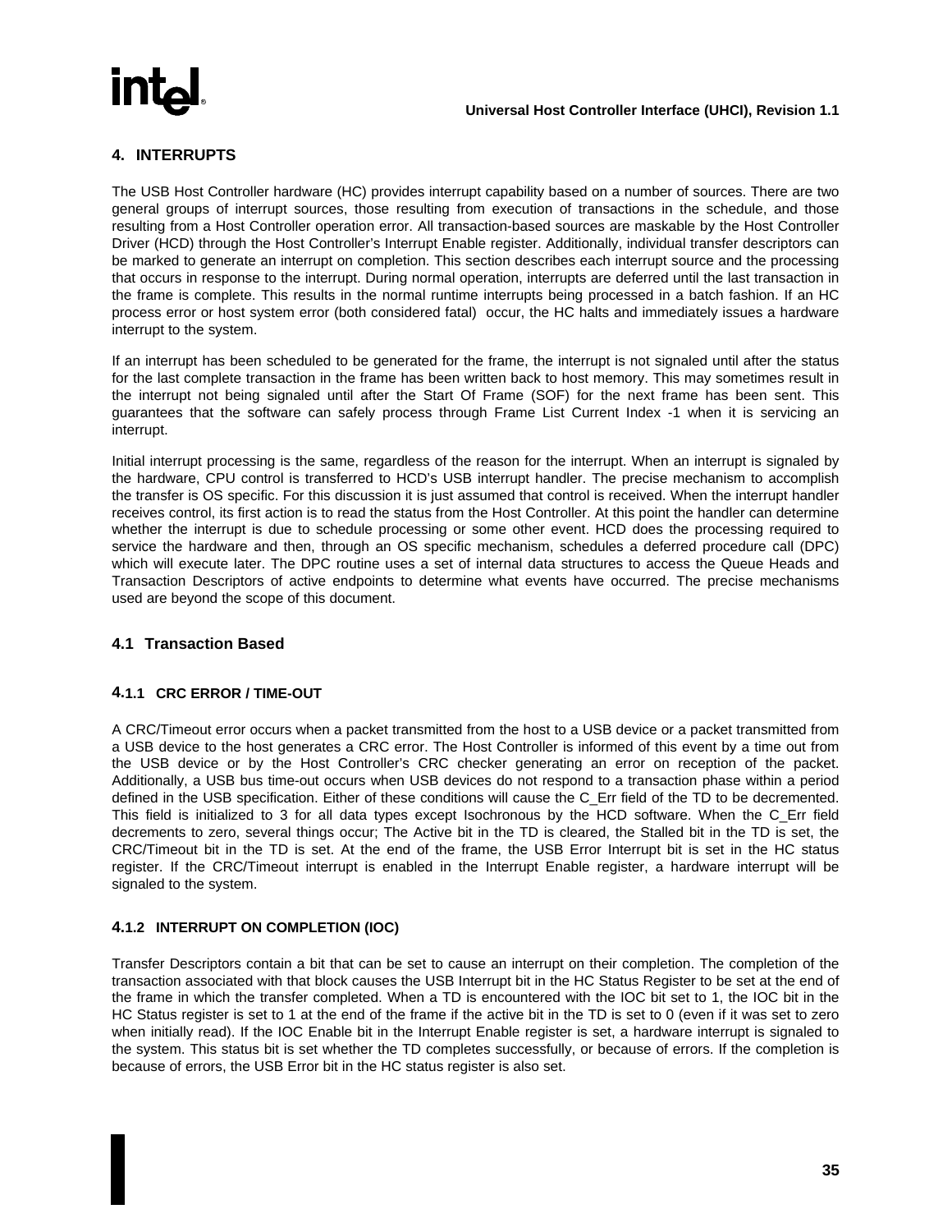# 4. INTERRUPTS

The USB Host Controller hardware (HC) provides interrupt capability based on a number of sources. There are two general groups of interrupt sources, those resulting from execution of transactions in the schedule, and those resulting from a Host Controller operation error. All transaction-based sources are maskable by the Host Controller Driver (HCD) through the Host Controller's Interrupt Enable register. Additionally, individual transfer descriptors can be marked to generate an interrupt on completion. This section describes each interrupt source and the processing that occurs in response to the interrupt. During normal operation, interrupts are deferred until the last transaction in the frame is complete. This results in the normal runtime interrupts being processed in a batch fashion. If an HC process error or host system error (both considered fatal) occur, the HC halts and immediately issues a hardware interrupt to the system.

If an interrupt has been scheduled to be generated for the frame, the interrupt is not signaled until after the status for the last complete transaction in the frame has been written back to host memory. This may sometimes result in the interrupt not being signaled until after the Start Of Frame (SOF) for the next frame has been sent. This guarantees that the software can safely process through Frame List Current Index -1 when it is servicing an interrupt.

Initial interrupt processing is the same, regardless of the reason for the interrupt. When an interrupt is signaled by the hardware, CPU control is transferred to HCD's USB interrupt handler. The precise mechanism to accomplish the transfer is OS specific. For this discussion it is just assumed that control is received. When the interrupt handler receives control, its first action is to read the status from the Host Controller. At this point the handler can determine whether the interrupt is due to schedule processing or some other event. HCD does the processing required to service the hardware and then, through an OS specific mechanism, schedules a deferred procedure call (DPC) which will execute later. The DPC routine uses a set of internal data structures to access the Queue Heads and Transaction Descriptors of active endpoints to determine what events have occurred. The precise mechanisms used are beyond the scope of this document.

## 4.1 Transaction Based

### 4.1.1 CRC ERROR / TIME-OUT

A CRC/Timeout error occurs when a packet transmitted from the host to a USB device or a packet transmitted from a USB device to the host generates a CRC error. The Host Controller is informed of this event by a time out from the USB device or by the Host Controller's CRC checker generating an error on reception of the packet. Additionally, a USB bus time-out occurs when USB devices do not respond to a transaction phase within a period defined in the USB specification. Either of these conditions will cause the C_Err field of the TD to be decremented. This field is initialized to 3 for all data types except Isochronous by the HCD software. When the C_Err field decrements to zero, several things occur; The Active bit in the TD is cleared, the Stalled bit in the TD is set, the CRC/Timeout bit in the TD is set. At the end of the frame, the USB Error Interrupt bit is set in the HC status register. If the CRC/Timeout interrupt is enabled in the Interrupt Enable register, a hardware interrupt will be signaled to the system.

### 4.1.2 INTERRUPT ON COMPLETION (IOC)

Transfer Descriptors contain a bit that can be set to cause an interrupt on their completion. The completion of the transaction associated with that block causes the USB Interrupt bit in the HC Status Register to be set at the end of the frame in which the transfer completed. When a TD is encountered with the IOC bit set to 1, the IOC bit in the HC Status register is set to 1 at the end of the frame if the active bit in the TD is set to 0 (even if it was set to zero when initially read). If the IOC Enable bit in the Interrupt Enable register is set, a hardware interrupt is signaled to the system. This status bit is set whether the TD completes successfully, or because of errors. If the completion is because of errors, the USB Error bit in the HC status register is also set.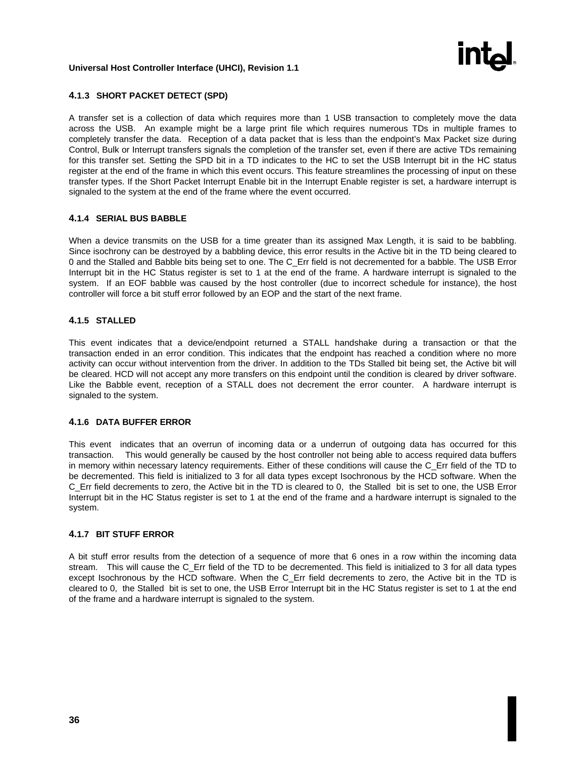### 4.1.3 SHORT PACKET DETECT (SPD)

A transfer set is a collection of data which requires more than 1 USB transaction to completely move the data across the USB. An example might be a large print file which requires numerous TDs in multiple frames to completely transfer the data. Reception of a data packet that is less than the endpoint's Max Packet size during Control, Bulk or Interrupt transfers signals the completion of the transfer set, even if there are active TDs remaining for this transfer set. Setting the SPD bit in a TD indicates to the HC to set the USB Interrupt bit in the HC status register at the end of the frame in which this event occurs. This feature streamlines the processing of input on these transfer types. If the Short Packet Interrupt Enable bit in the Interrupt Enable register is set, a hardware interrupt is signaled to the system at the end of the frame where the event occurred.

### 4.1.4 SERIAL BUS BABBLE

When a device transmits on the USB for a time greater than its assigned Max Length, it is said to be babbling. Since isochrony can be destroyed by a babbling device, this error results in the Active bit in the TD being cleared to 0 and the Stalled and Babble bits being set to one. The C_Err field is not decremented for a babble. The USB Error Interrupt bit in the HC Status register is set to 1 at the end of the frame. A hardware interrupt is signaled to the system. If an EOF babble was caused by the host controller (due to incorrect schedule for instance), the host controller will force a bit stuff error followed by an EOP and the start of the next frame.

### 4.1.5 STALLED

This event indicates that a device/endpoint returned a STALL handshake during a transaction or that the transaction ended in an error condition. This indicates that the endpoint has reached a condition where no more activity can occur without intervention from the driver. In addition to the TDs Stalled bit being set, the Active bit will be cleared. HCD will not accept any more transfers on this endpoint until the condition is cleared by driver software. Like the Babble event, reception of a STALL does not decrement the error counter. A hardware interrupt is signaled to the system.

### 4.1.6 DATA BUFFER ERROR

This event indicates that an overrun of incoming data or a underrun of outgoing data has occurred for this transaction. This would generally be caused by the host controller not being able to access required data buffers in memory within necessary latency requirements. Either of these conditions will cause the C_Err field of the TD to be decremented. This field is initialized to 3 for all data types except Isochronous by the HCD software. When the C_Err field decrements to zero, the Active bit in the TD is cleared to 0, the Stalled bit is set to one, the USB Error Interrupt bit in the HC Status register is set to 1 at the end of the frame and a hardware interrupt is signaled to the system.

### 4.1.7 BIT STUFF ERROR

A bit stuff error results from the detection of a sequence of more that 6 ones in a row within the incoming data stream. This will cause the C_Err field of the TD to be decremented. This field is initialized to 3 for all data types except Isochronous by the HCD software. When the C_Err field decrements to zero, the Active bit in the TD is cleared to 0, the Stalled bit is set to one, the USB Error Interrupt bit in the HC Status register is set to 1 at the end of the frame and a hardware interrupt is signaled to the system.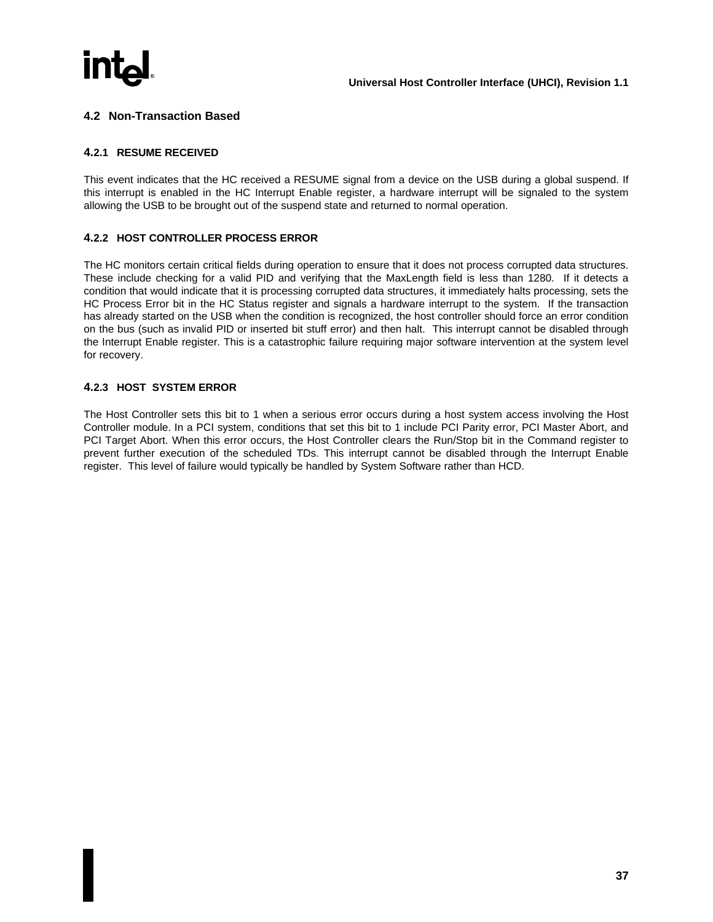## 4.2 Non-Transaction Based

### 4.2.1 RESUME RECEIVED

This event indicates that the HC received a RESUME signal from a device on the USB during a global suspend. If this interrupt is enabled in the HC Interrupt Enable register, a hardware interrupt will be signaled to the system allowing the USB to be brought out of the suspend state and returned to normal operation.

### 4.2.2 HOST CONTROLLER PROCESS ERROR

The HC monitors certain critical fields during operation to ensure that it does not process corrupted data structures. These include checking for a valid PID and verifying that the MaxLength field is less than 1280. If it detects a condition that would indicate that it is processing corrupted data structures, it immediately halts processing, sets the HC Process Error bit in the HC Status register and signals a hardware interrupt to the system. If the transaction has already started on the USB when the condition is recognized, the host controller should force an error condition on the bus (such as invalid PID or inserted bit stuff error) and then halt. This interrupt cannot be disabled through the Interrupt Enable register. This is a catastrophic failure requiring major software intervention at the system level for recovery.

### 4.2.3 HOST SYSTEM ERROR

The Host Controller sets this bit to 1 when a serious error occurs during a host system access involving the Host Controller module. In a PCI system, conditions that set this bit to 1 include PCI Parity error, PCI Master Abort, and PCI Target Abort. When this error occurs, the Host Controller clears the Run/Stop bit in the Command register to prevent further execution of the scheduled TDs. This interrupt cannot be disabled through the Interrupt Enable register. This level of failure would typically be handled by System Software rather than HCD.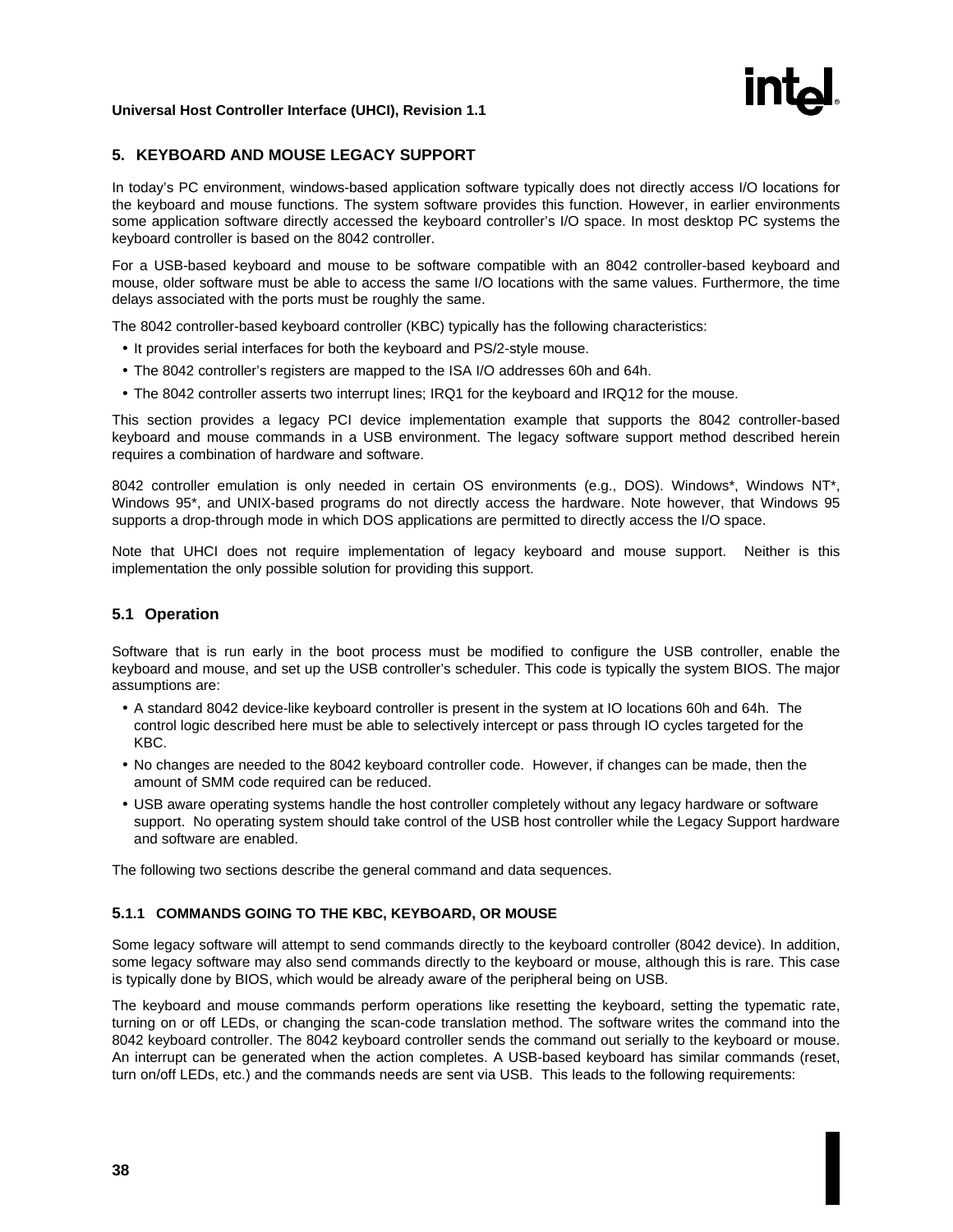## 5. KEYBOARD AND MOUSE LEGACY SUPPORT

In today's PC environment, windows-based application software typically does not directly access I/O locations for the keyboard and mouse functions. The system software provides this function. However, in earlier environments some application software directly accessed the keyboard controller's I/O space. In most desktop PC systems the keyboard controller is based on the 8042 controller.

For a USB-based keyboard and mouse to be software compatible with an 8042 controller-based keyboard and mouse, older software must be able to access the same I/O locations with the same values. Furthermore, the time delays associated with the ports must be roughly the same.

The 8042 controller-based keyboard controller (KBC) typically has the following characteristics:

- It provides serial interfaces for both the keyboard and PS/2-style mouse.
- The 8042 controller's registers are mapped to the ISA I/O addresses 60h and 64h.
- The 8042 controller asserts two interrupt lines; IRQ1 for the keyboard and IRQ12 for the mouse.

This section provides a legacy PCI device implementation example that supports the 8042 controller-based keyboard and mouse commands in a USB environment. The legacy software support method described herein requires a combination of hardware and software.

8042 controller emulation is only needed in certain OS environments (e.g., DOS). Windows*, Windows NT*, Windows 95*, and UNIX-based programs do not directly access the hardware. Note however, that Windows 95 supports a drop-through mode in which DOS applications are permitted to directly access the I/O space.

Note that UHCI does not require implementation of legacy keyboard and mouse support. Neither is this implementation the only possible solution for providing this support.

### 5.1 Operation

Software that is run early in the boot process must be modified to configure the USB controller, enable the keyboard and mouse, and set up the USB controller's scheduler. This code is typically the system BIOS. The major assumptions are:

- A standard 8042 device-like keyboard controller is present in the system at IO locations 60h and 64h. The control logic described here must be able to selectively intercept or pass through IO cycles targeted for the KBC.
- No changes are needed to the 8042 keyboard controller code. However, if changes can be made, then the amount of SMM code required can be reduced.
- USB aware operating systems handle the host controller completely without any legacy hardware or software support. No operating system should take control of the USB host controller while the Legacy Support hardware and software are enabled.

The following two sections describe the general command and data sequences.

#### 5.1.1 COMMANDS GOING TO THE KBC, KEYBOARD, OR MOUSE

Some legacy software will attempt to send commands directly to the keyboard controller (8042 device). In addition, some legacy software may also send commands directly to the keyboard or mouse, although this is rare. This case is typically done by BIOS, which would be already aware of the peripheral being on USB.

The keyboard and mouse commands perform operations like resetting the keyboard, setting the typematic rate, turning on or off LEDs, or changing the scan-code translation method. The software writes the command into the 8042 keyboard controller. The 8042 keyboard controller sends the command out serially to the keyboard or mouse. An interrupt can be generated when the action completes. A USB-based keyboard has similar commands (reset, turn on/off LEDs, etc.) and the commands needs are sent via USB. This leads to the following requirements: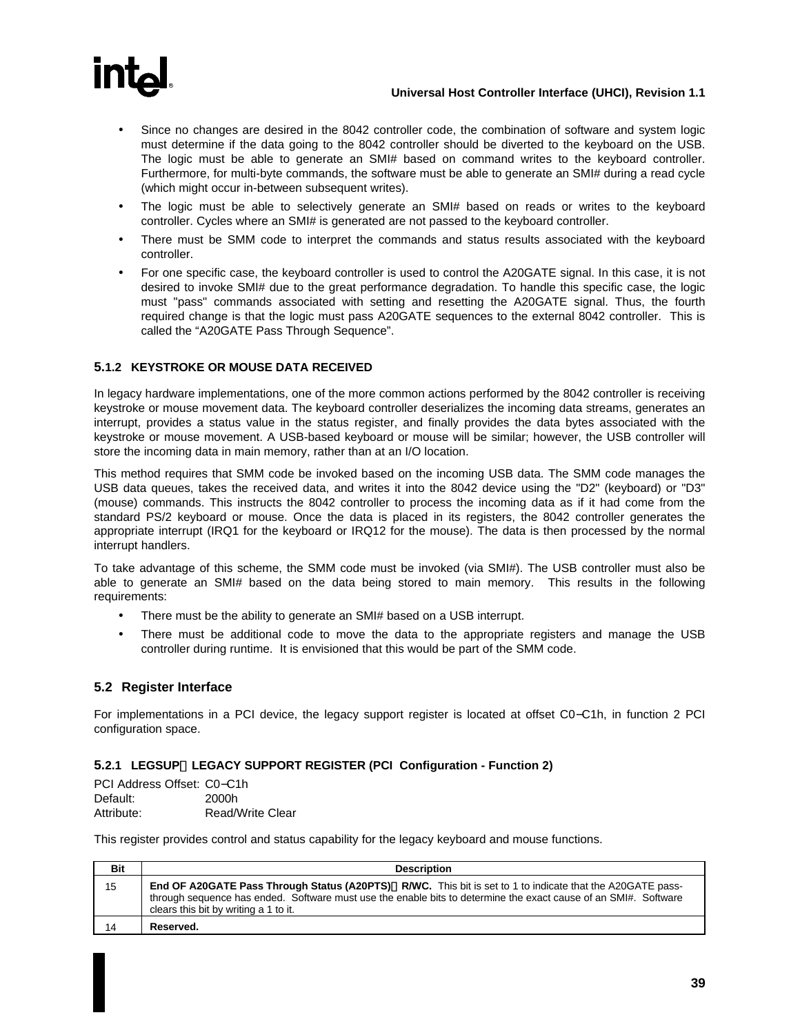- Since no changes are desired in the 8042 controller code, the combination of software and system logic must determine if the data going to the 8042 controller should be diverted to the keyboard on the USB. The logic must be able to generate an SMI# based on command writes to the keyboard controller. Furthermore, for multi-byte commands, the software must be able to generate an SMI# during a read cycle (which might occur in-between subsequent writes).
- The logic must be able to selectively generate an SMI# based on reads or writes to the keyboard controller. Cycles where an SMI# is generated are not passed to the keyboard controller.
- There must be SMM code to interpret the commands and status results associated with the keyboard controller.
- For one specific case, the keyboard controller is used to control the A20GATE signal. In this case, it is not desired to invoke SMI# due to the great performance degradation. To handle this specific case, the logic must "pass" commands associated with setting and resetting the A20GATE signal. Thus, the fourth required change is that the logic must pass A20GATE sequences to the external 8042 controller. This is called the "A20GATE Pass Through Sequence".

### 5.1.2 KEYSTROKE OR MOUSE DATA RECEIVED

In legacy hardware implementations, one of the more common actions performed by the 8042 controller is receiving keystroke or mouse movement data. The keyboard controller deserializes the incoming data streams, generates an interrupt, provides a status value in the status register, and finally provides the data bytes associated with the keystroke or mouse movement. A USB-based keyboard or mouse will be similar; however, the USB controller will store the incoming data in main memory, rather than at an I/O location.

This method requires that SMM code be invoked based on the incoming USB data. The SMM code manages the USB data queues, takes the received data, and writes it into the 8042 device using the "D2" (keyboard) or "D3" (mouse) commands. This instructs the 8042 controller to process the incoming data as if it had come from the standard PS/2 keyboard or mouse. Once the data is placed in its registers, the 8042 controller generates the appropriate interrupt (IRQ1 for the keyboard or IRQ12 for the mouse). The data is then processed by the normal interrupt handlers.

To take advantage of this scheme, the SMM code must be invoked (via SMI#). The USB controller must also be able to generate an SMI# based on the data being stored to main memory. This results in the following requirements:

- There must be the ability to generate an SMI# based on a USB interrupt.
- There must be additional code to move the data to the appropriate registers and manage the USB controller during runtime. It is envisioned that this would be part of the SMM code.

## 5.2 Register Interface

For implementations in a PCI device, the legacy support register is located at offset C0−C1h, in function 2 PCI configuration space.

### 5.2.1 LEGSUP—LEGACY SUPPORT REGISTER (PCI Configuration - Function 2)

PCI Address Offset: C0−C1h
Default: 2000h
Attribute: Read/Write Clear

This register provides control and status capability for the legacy keyboard and mouse functions.

| Bit | Description |
|---|---|
| 15 | **End OF A20GATE Pass Through Status (A20PTS)—R/WC.** This bit is set to 1 to indicate that the A20GATE pass-through sequence has ended. Software must use the enable bits to determine the exact cause of an SMI#. Software clears this bit by writing a 1 to it. |
| 14 | **Reserved.** |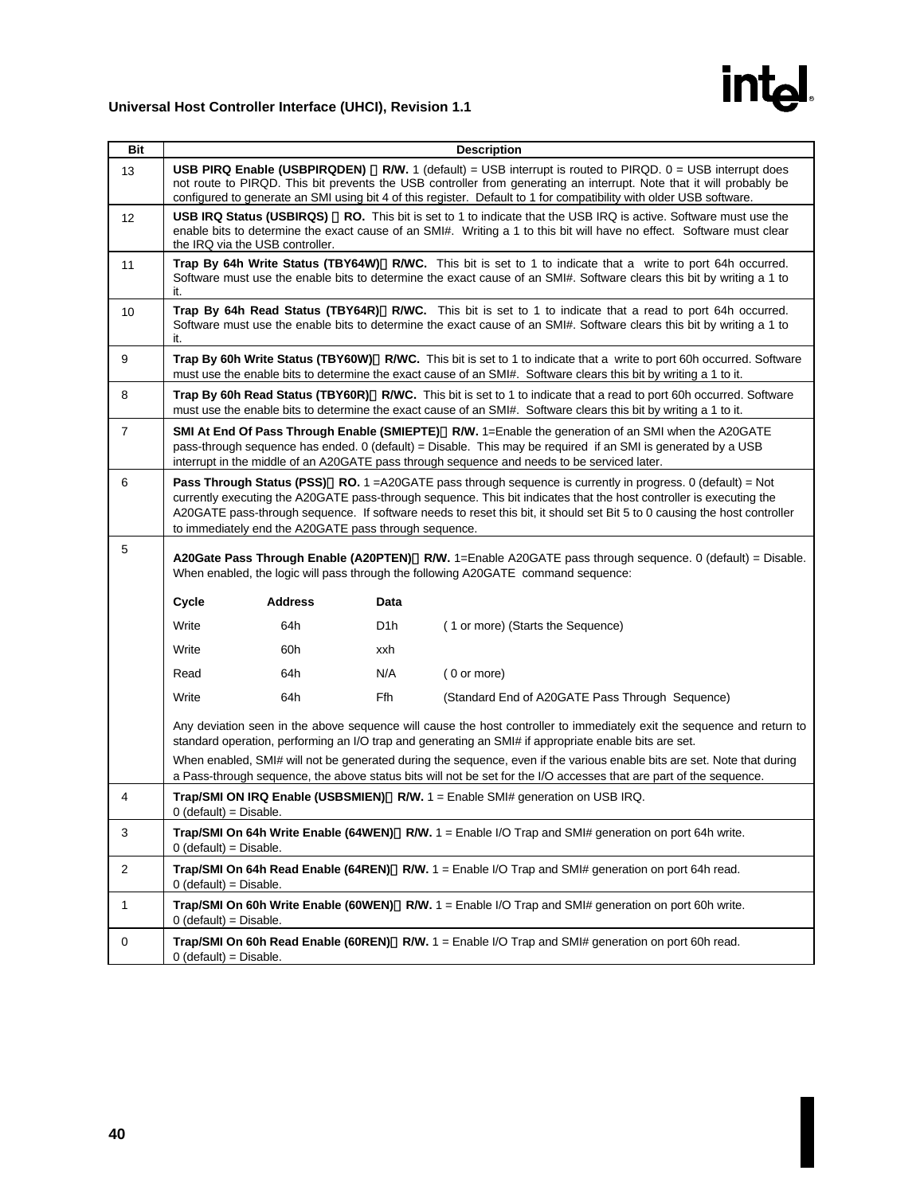| Bit | Description |
|---|---|
| 13 | **USB PIRQ Enable (USBPIRQDEN) R/W.** 1 (default) = USB interrupt is routed to PIRQD. 0 = USB interrupt does not route to PIRQD. This bit prevents the USB controller from generating an interrupt. Note that it will probably be configured to generate an SMI using bit 4 of this register. Default to 1 for compatibility with older USB software. |
| 12 | **USB IRQ Status (USBIRQS) RO.** This bit is set to 1 to indicate that the USB IRQ is active. Software must use the enable bits to determine the exact cause of an SMI#. Writing a 1 to this bit will have no effect. Software must clear the IRQ via the USB controller. |
| 11 | **Trap By 64h Write Status (TBY64W) R/WC.** This bit is set to 1 to indicate that a write to port 64h occurred. Software must use the enable bits to determine the exact cause of an SMI#. Software clears this bit by writing a 1 to it. |
| 10 | **Trap By 64h Read Status (TBY64R) R/WC.** This bit is set to 1 to indicate that a read to port 64h occurred. Software must use the enable bits to determine the exact cause of an SMI#. Software clears this bit by writing a 1 to it. |
| 9 | **Trap By 60h Write Status (TBY60W) R/WC.** This bit is set to 1 to indicate that a write to port 60h occurred. Software must use the enable bits to determine the exact cause of an SMI#. Software clears this bit by writing a 1 to it. |
| 8 | **Trap By 60h Read Status (TBY60R) R/WC.** This bit is set to 1 to indicate that a read to port 60h occurred. Software must use the enable bits to determine the exact cause of an SMI#. Software clears this bit by writing a 1 to it. |
| 7 | **SMI At End Of Pass Through Enable (SMIEPTE) R/W.** 1=Enable the generation of an SMI when the A20GATE pass-through sequence has ended. 0 (default) = Disable. This may be required if an SMI is generated by a USB interrupt in the middle of an A20GATE pass through sequence and needs to be serviced later. |
| 6 | **Pass Through Status (PSS) RO.** 1 =A20GATE pass through sequence is currently in progress. 0 (default) = Not currently executing the A20GATE pass-through sequence. This bit indicates that the host controller is executing the A20GATE pass-through sequence. If software needs to reset this bit, it should set Bit 5 to 0 causing the host controller to immediately end the A20GATE pass through sequence. |
| 5 | **A20Gate Pass Through Enable (A20PTEN) R/W.** 1=Enable A20GATE pass through sequence. 0 (default) = Disable. When enabled, the logic will pass through the following A20GATE command sequence:<br><br>**Cycle** / **Address** / **Data**<br>Write / 64h / D1h / ( 1 or more) (Starts the Sequence)<br>Write / 60h / xxh<br>Read / 64h / N/A / ( 0 or more)<br>Write / 64h / Ffh / (Standard End of A20GATE Pass Through Sequence)<br><br>Any deviation seen in the above sequence will cause the host controller to immediately exit the sequence and return to standard operation, performing an I/O trap and generating an SMI# if appropriate enable bits are set.<br>When enabled, SMI# will not be generated during the sequence, even if the various enable bits are set. Note that during a Pass-through sequence, the above status bits will not be set for the I/O accesses that are part of the sequence. |
| 4 | **Trap/SMI ON IRQ Enable (USBSMIEN) R/W.** 1 = Enable SMI# generation on USB IRQ.<br>0 (default) = Disable. |
| 3 | **Trap/SMI On 64h Write Enable (64WEN) R/W.** 1 = Enable I/O Trap and SMI# generation on port 64h write.<br>0 (default) = Disable. |
| 2 | **Trap/SMI On 64h Read Enable (64REN) R/W.** 1 = Enable I/O Trap and SMI# generation on port 64h read.<br>0 (default) = Disable. |
| 1 | **Trap/SMI On 60h Write Enable (60WEN) R/W.** 1 = Enable I/O Trap and SMI# generation on port 60h write.<br>0 (default) = Disable. |
| 0 | **Trap/SMI On 60h Read Enable (60REN) R/W.** 1 = Enable I/O Trap and SMI# generation on port 60h read.<br>0 (default) = Disable. |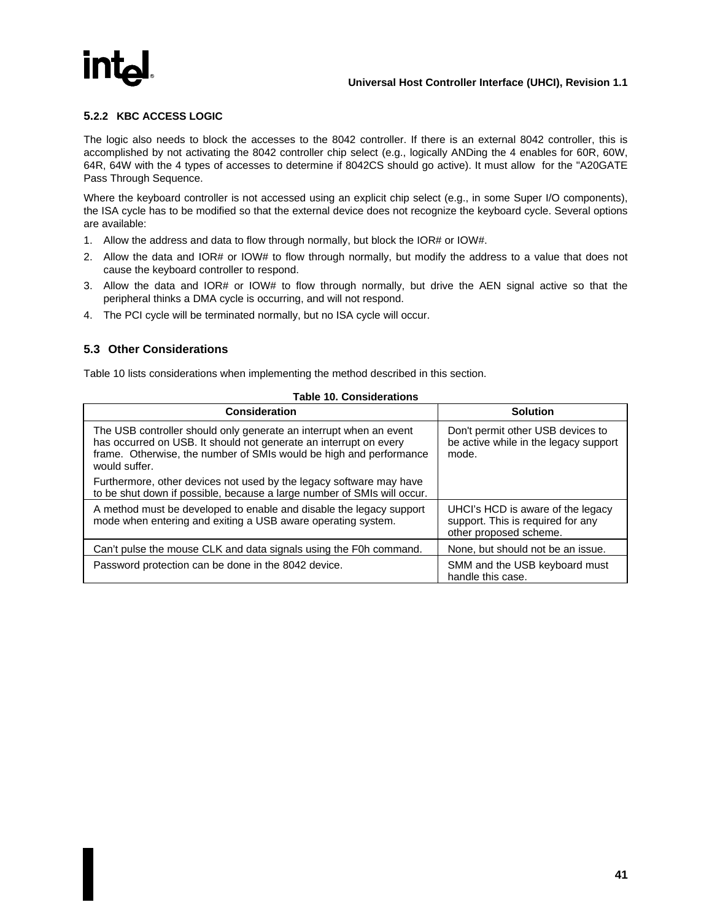### 5.2.2 KBC ACCESS LOGIC

The logic also needs to block the accesses to the 8042 controller. If there is an external 8042 controller, this is accomplished by not activating the 8042 controller chip select (e.g., logically ANDing the 4 enables for 60R, 60W, 64R, 64W with the 4 types of accesses to determine if 8042CS should go active). It must allow for the "A20GATE Pass Through Sequence.

Where the keyboard controller is not accessed using an explicit chip select (e.g., in some Super I/O components), the ISA cycle has to be modified so that the external device does not recognize the keyboard cycle. Several options are available:

1. Allow the address and data to flow through normally, but block the IOR# or IOW#.
2. Allow the data and IOR# or IOW# to flow through normally, but modify the address to a value that does not cause the keyboard controller to respond.
3. Allow the data and IOR# or IOW# to flow through normally, but drive the AEN signal active so that the peripheral thinks a DMA cycle is occurring, and will not respond.
4. The PCI cycle will be terminated normally, but no ISA cycle will occur.

## 5.3 Other Considerations

Table 10 lists considerations when implementing the method described in this section.

**Table 10. Considerations**

| Consideration | Solution |
|---|---|
| The USB controller should only generate an interrupt when an event has occurred on USB. It should not generate an interrupt on every frame. Otherwise, the number of SMIs would be high and performance would suffer.<br><br>Furthermore, other devices not used by the legacy software may have to be shut down if possible, because a large number of SMIs will occur. | Don't permit other USB devices to be active while in the legacy support mode. |
| A method must be developed to enable and disable the legacy support mode when entering and exiting a USB aware operating system. | UHCI's HCD is aware of the legacy support. This is required for any other proposed scheme. |
| Can't pulse the mouse CLK and data signals using the F0h command. | None, but should not be an issue. |
| Password protection can be done in the 8042 device. | SMM and the USB keyboard must handle this case. |